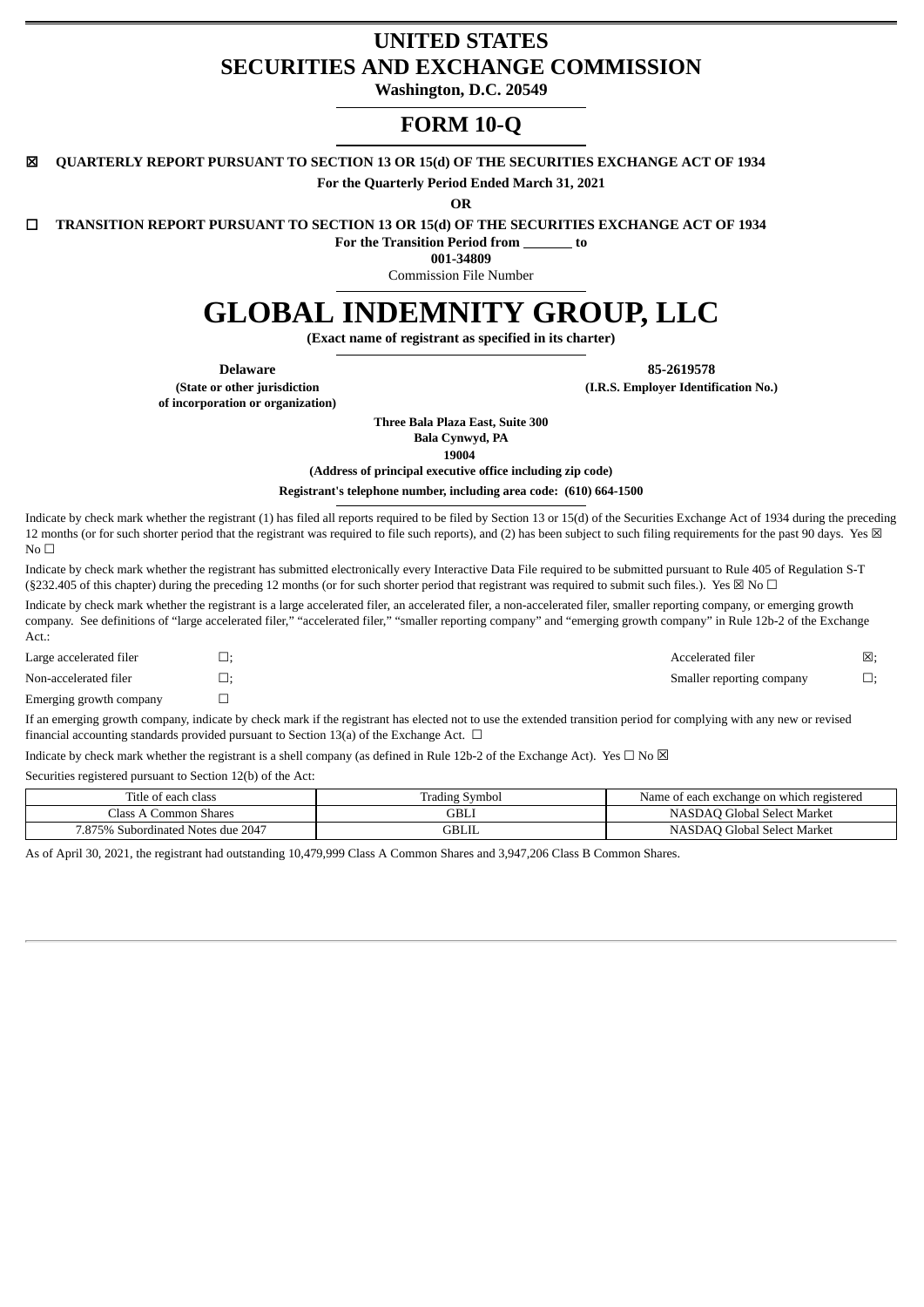# UNITED STATES
# SECURITIES AND EXCHANGE COMMISSION

**Washington, D.C. 20549**

## FORM 10-Q

☒ **QUARTERLY REPORT PURSUANT TO SECTION 13 OR 15(d) OF THE SECURITIES EXCHANGE ACT OF 1934**

**For the Quarterly Period Ended March 31, 2021**

**OR**

☐ **TRANSITION REPORT PURSUANT TO SECTION 13 OR 15(d) OF THE SECURITIES EXCHANGE ACT OF 1934**

**For the Transition Period from _______ to**

**001-34809**

Commission File Number

# GLOBAL INDEMNITY GROUP, LLC

**(Exact name of registrant as specified in its charter)**

| | |
|---|---|
| **Delaware** | **85-2619578** |
| **(State or other jurisdiction of incorporation or organization)** | **(I.R.S. Employer Identification No.)** |

**Three Bala Plaza East, Suite 300**
**Bala Cynwyd, PA**
**19004**
**(Address of principal executive office including zip code)**

**Registrant's telephone number, including area code: (610) 664-1500**

Indicate by check mark whether the registrant (1) has filed all reports required to be filed by Section 13 or 15(d) of the Securities Exchange Act of 1934 during the preceding 12 months (or for such shorter period that the registrant was required to file such reports), and (2) has been subject to such filing requirements for the past 90 days. Yes ☒ No ☐

Indicate by check mark whether the registrant has submitted electronically every Interactive Data File required to be submitted pursuant to Rule 405 of Regulation S-T (§232.405 of this chapter) during the preceding 12 months (or for such shorter period that registrant was required to submit such files.). Yes ☒ No ☐

Indicate by check mark whether the registrant is a large accelerated filer, an accelerated filer, a non-accelerated filer, smaller reporting company, or emerging growth company. See definitions of "large accelerated filer," "accelerated filer," "smaller reporting company" and "emerging growth company" in Rule 12b-2 of the Exchange Act.:

| | | | |
|---|---|---|---|
| Large accelerated filer | ☐; | Accelerated filer | ☒; |
| Non-accelerated filer | ☐; | Smaller reporting company | ☐; |
| Emerging growth company | ☐ | | |

If an emerging growth company, indicate by check mark if the registrant has elected not to use the extended transition period for complying with any new or revised financial accounting standards provided pursuant to Section 13(a) of the Exchange Act. ☐

Indicate by check mark whether the registrant is a shell company (as defined in Rule 12b-2 of the Exchange Act). Yes ☐ No ☒

Securities registered pursuant to Section 12(b) of the Act:

| Title of each class | Trading Symbol | Name of each exchange on which registered |
|---|---|---|
| Class A Common Shares | GBLI | NASDAQ Global Select Market |
| 7.875% Subordinated Notes due 2047 | GBLIL | NASDAQ Global Select Market |

As of April 30, 2021, the registrant had outstanding 10,479,999 Class A Common Shares and 3,947,206 Class B Common Shares.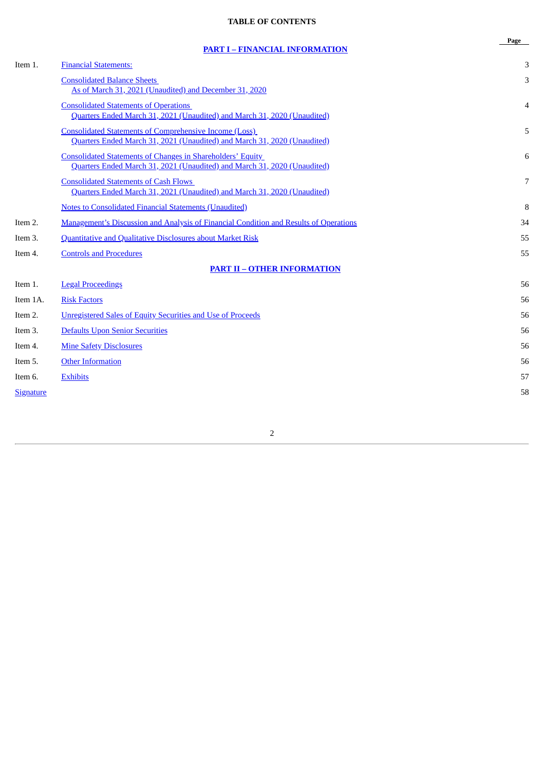# TABLE OF CONTENTS

| | | Page |
|---|---|---|
| | **PART I – FINANCIAL INFORMATION** | |
| Item 1. | Financial Statements: | 3 |
| | Consolidated Balance Sheets<br>As of March 31, 2021 (Unaudited) and December 31, 2020 | 3 |
| | Consolidated Statements of Operations<br>Quarters Ended March 31, 2021 (Unaudited) and March 31, 2020 (Unaudited) | 4 |
| | Consolidated Statements of Comprehensive Income (Loss)<br>Quarters Ended March 31, 2021 (Unaudited) and March 31, 2020 (Unaudited) | 5 |
| | Consolidated Statements of Changes in Shareholders' Equity<br>Quarters Ended March 31, 2021 (Unaudited) and March 31, 2020 (Unaudited) | 6 |
| | Consolidated Statements of Cash Flows<br>Quarters Ended March 31, 2021 (Unaudited) and March 31, 2020 (Unaudited) | 7 |
| | Notes to Consolidated Financial Statements (Unaudited) | 8 |
| Item 2. | Management's Discussion and Analysis of Financial Condition and Results of Operations | 34 |
| Item 3. | Quantitative and Qualitative Disclosures about Market Risk | 55 |
| Item 4. | Controls and Procedures | 55 |
| | **PART II – OTHER INFORMATION** | |
| Item 1. | Legal Proceedings | 56 |
| Item 1A. | Risk Factors | 56 |
| Item 2. | Unregistered Sales of Equity Securities and Use of Proceeds | 56 |
| Item 3. | Defaults Upon Senior Securities | 56 |
| Item 4. | Mine Safety Disclosures | 56 |
| Item 5. | Other Information | 56 |
| Item 6. | Exhibits | 57 |
| Signature | | 58 |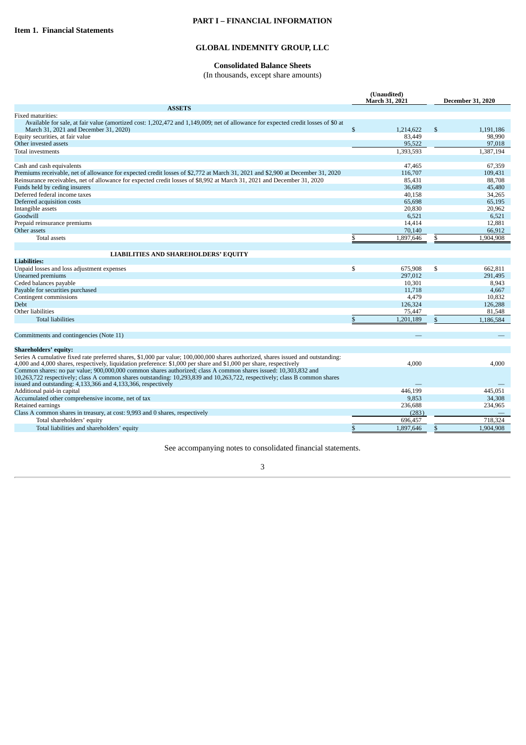# PART I – FINANCIAL INFORMATION

## Item 1. Financial Statements

## GLOBAL INDEMNITY GROUP, LLC

### Consolidated Balance Sheets

(In thousands, except share amounts)

| | (Unaudited) March 31, 2021 | December 31, 2020 |
|---|---|---|
| **ASSETS** | | |
| Fixed maturities: | | |
| Available for sale, at fair value (amortized cost: 1,202,472 and 1,149,009; net of allowance for expected credit losses of $0 at March 31, 2021 and December 31, 2020) | $ 1,214,622 | $ 1,191,186 |
| Equity securities, at fair value | 83,449 | 98,990 |
| Other invested assets | 95,522 | 97,018 |
| Total investments | 1,393,593 | 1,387,194 |
| | | |
| Cash and cash equivalents | 47,465 | 67,359 |
| Premiums receivable, net of allowance for expected credit losses of $2,772 at March 31, 2021 and $2,900 at December 31, 2020 | 116,707 | 109,431 |
| Reinsurance receivables, net of allowance for expected credit losses of $8,992 at March 31, 2021 and December 31, 2020 | 85,431 | 88,708 |
| Funds held by ceding insurers | 36,689 | 45,480 |
| Deferred federal income taxes | 40,158 | 34,265 |
| Deferred acquisition costs | 65,698 | 65,195 |
| Intangible assets | 20,830 | 20,962 |
| Goodwill | 6,521 | 6,521 |
| Prepaid reinsurance premiums | 14,414 | 12,881 |
| Other assets | 70,140 | 66,912 |
| Total assets | $ 1,897,646 | $ 1,904,908 |
| | | |
| **LIABILITIES AND SHAREHOLDERS' EQUITY** | | |
| **Liabilities:** | | |
| Unpaid losses and loss adjustment expenses | $ 675,908 | $ 662,811 |
| Unearned premiums | 297,012 | 291,495 |
| Ceded balances payable | 10,301 | 8,943 |
| Payable for securities purchased | 11,718 | 4,667 |
| Contingent commissions | 4,479 | 10,832 |
| Debt | 126,324 | 126,288 |
| Other liabilities | 75,447 | 81,548 |
| Total liabilities | $ 1,201,189 | $ 1,186,584 |
| | | |
| Commitments and contingencies (Note 11) | — | — |
| | | |
| **Shareholders' equity:** | | |
| Series A cumulative fixed rate preferred shares, $1,000 par value; 100,000,000 shares authorized, shares issued and outstanding: 4,000 and 4,000 shares, respectively, liquidation preference: $1,000 per share and $1,000 per share, respectively | 4,000 | 4,000 |
| Common shares: no par value; 900,000,000 common shares authorized; class A common shares issued: 10,303,832 and 10,263,722 respectively; class A common shares outstanding: 10,293,839 and 10,263,722, respectively; class B common shares issued and outstanding: 4,133,366 and 4,133,366, respectively | — | — |
| Additional paid-in capital | 446,199 | 445,051 |
| Accumulated other comprehensive income, net of tax | 9,853 | 34,308 |
| Retained earnings | 236,688 | 234,965 |
| Class A common shares in treasury, at cost: 9,993 and 0 shares, respectively | (283) | — |
| Total shareholders' equity | 696,457 | 718,324 |
| Total liabilities and shareholders' equity | $ 1,897,646 | $ 1,904,908 |

See accompanying notes to consolidated financial statements.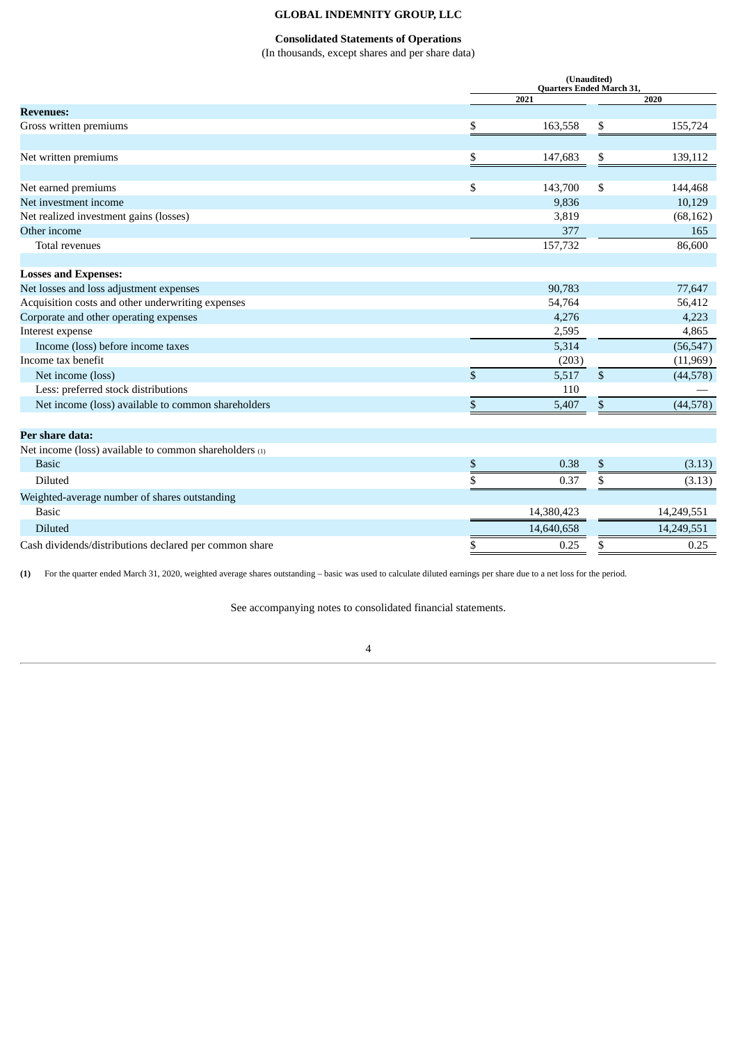# GLOBAL INDEMNITY GROUP, LLC

## Consolidated Statements of Operations

(In thousands, except shares and per share data)

| | (Unaudited) Quarters Ended March 31, | |
|---|---|---|
| | 2021 | 2020 |
| **Revenues:** | | |
| Gross written premiums | $ 163,558 | $ 155,724 |
| Net written premiums | $ 147,683 | $ 139,112 |
| Net earned premiums | $ 143,700 | $ 144,468 |
| Net investment income | 9,836 | 10,129 |
| Net realized investment gains (losses) | 3,819 | (68,162) |
| Other income | 377 | 165 |
| Total revenues | 157,732 | 86,600 |
| **Losses and Expenses:** | | |
| Net losses and loss adjustment expenses | 90,783 | 77,647 |
| Acquisition costs and other underwriting expenses | 54,764 | 56,412 |
| Corporate and other operating expenses | 4,276 | 4,223 |
| Interest expense | 2,595 | 4,865 |
| Income (loss) before income taxes | 5,314 | (56,547) |
| Income tax benefit | (203) | (11,969) |
| Net income (loss) | $ 5,517 | $ (44,578) |
| Less: preferred stock distributions | 110 | — |
| Net income (loss) available to common shareholders | $ 5,407 | $ (44,578) |
| **Per share data:** | | |
| Net income (loss) available to common shareholders (1) | | |
| Basic | $ 0.38 | $ (3.13) |
| Diluted | $ 0.37 | $ (3.13) |
| Weighted-average number of shares outstanding | | |
| Basic | 14,380,423 | 14,249,551 |
| Diluted | 14,640,658 | 14,249,551 |
| Cash dividends/distributions declared per common share | $ 0.25 | $ 0.25 |

**(1)** For the quarter ended March 31, 2020, weighted average shares outstanding – basic was used to calculate diluted earnings per share due to a net loss for the period.

See accompanying notes to consolidated financial statements.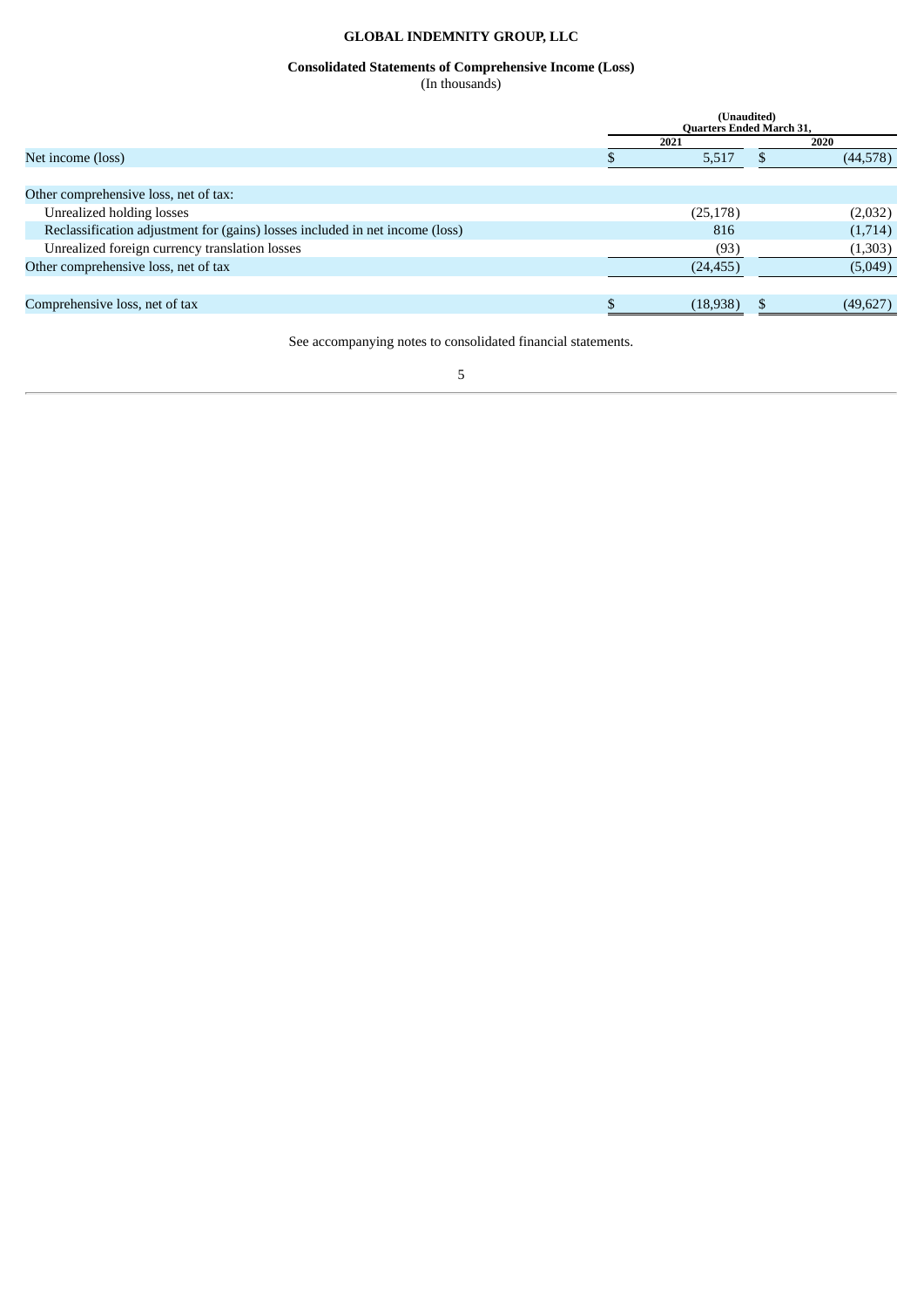**GLOBAL INDEMNITY GROUP, LLC**

**Consolidated Statements of Comprehensive Income (Loss)**
(In thousands)

| | (Unaudited) Quarters Ended March 31, | |
|---|---|---|
| | 2021 | 2020 |
| Net income (loss) | $ 5,517 | $ (44,578) |
| | | |
| Other comprehensive loss, net of tax: | | |
| Unrealized holding losses | (25,178) | (2,032) |
| Reclassification adjustment for (gains) losses included in net income (loss) | 816 | (1,714) |
| Unrealized foreign currency translation losses | (93) | (1,303) |
| Other comprehensive loss, net of tax | (24,455) | (5,049) |
| | | |
| Comprehensive loss, net of tax | $ (18,938) | $ (49,627) |

See accompanying notes to consolidated financial statements.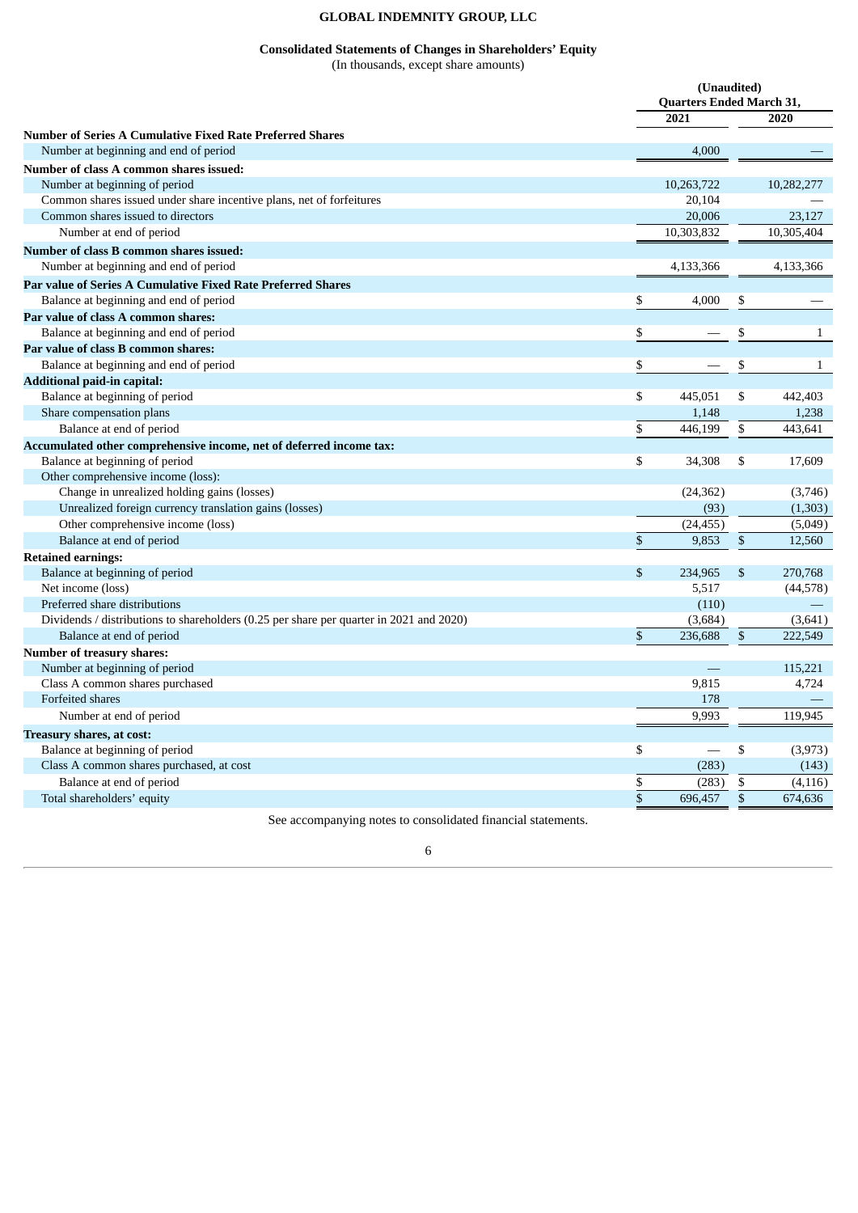# GLOBAL INDEMNITY GROUP, LLC

## Consolidated Statements of Changes in Shareholders' Equity

(In thousands, except share amounts)

| | (Unaudited) Quarters Ended March 31, | |
|---|---|---|
| | 2021 | 2020 |
| **Number of Series A Cumulative Fixed Rate Preferred Shares** | | |
| Number at beginning and end of period | 4,000 | — |
| **Number of class A common shares issued:** | | |
| Number at beginning of period | 10,263,722 | 10,282,277 |
| Common shares issued under share incentive plans, net of forfeitures | 20,104 | — |
| Common shares issued to directors | 20,006 | 23,127 |
| Number at end of period | 10,303,832 | 10,305,404 |
| **Number of class B common shares issued:** | | |
| Number at beginning and end of period | 4,133,366 | 4,133,366 |
| **Par value of Series A Cumulative Fixed Rate Preferred Shares** | | |
| Balance at beginning and end of period | $ 4,000 | $ — |
| **Par value of class A common shares:** | | |
| Balance at beginning and end of period | $ — | $ 1 |
| **Par value of class B common shares:** | | |
| Balance at beginning and end of period | $ — | $ 1 |
| **Additional paid-in capital:** | | |
| Balance at beginning of period | $ 445,051 | $ 442,403 |
| Share compensation plans | 1,148 | 1,238 |
| Balance at end of period | $ 446,199 | $ 443,641 |
| **Accumulated other comprehensive income, net of deferred income tax:** | | |
| Balance at beginning of period | $ 34,308 | $ 17,609 |
| Other comprehensive income (loss): | | |
| Change in unrealized holding gains (losses) | (24,362) | (3,746) |
| Unrealized foreign currency translation gains (losses) | (93) | (1,303) |
| Other comprehensive income (loss) | (24,455) | (5,049) |
| Balance at end of period | $ 9,853 | $ 12,560 |
| **Retained earnings:** | | |
| Balance at beginning of period | $ 234,965 | $ 270,768 |
| Net income (loss) | 5,517 | (44,578) |
| Preferred share distributions | (110) | — |
| Dividends / distributions to shareholders (0.25 per share per quarter in 2021 and 2020) | (3,684) | (3,641) |
| Balance at end of period | $ 236,688 | $ 222,549 |
| **Number of treasury shares:** | | |
| Number at beginning of period | — | 115,221 |
| Class A common shares purchased | 9,815 | 4,724 |
| Forfeited shares | 178 | — |
| Number at end of period | 9,993 | 119,945 |
| **Treasury shares, at cost:** | | |
| Balance at beginning of period | $ — | $ (3,973) |
| Class A common shares purchased, at cost | (283) | (143) |
| Balance at end of period | $ (283) | $ (4,116) |
| Total shareholders' equity | $ 696,457 | $ 674,636 |

See accompanying notes to consolidated financial statements.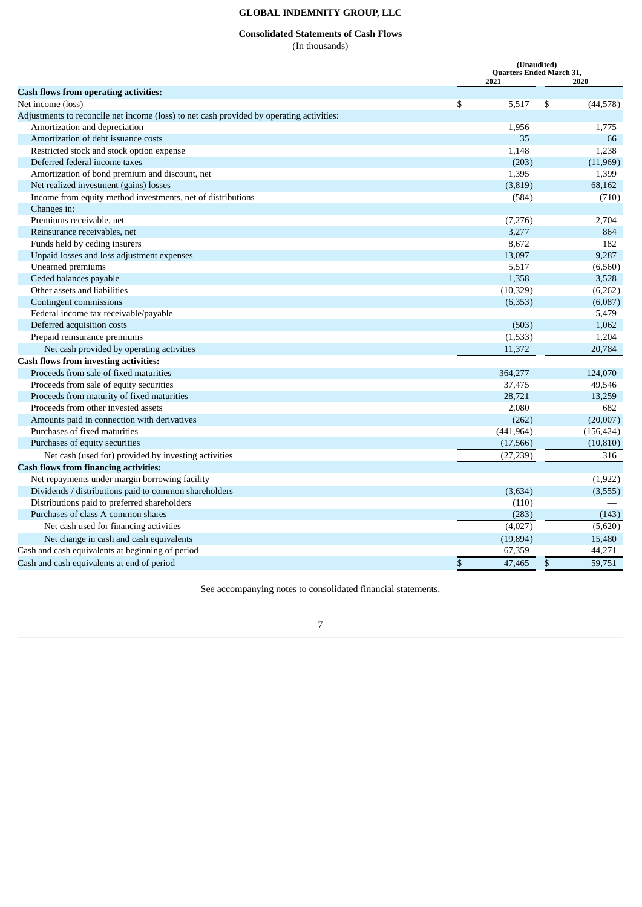# GLOBAL INDEMNITY GROUP, LLC

## Consolidated Statements of Cash Flows

(In thousands)

| | (Unaudited) Quarters Ended March 31, | |
|---|---|---|
| | 2021 | 2020 |
| **Cash flows from operating activities:** | | |
| Net income (loss) | $ 5,517 | $ (44,578) |
| Adjustments to reconcile net income (loss) to net cash provided by operating activities: | | |
| Amortization and depreciation | 1,956 | 1,775 |
| Amortization of debt issuance costs | 35 | 66 |
| Restricted stock and stock option expense | 1,148 | 1,238 |
| Deferred federal income taxes | (203) | (11,969) |
| Amortization of bond premium and discount, net | 1,395 | 1,399 |
| Net realized investment (gains) losses | (3,819) | 68,162 |
| Income from equity method investments, net of distributions | (584) | (710) |
| Changes in: | | |
| Premiums receivable, net | (7,276) | 2,704 |
| Reinsurance receivables, net | 3,277 | 864 |
| Funds held by ceding insurers | 8,672 | 182 |
| Unpaid losses and loss adjustment expenses | 13,097 | 9,287 |
| Unearned premiums | 5,517 | (6,560) |
| Ceded balances payable | 1,358 | 3,528 |
| Other assets and liabilities | (10,329) | (6,262) |
| Contingent commissions | (6,353) | (6,087) |
| Federal income tax receivable/payable | — | 5,479 |
| Deferred acquisition costs | (503) | 1,062 |
| Prepaid reinsurance premiums | (1,533) | 1,204 |
| Net cash provided by operating activities | 11,372 | 20,784 |
| **Cash flows from investing activities:** | | |
| Proceeds from sale of fixed maturities | 364,277 | 124,070 |
| Proceeds from sale of equity securities | 37,475 | 49,546 |
| Proceeds from maturity of fixed maturities | 28,721 | 13,259 |
| Proceeds from other invested assets | 2,080 | 682 |
| Amounts paid in connection with derivatives | (262) | (20,007) |
| Purchases of fixed maturities | (441,964) | (156,424) |
| Purchases of equity securities | (17,566) | (10,810) |
| Net cash (used for) provided by investing activities | (27,239) | 316 |
| **Cash flows from financing activities:** | | |
| Net repayments under margin borrowing facility | — | (1,922) |
| Dividends / distributions paid to common shareholders | (3,634) | (3,555) |
| Distributions paid to preferred shareholders | (110) | — |
| Purchases of class A common shares | (283) | (143) |
| Net cash used for financing activities | (4,027) | (5,620) |
| Net change in cash and cash equivalents | (19,894) | 15,480 |
| Cash and cash equivalents at beginning of period | 67,359 | 44,271 |
| Cash and cash equivalents at end of period | $ 47,465 | $ 59,751 |

See accompanying notes to consolidated financial statements.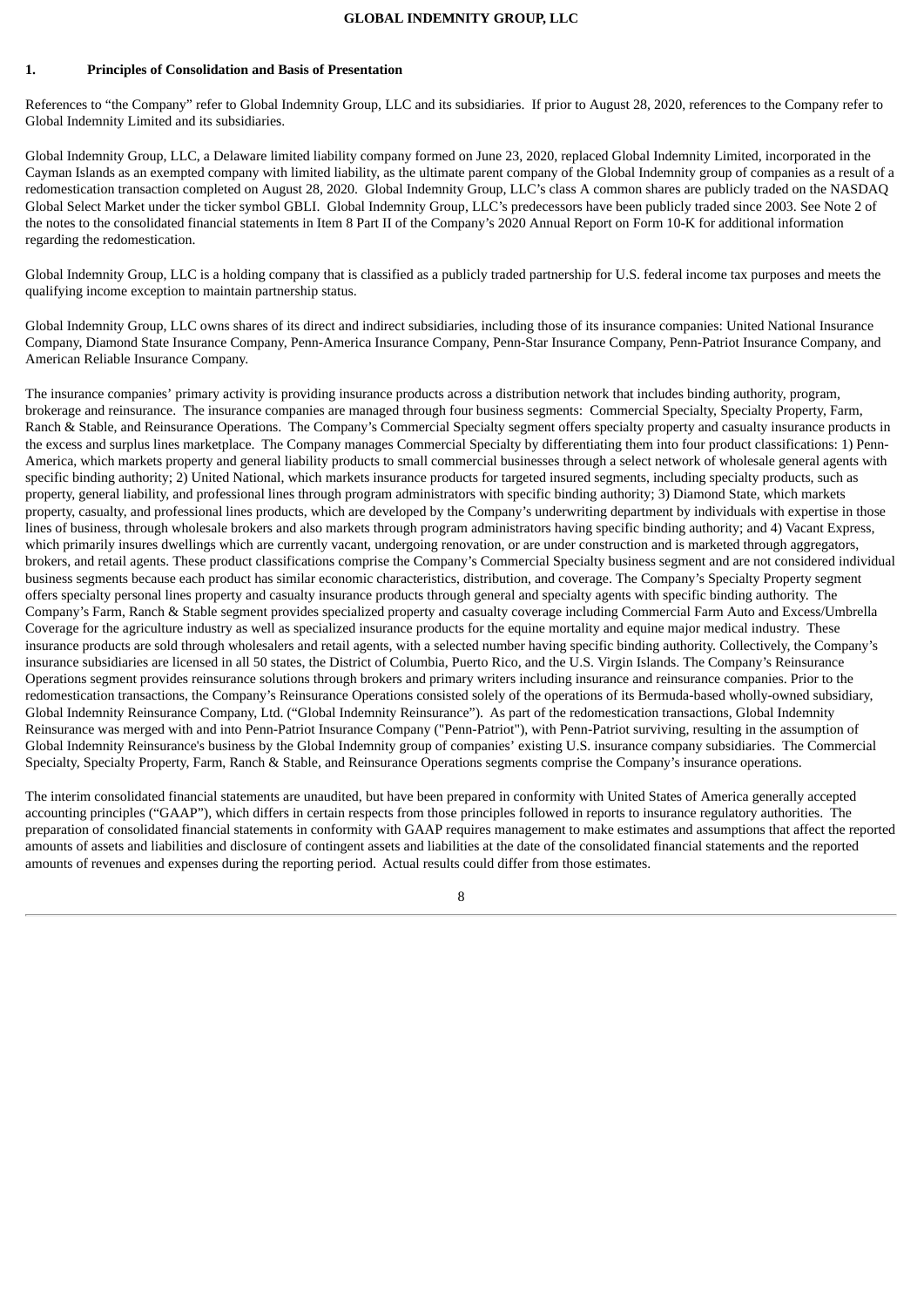## 1. Principles of Consolidation and Basis of Presentation

References to "the Company" refer to Global Indemnity Group, LLC and its subsidiaries. If prior to August 28, 2020, references to the Company refer to Global Indemnity Limited and its subsidiaries.

Global Indemnity Group, LLC, a Delaware limited liability company formed on June 23, 2020, replaced Global Indemnity Limited, incorporated in the Cayman Islands as an exempted company with limited liability, as the ultimate parent company of the Global Indemnity group of companies as a result of a redomestication transaction completed on August 28, 2020. Global Indemnity Group, LLC's class A common shares are publicly traded on the NASDAQ Global Select Market under the ticker symbol GBLI. Global Indemnity Group, LLC's predecessors have been publicly traded since 2003. See Note 2 of the notes to the consolidated financial statements in Item 8 Part II of the Company's 2020 Annual Report on Form 10-K for additional information regarding the redomestication.

Global Indemnity Group, LLC is a holding company that is classified as a publicly traded partnership for U.S. federal income tax purposes and meets the qualifying income exception to maintain partnership status.

Global Indemnity Group, LLC owns shares of its direct and indirect subsidiaries, including those of its insurance companies: United National Insurance Company, Diamond State Insurance Company, Penn-America Insurance Company, Penn-Star Insurance Company, Penn-Patriot Insurance Company, and American Reliable Insurance Company.

The insurance companies' primary activity is providing insurance products across a distribution network that includes binding authority, program, brokerage and reinsurance. The insurance companies are managed through four business segments: Commercial Specialty, Specialty Property, Farm, Ranch & Stable, and Reinsurance Operations. The Company's Commercial Specialty segment offers specialty property and casualty insurance products in the excess and surplus lines marketplace. The Company manages Commercial Specialty by differentiating them into four product classifications: 1) Penn-America, which markets property and general liability products to small commercial businesses through a select network of wholesale general agents with specific binding authority; 2) United National, which markets insurance products for targeted insured segments, including specialty products, such as property, general liability, and professional lines through program administrators with specific binding authority; 3) Diamond State, which markets property, casualty, and professional lines products, which are developed by the Company's underwriting department by individuals with expertise in those lines of business, through wholesale brokers and also markets through program administrators having specific binding authority; and 4) Vacant Express, which primarily insures dwellings which are currently vacant, undergoing renovation, or are under construction and is marketed through aggregators, brokers, and retail agents. These product classifications comprise the Company's Commercial Specialty business segment and are not considered individual business segments because each product has similar economic characteristics, distribution, and coverage. The Company's Specialty Property segment offers specialty personal lines property and casualty insurance products through general and specialty agents with specific binding authority. The Company's Farm, Ranch & Stable segment provides specialized property and casualty coverage including Commercial Farm Auto and Excess/Umbrella Coverage for the agriculture industry as well as specialized insurance products for the equine mortality and equine major medical industry. These insurance products are sold through wholesalers and retail agents, with a selected number having specific binding authority. Collectively, the Company's insurance subsidiaries are licensed in all 50 states, the District of Columbia, Puerto Rico, and the U.S. Virgin Islands. The Company's Reinsurance Operations segment provides reinsurance solutions through brokers and primary writers including insurance and reinsurance companies. Prior to the redomestication transactions, the Company's Reinsurance Operations consisted solely of the operations of its Bermuda-based wholly-owned subsidiary, Global Indemnity Reinsurance Company, Ltd. ("Global Indemnity Reinsurance"). As part of the redomestication transactions, Global Indemnity Reinsurance was merged with and into Penn-Patriot Insurance Company ("Penn-Patriot"), with Penn-Patriot surviving, resulting in the assumption of Global Indemnity Reinsurance's business by the Global Indemnity group of companies' existing U.S. insurance company subsidiaries. The Commercial Specialty, Specialty Property, Farm, Ranch & Stable, and Reinsurance Operations segments comprise the Company's insurance operations.

The interim consolidated financial statements are unaudited, but have been prepared in conformity with United States of America generally accepted accounting principles ("GAAP"), which differs in certain respects from those principles followed in reports to insurance regulatory authorities. The preparation of consolidated financial statements in conformity with GAAP requires management to make estimates and assumptions that affect the reported amounts of assets and liabilities and disclosure of contingent assets and liabilities at the date of the consolidated financial statements and the reported amounts of revenues and expenses during the reporting period. Actual results could differ from those estimates.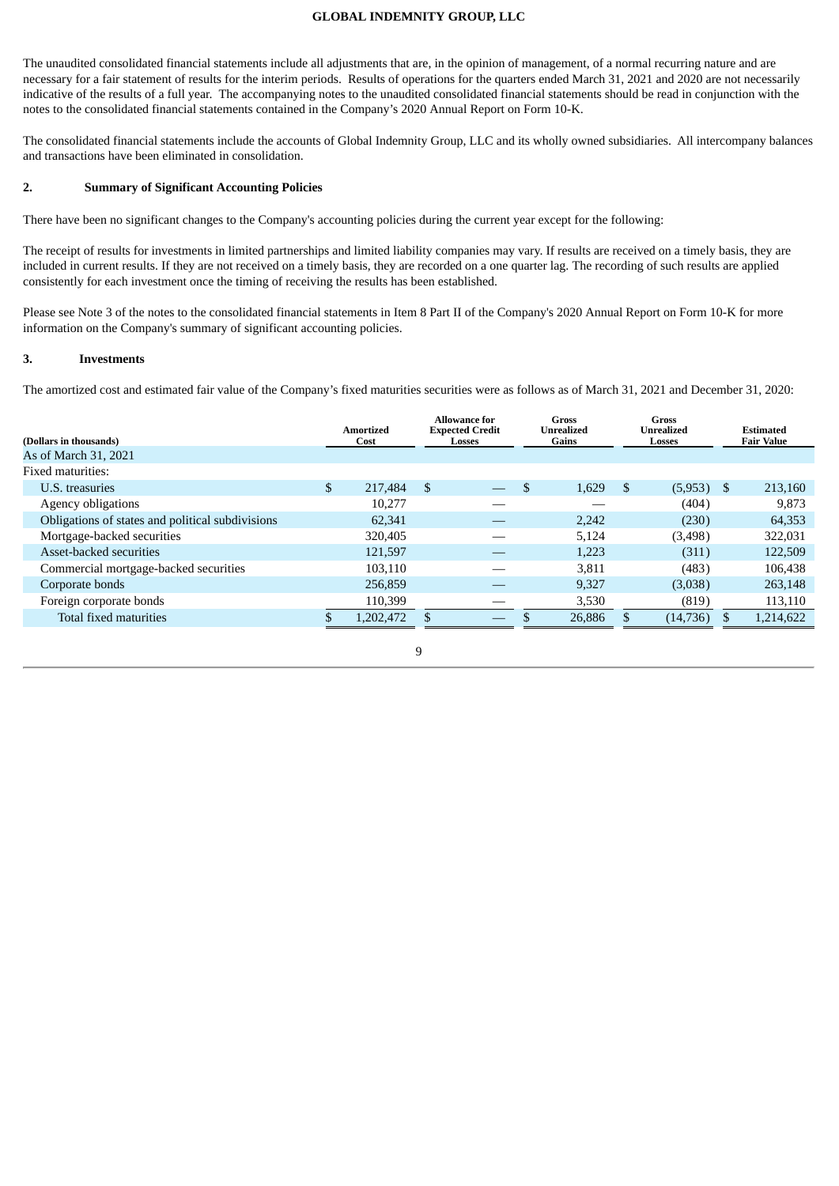The unaudited consolidated financial statements include all adjustments that are, in the opinion of management, of a normal recurring nature and are necessary for a fair statement of results for the interim periods. Results of operations for the quarters ended March 31, 2021 and 2020 are not necessarily indicative of the results of a full year. The accompanying notes to the unaudited consolidated financial statements should be read in conjunction with the notes to the consolidated financial statements contained in the Company's 2020 Annual Report on Form 10-K.

The consolidated financial statements include the accounts of Global Indemnity Group, LLC and its wholly owned subsidiaries. All intercompany balances and transactions have been eliminated in consolidation.

## 2. Summary of Significant Accounting Policies

There have been no significant changes to the Company's accounting policies during the current year except for the following:

The receipt of results for investments in limited partnerships and limited liability companies may vary. If results are received on a timely basis, they are included in current results. If they are not received on a timely basis, they are recorded on a one quarter lag. The recording of such results are applied consistently for each investment once the timing of receiving the results has been established.

Please see Note 3 of the notes to the consolidated financial statements in Item 8 Part II of the Company's 2020 Annual Report on Form 10-K for more information on the Company's summary of significant accounting policies.

## 3. Investments

The amortized cost and estimated fair value of the Company's fixed maturities securities were as follows as of March 31, 2021 and December 31, 2020:

| (Dollars in thousands) | Amortized Cost | Allowance for Expected Credit Losses | Gross Unrealized Gains | Gross Unrealized Losses | Estimated Fair Value |
|---|---|---|---|---|---|
| As of March 31, 2021 | | | | | |
| Fixed maturities: | | | | | |
| U.S. treasuries | $ 217,484 | $ — | $ 1,629 | $ (5,953) | $ 213,160 |
| Agency obligations | 10,277 | — | — | (404) | 9,873 |
| Obligations of states and political subdivisions | 62,341 | — | 2,242 | (230) | 64,353 |
| Mortgage-backed securities | 320,405 | — | 5,124 | (3,498) | 322,031 |
| Asset-backed securities | 121,597 | — | 1,223 | (311) | 122,509 |
| Commercial mortgage-backed securities | 103,110 | — | 3,811 | (483) | 106,438 |
| Corporate bonds | 256,859 | — | 9,327 | (3,038) | 263,148 |
| Foreign corporate bonds | 110,399 | — | 3,530 | (819) | 113,110 |
| Total fixed maturities | $ 1,202,472 | $ — | $ 26,886 | $ (14,736) | $ 1,214,622 |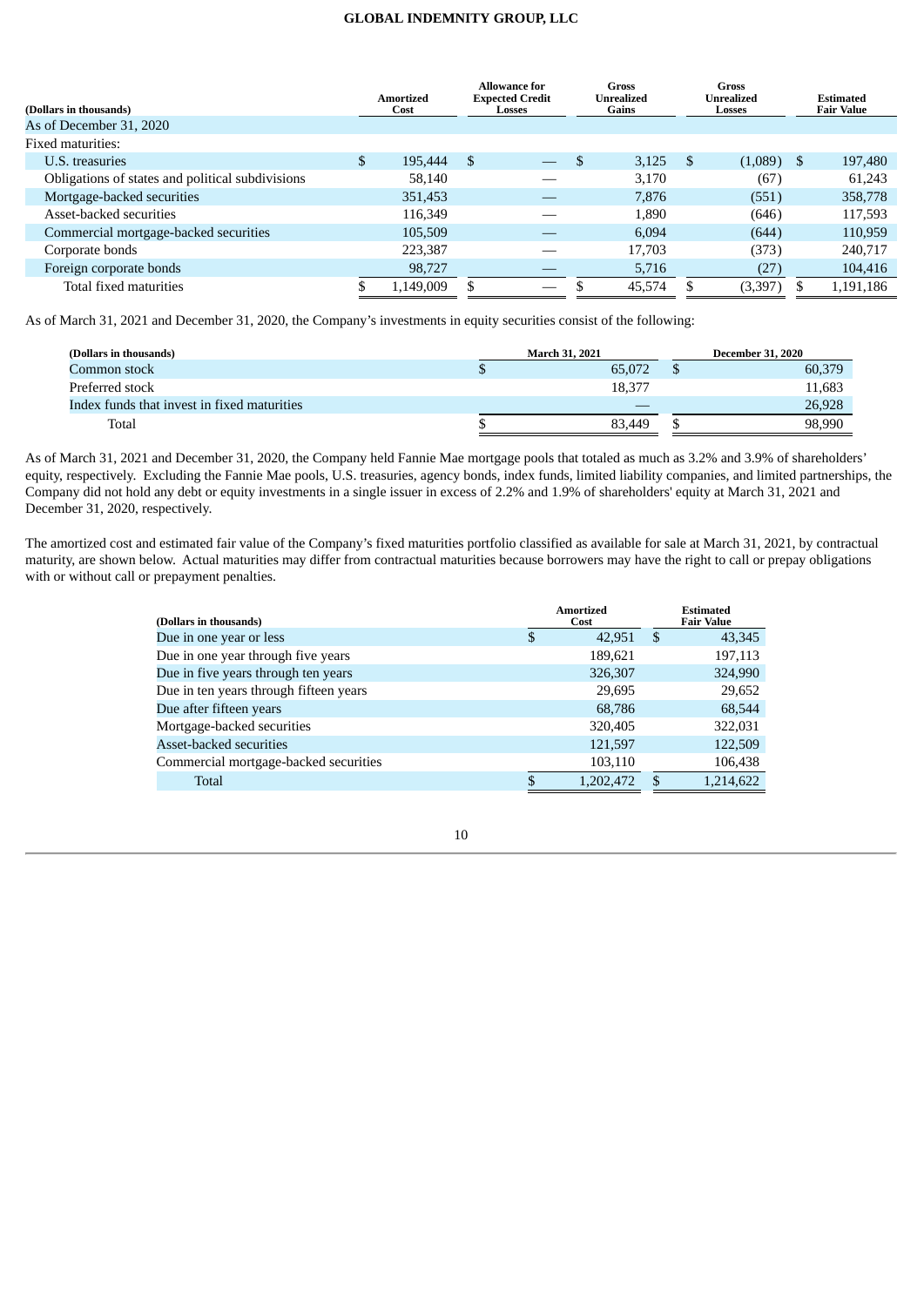| (Dollars in thousands) | Amortized Cost | Allowance for Expected Credit Losses | Gross Unrealized Gains | Gross Unrealized Losses | Estimated Fair Value |
|---|---|---|---|---|---|
| As of December 31, 2020 | | | | | |
| Fixed maturities: | | | | | |
| U.S. treasuries | $ 195,444 | $ — | $ 3,125 | $ (1,089) | $ 197,480 |
| Obligations of states and political subdivisions | 58,140 | — | 3,170 | (67) | 61,243 |
| Mortgage-backed securities | 351,453 | — | 7,876 | (551) | 358,778 |
| Asset-backed securities | 116,349 | — | 1,890 | (646) | 117,593 |
| Commercial mortgage-backed securities | 105,509 | — | 6,094 | (644) | 110,959 |
| Corporate bonds | 223,387 | — | 17,703 | (373) | 240,717 |
| Foreign corporate bonds | 98,727 | — | 5,716 | (27) | 104,416 |
| Total fixed maturities | $ 1,149,009 | $ — | $ 45,574 | $ (3,397) | $ 1,191,186 |

As of March 31, 2021 and December 31, 2020, the Company's investments in equity securities consist of the following:

| (Dollars in thousands) | March 31, 2021 | December 31, 2020 |
|---|---|---|
| Common stock | $ 65,072 | $ 60,379 |
| Preferred stock | 18,377 | 11,683 |
| Index funds that invest in fixed maturities | — | 26,928 |
| Total | $ 83,449 | $ 98,990 |

As of March 31, 2021 and December 31, 2020, the Company held Fannie Mae mortgage pools that totaled as much as 3.2% and 3.9% of shareholders' equity, respectively. Excluding the Fannie Mae pools, U.S. treasuries, agency bonds, index funds, limited liability companies, and limited partnerships, the Company did not hold any debt or equity investments in a single issuer in excess of 2.2% and 1.9% of shareholders' equity at March 31, 2021 and December 31, 2020, respectively.

The amortized cost and estimated fair value of the Company's fixed maturities portfolio classified as available for sale at March 31, 2021, by contractual maturity, are shown below. Actual maturities may differ from contractual maturities because borrowers may have the right to call or prepay obligations with or without call or prepayment penalties.

| (Dollars in thousands) | Amortized Cost | Estimated Fair Value |
|---|---|---|
| Due in one year or less | $ 42,951 | $ 43,345 |
| Due in one year through five years | 189,621 | 197,113 |
| Due in five years through ten years | 326,307 | 324,990 |
| Due in ten years through fifteen years | 29,695 | 29,652 |
| Due after fifteen years | 68,786 | 68,544 |
| Mortgage-backed securities | 320,405 | 322,031 |
| Asset-backed securities | 121,597 | 122,509 |
| Commercial mortgage-backed securities | 103,110 | 106,438 |
| Total | $ 1,202,472 | $ 1,214,622 |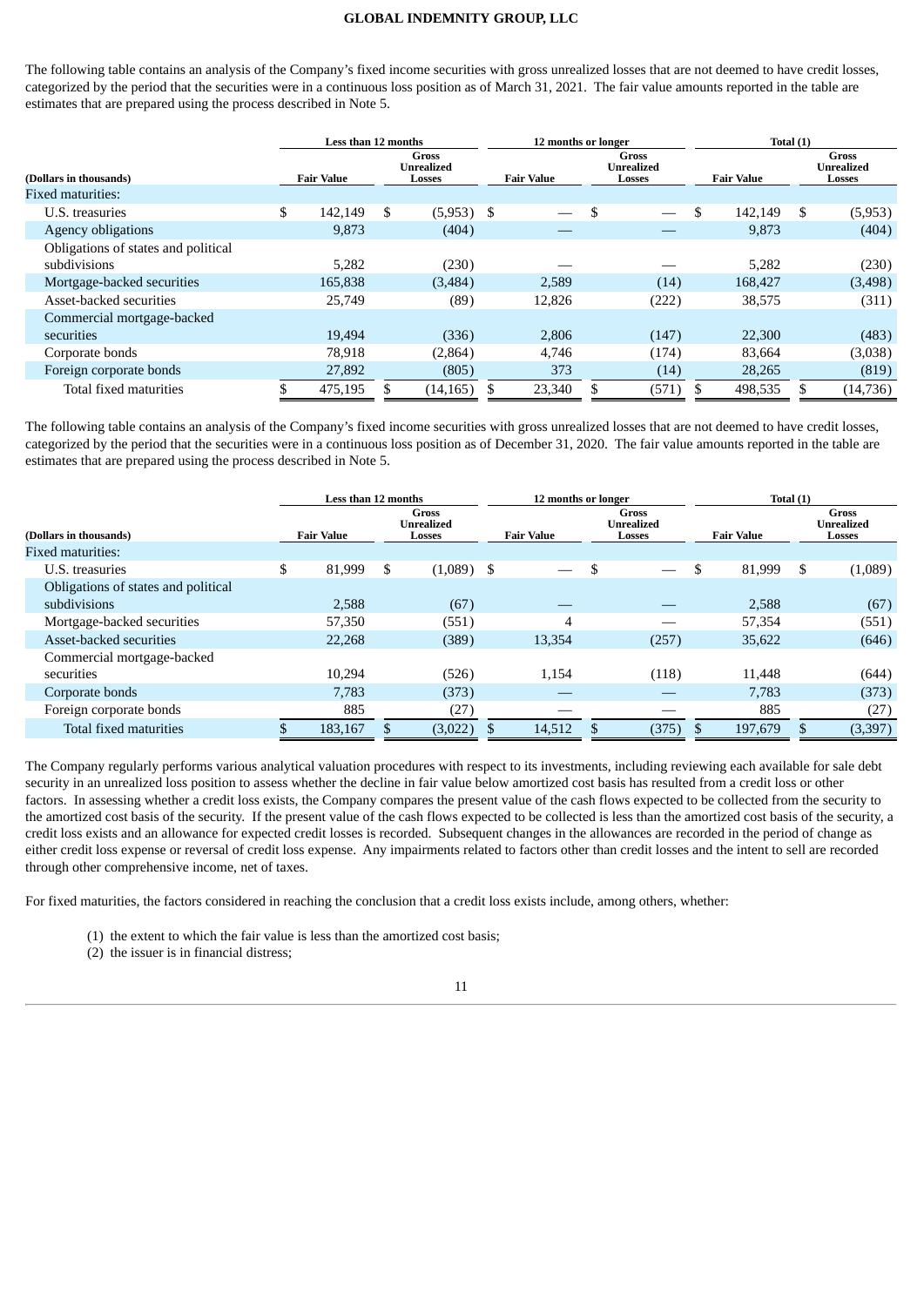The following table contains an analysis of the Company's fixed income securities with gross unrealized losses that are not deemed to have credit losses, categorized by the period that the securities were in a continuous loss position as of March 31, 2021. The fair value amounts reported in the table are estimates that are prepared using the process described in Note 5.

| | Less than 12 months | | 12 months or longer | | Total (1) | |
|---|---|---|---|---|---|---|
| (Dollars in thousands) | Fair Value | Gross Unrealized Losses | Fair Value | Gross Unrealized Losses | Fair Value | Gross Unrealized Losses |
| Fixed maturities: | | | | | | |
| U.S. treasuries | $ 142,149 | $ (5,953) | $ — | $ — | $ 142,149 | $ (5,953) |
| Agency obligations | 9,873 | (404) | — | — | 9,873 | (404) |
| Obligations of states and political subdivisions | 5,282 | (230) | — | — | 5,282 | (230) |
| Mortgage-backed securities | 165,838 | (3,484) | 2,589 | (14) | 168,427 | (3,498) |
| Asset-backed securities | 25,749 | (89) | 12,826 | (222) | 38,575 | (311) |
| Commercial mortgage-backed securities | 19,494 | (336) | 2,806 | (147) | 22,300 | (483) |
| Corporate bonds | 78,918 | (2,864) | 4,746 | (174) | 83,664 | (3,038) |
| Foreign corporate bonds | 27,892 | (805) | 373 | (14) | 28,265 | (819) |
| Total fixed maturities | $ 475,195 | $ (14,165) | $ 23,340 | $ (571) | $ 498,535 | $ (14,736) |

The following table contains an analysis of the Company's fixed income securities with gross unrealized losses that are not deemed to have credit losses, categorized by the period that the securities were in a continuous loss position as of December 31, 2020. The fair value amounts reported in the table are estimates that are prepared using the process described in Note 5.

| | Less than 12 months | | 12 months or longer | | Total (1) | |
|---|---|---|---|---|---|---|
| (Dollars in thousands) | Fair Value | Gross Unrealized Losses | Fair Value | Gross Unrealized Losses | Fair Value | Gross Unrealized Losses |
| Fixed maturities: | | | | | | |
| U.S. treasuries | $ 81,999 | $ (1,089) | $ — | $ — | $ 81,999 | $ (1,089) |
| Obligations of states and political subdivisions | 2,588 | (67) | — | — | 2,588 | (67) |
| Mortgage-backed securities | 57,350 | (551) | 4 | — | 57,354 | (551) |
| Asset-backed securities | 22,268 | (389) | 13,354 | (257) | 35,622 | (646) |
| Commercial mortgage-backed securities | 10,294 | (526) | 1,154 | (118) | 11,448 | (644) |
| Corporate bonds | 7,783 | (373) | — | — | 7,783 | (373) |
| Foreign corporate bonds | 885 | (27) | — | — | 885 | (27) |
| Total fixed maturities | $ 183,167 | $ (3,022) | $ 14,512 | $ (375) | $ 197,679 | $ (3,397) |

The Company regularly performs various analytical valuation procedures with respect to its investments, including reviewing each available for sale debt security in an unrealized loss position to assess whether the decline in fair value below amortized cost basis has resulted from a credit loss or other factors. In assessing whether a credit loss exists, the Company compares the present value of the cash flows expected to be collected from the security to the amortized cost basis of the security. If the present value of the cash flows expected to be collected is less than the amortized cost basis of the security, a credit loss exists and an allowance for expected credit losses is recorded. Subsequent changes in the allowances are recorded in the period of change as either credit loss expense or reversal of credit loss expense. Any impairments related to factors other than credit losses and the intent to sell are recorded through other comprehensive income, net of taxes.

For fixed maturities, the factors considered in reaching the conclusion that a credit loss exists include, among others, whether:

(1) the extent to which the fair value is less than the amortized cost basis;
(2) the issuer is in financial distress;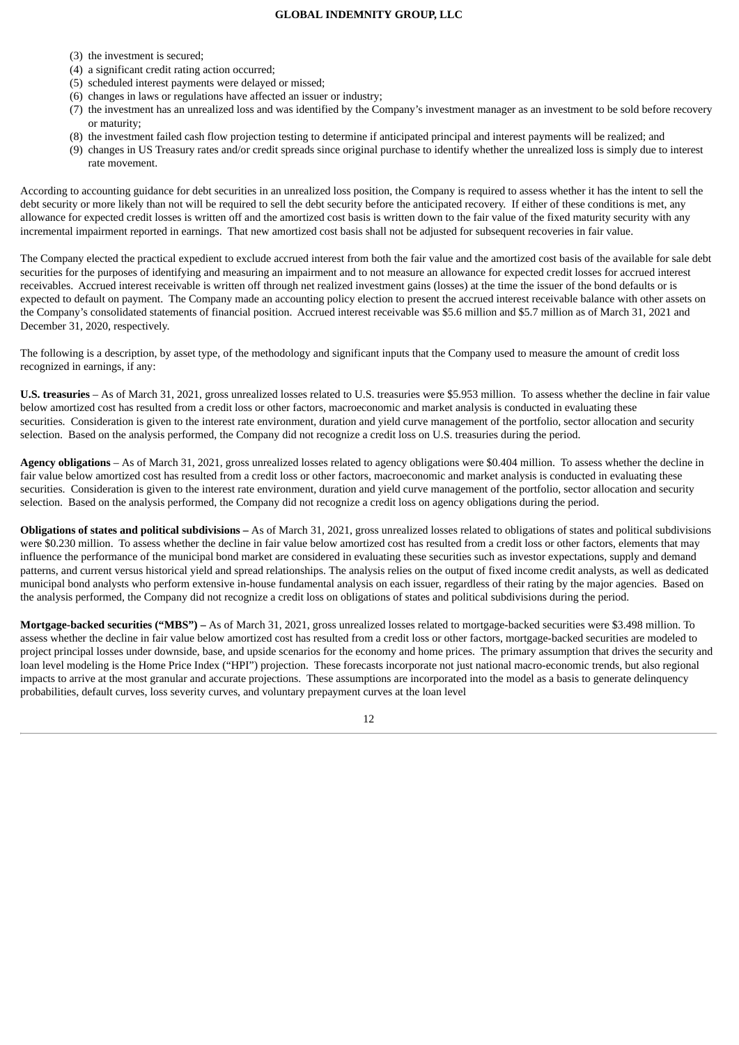(3) the investment is secured;
(4) a significant credit rating action occurred;
(5) scheduled interest payments were delayed or missed;
(6) changes in laws or regulations have affected an issuer or industry;
(7) the investment has an unrealized loss and was identified by the Company's investment manager as an investment to be sold before recovery or maturity;
(8) the investment failed cash flow projection testing to determine if anticipated principal and interest payments will be realized; and
(9) changes in US Treasury rates and/or credit spreads since original purchase to identify whether the unrealized loss is simply due to interest rate movement.

According to accounting guidance for debt securities in an unrealized loss position, the Company is required to assess whether it has the intent to sell the debt security or more likely than not will be required to sell the debt security before the anticipated recovery. If either of these conditions is met, any allowance for expected credit losses is written off and the amortized cost basis is written down to the fair value of the fixed maturity security with any incremental impairment reported in earnings. That new amortized cost basis shall not be adjusted for subsequent recoveries in fair value.

The Company elected the practical expedient to exclude accrued interest from both the fair value and the amortized cost basis of the available for sale debt securities for the purposes of identifying and measuring an impairment and to not measure an allowance for expected credit losses for accrued interest receivables. Accrued interest receivable is written off through net realized investment gains (losses) at the time the issuer of the bond defaults or is expected to default on payment. The Company made an accounting policy election to present the accrued interest receivable balance with other assets on the Company's consolidated statements of financial position. Accrued interest receivable was $5.6 million and $5.7 million as of March 31, 2021 and December 31, 2020, respectively.

The following is a description, by asset type, of the methodology and significant inputs that the Company used to measure the amount of credit loss recognized in earnings, if any:

**U.S. treasuries** – As of March 31, 2021, gross unrealized losses related to U.S. treasuries were $5.953 million. To assess whether the decline in fair value below amortized cost has resulted from a credit loss or other factors, macroeconomic and market analysis is conducted in evaluating these securities. Consideration is given to the interest rate environment, duration and yield curve management of the portfolio, sector allocation and security selection. Based on the analysis performed, the Company did not recognize a credit loss on U.S. treasuries during the period.

**Agency obligations** – As of March 31, 2021, gross unrealized losses related to agency obligations were $0.404 million. To assess whether the decline in fair value below amortized cost has resulted from a credit loss or other factors, macroeconomic and market analysis is conducted in evaluating these securities. Consideration is given to the interest rate environment, duration and yield curve management of the portfolio, sector allocation and security selection. Based on the analysis performed, the Company did not recognize a credit loss on agency obligations during the period.

**Obligations of states and political subdivisions –** As of March 31, 2021, gross unrealized losses related to obligations of states and political subdivisions were $0.230 million. To assess whether the decline in fair value below amortized cost has resulted from a credit loss or other factors, elements that may influence the performance of the municipal bond market are considered in evaluating these securities such as investor expectations, supply and demand patterns, and current versus historical yield and spread relationships. The analysis relies on the output of fixed income credit analysts, as well as dedicated municipal bond analysts who perform extensive in-house fundamental analysis on each issuer, regardless of their rating by the major agencies. Based on the analysis performed, the Company did not recognize a credit loss on obligations of states and political subdivisions during the period.

**Mortgage-backed securities ("MBS") –** As of March 31, 2021, gross unrealized losses related to mortgage-backed securities were $3.498 million. To assess whether the decline in fair value below amortized cost has resulted from a credit loss or other factors, mortgage-backed securities are modeled to project principal losses under downside, base, and upside scenarios for the economy and home prices. The primary assumption that drives the security and loan level modeling is the Home Price Index ("HPI") projection. These forecasts incorporate not just national macro-economic trends, but also regional impacts to arrive at the most granular and accurate projections. These assumptions are incorporated into the model as a basis to generate delinquency probabilities, default curves, loss severity curves, and voluntary prepayment curves at the loan level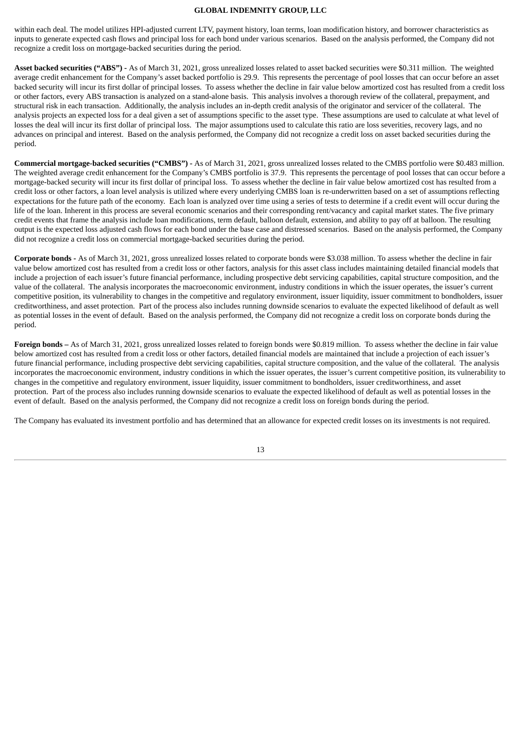within each deal. The model utilizes HPI-adjusted current LTV, payment history, loan terms, loan modification history, and borrower characteristics as inputs to generate expected cash flows and principal loss for each bond under various scenarios. Based on the analysis performed, the Company did not recognize a credit loss on mortgage-backed securities during the period.

**Asset backed securities ("ABS") -** As of March 31, 2021, gross unrealized losses related to asset backed securities were $0.311 million. The weighted average credit enhancement for the Company's asset backed portfolio is 29.9. This represents the percentage of pool losses that can occur before an asset backed security will incur its first dollar of principal losses. To assess whether the decline in fair value below amortized cost has resulted from a credit loss or other factors, every ABS transaction is analyzed on a stand-alone basis. This analysis involves a thorough review of the collateral, prepayment, and structural risk in each transaction. Additionally, the analysis includes an in-depth credit analysis of the originator and servicer of the collateral. The analysis projects an expected loss for a deal given a set of assumptions specific to the asset type. These assumptions are used to calculate at what level of losses the deal will incur its first dollar of principal loss. The major assumptions used to calculate this ratio are loss severities, recovery lags, and no advances on principal and interest. Based on the analysis performed, the Company did not recognize a credit loss on asset backed securities during the period.

**Commercial mortgage-backed securities ("CMBS") -** As of March 31, 2021, gross unrealized losses related to the CMBS portfolio were $0.483 million. The weighted average credit enhancement for the Company's CMBS portfolio is 37.9. This represents the percentage of pool losses that can occur before a mortgage-backed security will incur its first dollar of principal loss. To assess whether the decline in fair value below amortized cost has resulted from a credit loss or other factors, a loan level analysis is utilized where every underlying CMBS loan is re-underwritten based on a set of assumptions reflecting expectations for the future path of the economy. Each loan is analyzed over time using a series of tests to determine if a credit event will occur during the life of the loan. Inherent in this process are several economic scenarios and their corresponding rent/vacancy and capital market states. The five primary credit events that frame the analysis include loan modifications, term default, balloon default, extension, and ability to pay off at balloon. The resulting output is the expected loss adjusted cash flows for each bond under the base case and distressed scenarios. Based on the analysis performed, the Company did not recognize a credit loss on commercial mortgage-backed securities during the period.

**Corporate bonds -** As of March 31, 2021, gross unrealized losses related to corporate bonds were $3.038 million. To assess whether the decline in fair value below amortized cost has resulted from a credit loss or other factors, analysis for this asset class includes maintaining detailed financial models that include a projection of each issuer's future financial performance, including prospective debt servicing capabilities, capital structure composition, and the value of the collateral. The analysis incorporates the macroeconomic environment, industry conditions in which the issuer operates, the issuer's current competitive position, its vulnerability to changes in the competitive and regulatory environment, issuer liquidity, issuer commitment to bondholders, issuer creditworthiness, and asset protection. Part of the process also includes running downside scenarios to evaluate the expected likelihood of default as well as potential losses in the event of default. Based on the analysis performed, the Company did not recognize a credit loss on corporate bonds during the period.

**Foreign bonds –** As of March 31, 2021, gross unrealized losses related to foreign bonds were $0.819 million. To assess whether the decline in fair value below amortized cost has resulted from a credit loss or other factors, detailed financial models are maintained that include a projection of each issuer's future financial performance, including prospective debt servicing capabilities, capital structure composition, and the value of the collateral. The analysis incorporates the macroeconomic environment, industry conditions in which the issuer operates, the issuer's current competitive position, its vulnerability to changes in the competitive and regulatory environment, issuer liquidity, issuer commitment to bondholders, issuer creditworthiness, and asset protection. Part of the process also includes running downside scenarios to evaluate the expected likelihood of default as well as potential losses in the event of default. Based on the analysis performed, the Company did not recognize a credit loss on foreign bonds during the period.

The Company has evaluated its investment portfolio and has determined that an allowance for expected credit losses on its investments is not required.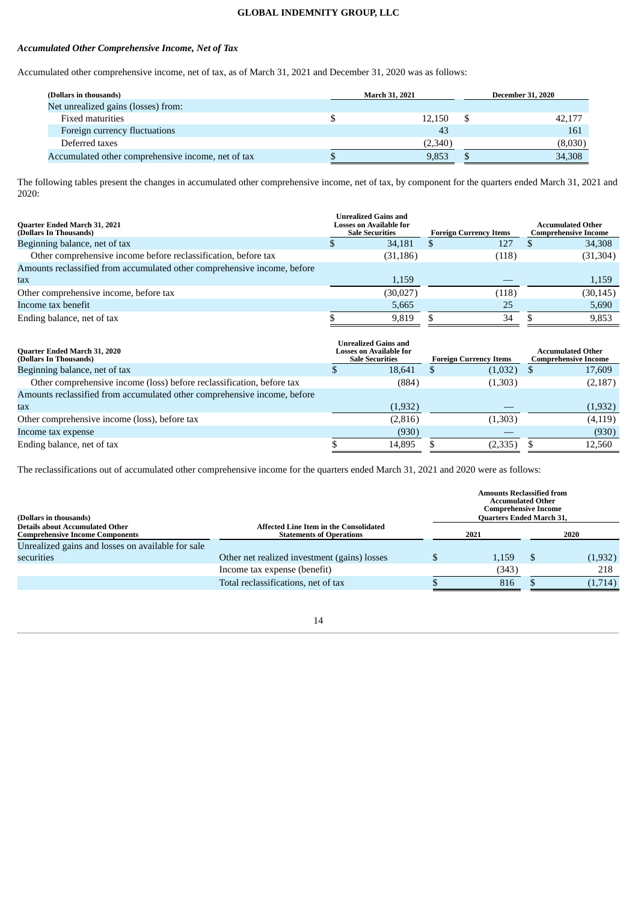***Accumulated Other Comprehensive Income, Net of Tax***

Accumulated other comprehensive income, net of tax, as of March 31, 2021 and December 31, 2020 was as follows:

| (Dollars in thousands) | March 31, 2021 | December 31, 2020 |
|---|---|---|
| Net unrealized gains (losses) from: | | |
| Fixed maturities | $ 12,150 | $ 42,177 |
| Foreign currency fluctuations | 43 | 161 |
| Deferred taxes | (2,340) | (8,030) |
| Accumulated other comprehensive income, net of tax | $ 9,853 | $ 34,308 |

The following tables present the changes in accumulated other comprehensive income, net of tax, by component for the quarters ended March 31, 2021 and 2020:

| Quarter Ended March 31, 2021 (Dollars In Thousands) | Unrealized Gains and Losses on Available for Sale Securities | Foreign Currency Items | Accumulated Other Comprehensive Income |
|---|---|---|---|
| Beginning balance, net of tax | $ 34,181 | $ 127 | $ 34,308 |
| Other comprehensive income before reclassification, before tax | (31,186) | (118) | (31,304) |
| Amounts reclassified from accumulated other comprehensive income, before tax | 1,159 | — | 1,159 |
| Other comprehensive income, before tax | (30,027) | (118) | (30,145) |
| Income tax benefit | 5,665 | 25 | 5,690 |
| Ending balance, net of tax | $ 9,819 | $ 34 | $ 9,853 |

| Quarter Ended March 31, 2020 (Dollars In Thousands) | Unrealized Gains and Losses on Available for Sale Securities | Foreign Currency Items | Accumulated Other Comprehensive Income |
|---|---|---|---|
| Beginning balance, net of tax | $ 18,641 | $ (1,032) | $ 17,609 |
| Other comprehensive income (loss) before reclassification, before tax | (884) | (1,303) | (2,187) |
| Amounts reclassified from accumulated other comprehensive income, before tax | (1,932) | — | (1,932) |
| Other comprehensive income (loss), before tax | (2,816) | (1,303) | (4,119) |
| Income tax expense | (930) | — | (930) |
| Ending balance, net of tax | $ 14,895 | $ (2,335) | $ 12,560 |

The reclassifications out of accumulated other comprehensive income for the quarters ended March 31, 2021 and 2020 were as follows:

| (Dollars in thousands) Details about Accumulated Other Comprehensive Income Components | Affected Line Item in the Consolidated Statements of Operations | Amounts Reclassified from Accumulated Other Comprehensive Income Quarters Ended March 31, 2021 | 2020 |
|---|---|---|---|
| Unrealized gains and losses on available for sale securities | Other net realized investment (gains) losses | $ 1,159 | $ (1,932) |
| | Income tax expense (benefit) | (343) | 218 |
| | Total reclassifications, net of tax | $ 816 | $ (1,714) |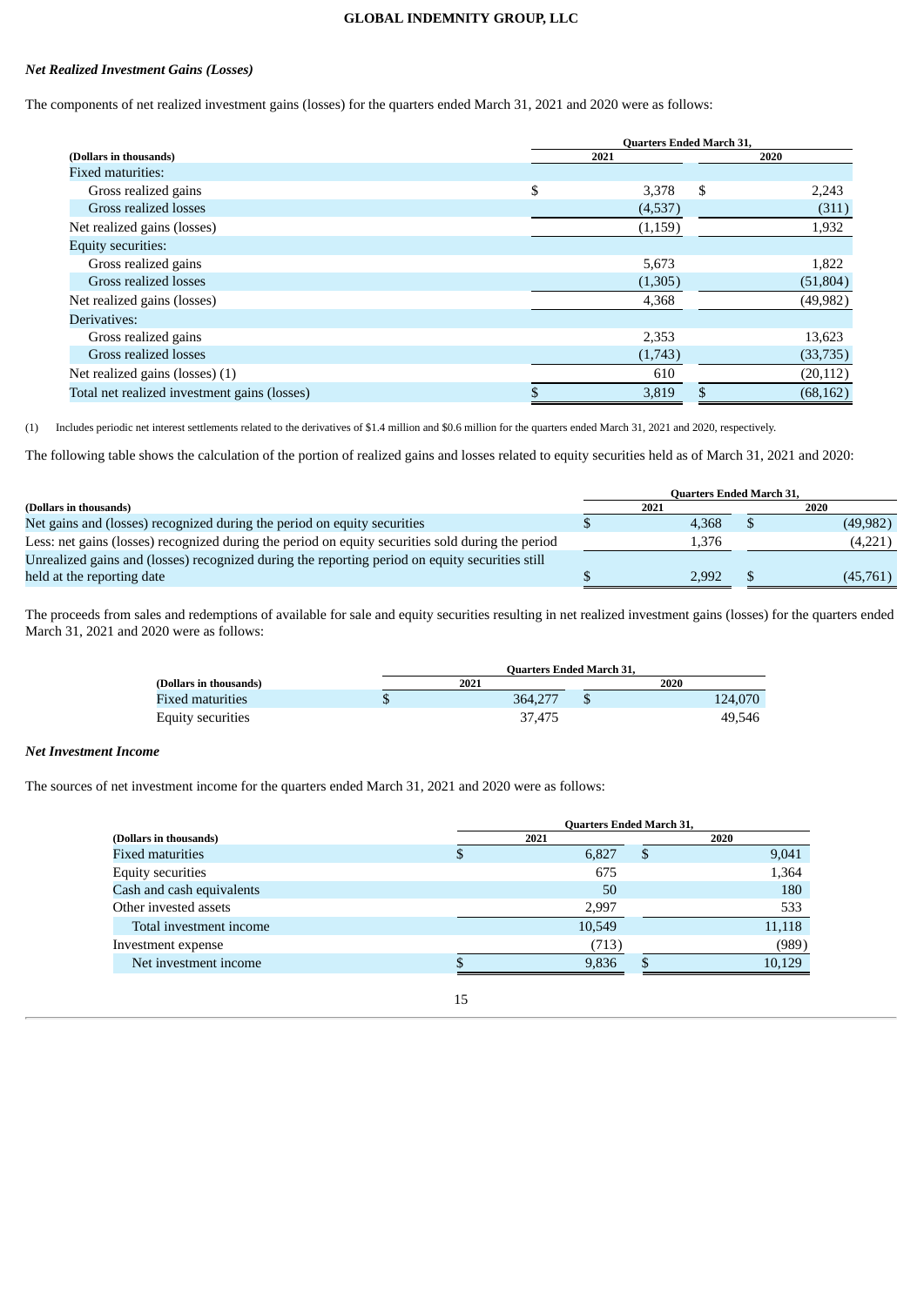### *Net Realized Investment Gains (Losses)*

The components of net realized investment gains (losses) for the quarters ended March 31, 2021 and 2020 were as follows:

| (Dollars in thousands) | Quarters Ended March 31, 2021 | Quarters Ended March 31, 2020 |
|---|---|---|
| Fixed maturities: | | |
| Gross realized gains | $ 3,378 | $ 2,243 |
| Gross realized losses | (4,537) | (311) |
| Net realized gains (losses) | (1,159) | 1,932 |
| Equity securities: | | |
| Gross realized gains | 5,673 | 1,822 |
| Gross realized losses | (1,305) | (51,804) |
| Net realized gains (losses) | 4,368 | (49,982) |
| Derivatives: | | |
| Gross realized gains | 2,353 | 13,623 |
| Gross realized losses | (1,743) | (33,735) |
| Net realized gains (losses) (1) | 610 | (20,112) |
| Total net realized investment gains (losses) | $ 3,819 | $ (68,162) |

(1) Includes periodic net interest settlements related to the derivatives of $1.4 million and $0.6 million for the quarters ended March 31, 2021 and 2020, respectively.

The following table shows the calculation of the portion of realized gains and losses related to equity securities held as of March 31, 2021 and 2020:

| (Dollars in thousands) | Quarters Ended March 31, 2021 | Quarters Ended March 31, 2020 |
|---|---|---|
| Net gains and (losses) recognized during the period on equity securities | $ 4,368 | $ (49,982) |
| Less: net gains (losses) recognized during the period on equity securities sold during the period | 1,376 | (4,221) |
| Unrealized gains and (losses) recognized during the reporting period on equity securities still held at the reporting date | $ 2,992 | $ (45,761) |

The proceeds from sales and redemptions of available for sale and equity securities resulting in net realized investment gains (losses) for the quarters ended March 31, 2021 and 2020 were as follows:

| (Dollars in thousands) | Quarters Ended March 31, 2021 | Quarters Ended March 31, 2020 |
|---|---|---|
| Fixed maturities | $ 364,277 | $ 124,070 |
| Equity securities | 37,475 | 49,546 |

### *Net Investment Income*

The sources of net investment income for the quarters ended March 31, 2021 and 2020 were as follows:

| (Dollars in thousands) | Quarters Ended March 31, 2021 | Quarters Ended March 31, 2020 |
|---|---|---|
| Fixed maturities | $ 6,827 | $ 9,041 |
| Equity securities | 675 | 1,364 |
| Cash and cash equivalents | 50 | 180 |
| Other invested assets | 2,997 | 533 |
| Total investment income | 10,549 | 11,118 |
| Investment expense | (713) | (989) |
| Net investment income | $ 9,836 | $ 10,129 |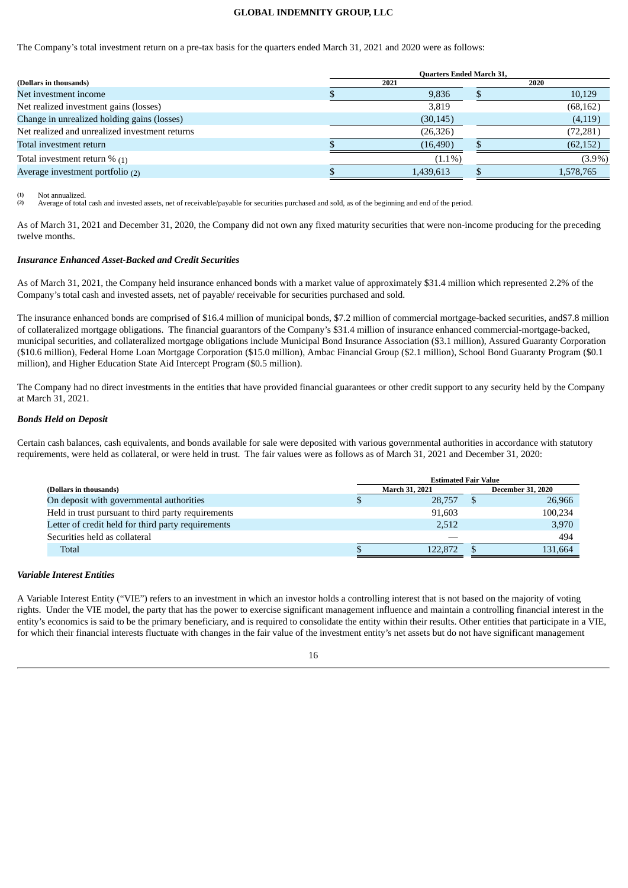The Company's total investment return on a pre-tax basis for the quarters ended March 31, 2021 and 2020 were as follows:

| (Dollars in thousands) | Quarters Ended March 31, | |
|---|---|---|
| | 2021 | 2020 |
| Net investment income | $ 9,836 | $ 10,129 |
| Net realized investment gains (losses) | 3,819 | (68,162) |
| Change in unrealized holding gains (losses) | (30,145) | (4,119) |
| Net realized and unrealized investment returns | (26,326) | (72,281) |
| Total investment return | $ (16,490) | $ (62,152) |
| Total investment return % (1) | (1.1%) | (3.9%) |
| Average investment portfolio (2) | $ 1,439,613 | $ 1,578,765 |

(1) Not annualized.
(2) Average of total cash and invested assets, net of receivable/payable for securities purchased and sold, as of the beginning and end of the period.

As of March 31, 2021 and December 31, 2020, the Company did not own any fixed maturity securities that were non-income producing for the preceding twelve months.

***Insurance Enhanced Asset-Backed and Credit Securities***

As of March 31, 2021, the Company held insurance enhanced bonds with a market value of approximately $31.4 million which represented 2.2% of the Company's total cash and invested assets, net of payable/ receivable for securities purchased and sold.

The insurance enhanced bonds are comprised of $16.4 million of municipal bonds, $7.2 million of commercial mortgage-backed securities, and$7.8 million of collateralized mortgage obligations. The financial guarantors of the Company's $31.4 million of insurance enhanced commercial-mortgage-backed, municipal securities, and collateralized mortgage obligations include Municipal Bond Insurance Association ($3.1 million), Assured Guaranty Corporation ($10.6 million), Federal Home Loan Mortgage Corporation ($15.0 million), Ambac Financial Group ($2.1 million), School Bond Guaranty Program ($0.1 million), and Higher Education State Aid Intercept Program ($0.5 million).

The Company had no direct investments in the entities that have provided financial guarantees or other credit support to any security held by the Company at March 31, 2021.

***Bonds Held on Deposit***

Certain cash balances, cash equivalents, and bonds available for sale were deposited with various governmental authorities in accordance with statutory requirements, were held as collateral, or were held in trust. The fair values were as follows as of March 31, 2021 and December 31, 2020:

| (Dollars in thousands) | Estimated Fair Value | |
|---|---|---|
| | March 31, 2021 | December 31, 2020 |
| On deposit with governmental authorities | $ 28,757 | $ 26,966 |
| Held in trust pursuant to third party requirements | 91,603 | 100,234 |
| Letter of credit held for third party requirements | 2,512 | 3,970 |
| Securities held as collateral | — | 494 |
| Total | $ 122,872 | $ 131,664 |

***Variable Interest Entities***

A Variable Interest Entity ("VIE") refers to an investment in which an investor holds a controlling interest that is not based on the majority of voting rights. Under the VIE model, the party that has the power to exercise significant management influence and maintain a controlling financial interest in the entity's economics is said to be the primary beneficiary, and is required to consolidate the entity within their results. Other entities that participate in a VIE, for which their financial interests fluctuate with changes in the fair value of the investment entity's net assets but do not have significant management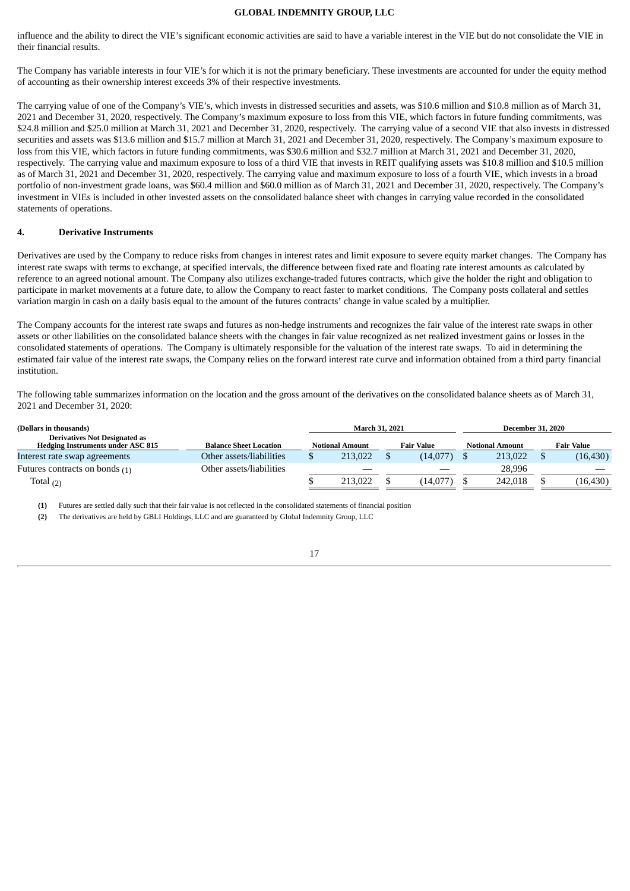influence and the ability to direct the VIE's significant economic activities are said to have a variable interest in the VIE but do not consolidate the VIE in their financial results.

The Company has variable interests in four VIE's for which it is not the primary beneficiary. These investments are accounted for under the equity method of accounting as their ownership interest exceeds 3% of their respective investments.

The carrying value of one of the Company's VIE's, which invests in distressed securities and assets, was $10.6 million and $10.8 million as of March 31, 2021 and December 31, 2020, respectively. The Company's maximum exposure to loss from this VIE, which factors in future funding commitments, was $24.8 million and $25.0 million at March 31, 2021 and December 31, 2020, respectively. The carrying value of a second VIE that also invests in distressed securities and assets was $13.6 million and $15.7 million at March 31, 2021 and December 31, 2020, respectively. The Company's maximum exposure to loss from this VIE, which factors in future funding commitments, was $30.6 million and $32.7 million at March 31, 2021 and December 31, 2020, respectively. The carrying value and maximum exposure to loss of a third VIE that invests in REIT qualifying assets was $10.8 million and $10.5 million as of March 31, 2021 and December 31, 2020, respectively. The carrying value and maximum exposure to loss of a fourth VIE, which invests in a broad portfolio of non-investment grade loans, was $60.4 million and $60.0 million as of March 31, 2021 and December 31, 2020, respectively. The Company's investment in VIEs is included in other invested assets on the consolidated balance sheet with changes in carrying value recorded in the consolidated statements of operations.

## 4. Derivative Instruments

Derivatives are used by the Company to reduce risks from changes in interest rates and limit exposure to severe equity market changes. The Company has interest rate swaps with terms to exchange, at specified intervals, the difference between fixed rate and floating rate interest amounts as calculated by reference to an agreed notional amount. The Company also utilizes exchange-traded futures contracts, which give the holder the right and obligation to participate in market movements at a future date, to allow the Company to react faster to market conditions. The Company posts collateral and settles variation margin in cash on a daily basis equal to the amount of the futures contracts' change in value scaled by a multiplier.

The Company accounts for the interest rate swaps and futures as non-hedge instruments and recognizes the fair value of the interest rate swaps in other assets or other liabilities on the consolidated balance sheets with the changes in fair value recognized as net realized investment gains or losses in the consolidated statements of operations. The Company is ultimately responsible for the valuation of the interest rate swaps. To aid in determining the estimated fair value of the interest rate swaps, the Company relies on the forward interest rate curve and information obtained from a third party financial institution.

The following table summarizes information on the location and the gross amount of the derivatives on the consolidated balance sheets as of March 31, 2021 and December 31, 2020:

| (Dollars in thousands) | | March 31, 2021 | | December 31, 2020 | |
|---|---|---|---|---|---|
| **Derivatives Not Designated as Hedging Instruments under ASC 815** | **Balance Sheet Location** | **Notional Amount** | **Fair Value** | **Notional Amount** | **Fair Value** |
| Interest rate swap agreements | Other assets/liabilities | $ 213,022 | $ (14,077) | $ 213,022 | $ (16,430) |
| Futures contracts on bonds (1) | Other assets/liabilities | — | — | 28,996 | — |
| Total (2) | | $ 213,022 | $ (14,077) | $ 242,018 | $ (16,430) |

**(1)** Futures are settled daily such that their fair value is not reflected in the consolidated statements of financial position

**(2)** The derivatives are held by GBLI Holdings, LLC and are guaranteed by Global Indemnity Group, LLC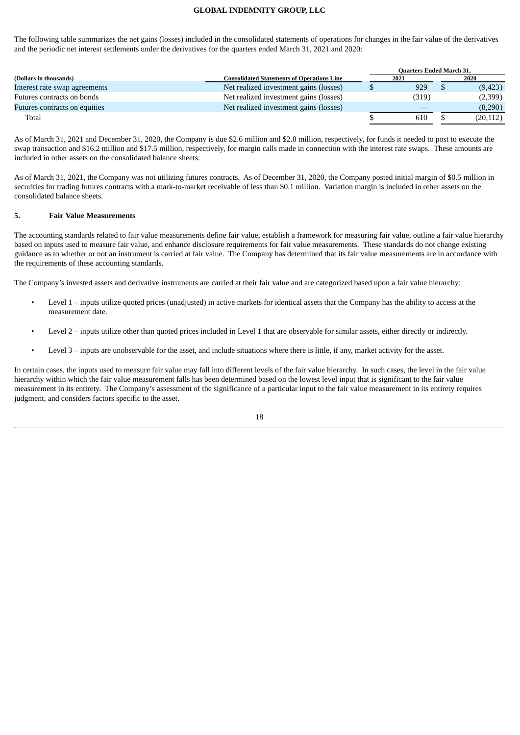The following table summarizes the net gains (losses) included in the consolidated statements of operations for changes in the fair value of the derivatives and the periodic net interest settlements under the derivatives for the quarters ended March 31, 2021 and 2020:

| (Dollars in thousands) | Consolidated Statements of Operations Line | Quarters Ended March 31, 2021 | Quarters Ended March 31, 2020 |
|---|---|---|---|
| Interest rate swap agreements | Net realized investment gains (losses) | $ 929 | $ (9,423) |
| Futures contracts on bonds | Net realized investment gains (losses) | (319) | (2,399) |
| Futures contracts on equities | Net realized investment gains (losses) | — | (8,290) |
| Total | | $ 610 | $ (20,112) |

As of March 31, 2021 and December 31, 2020, the Company is due $2.6 million and $2.8 million, respectively, for funds it needed to post to execute the swap transaction and $16.2 million and $17.5 million, respectively, for margin calls made in connection with the interest rate swaps. These amounts are included in other assets on the consolidated balance sheets.

As of March 31, 2021, the Company was not utilizing futures contracts. As of December 31, 2020, the Company posted initial margin of $0.5 million in securities for trading futures contracts with a mark-to-market receivable of less than $0.1 million. Variation margin is included in other assets on the consolidated balance sheets.

## 5. Fair Value Measurements

The accounting standards related to fair value measurements define fair value, establish a framework for measuring fair value, outline a fair value hierarchy based on inputs used to measure fair value, and enhance disclosure requirements for fair value measurements. These standards do not change existing guidance as to whether or not an instrument is carried at fair value. The Company has determined that its fair value measurements are in accordance with the requirements of these accounting standards.

The Company's invested assets and derivative instruments are carried at their fair value and are categorized based upon a fair value hierarchy:

- Level 1 – inputs utilize quoted prices (unadjusted) in active markets for identical assets that the Company has the ability to access at the measurement date.
- Level 2 – inputs utilize other than quoted prices included in Level 1 that are observable for similar assets, either directly or indirectly.
- Level 3 – inputs are unobservable for the asset, and include situations where there is little, if any, market activity for the asset.

In certain cases, the inputs used to measure fair value may fall into different levels of the fair value hierarchy. In such cases, the level in the fair value hierarchy within which the fair value measurement falls has been determined based on the lowest level input that is significant to the fair value measurement in its entirety. The Company's assessment of the significance of a particular input to the fair value measurement in its entirety requires judgment, and considers factors specific to the asset.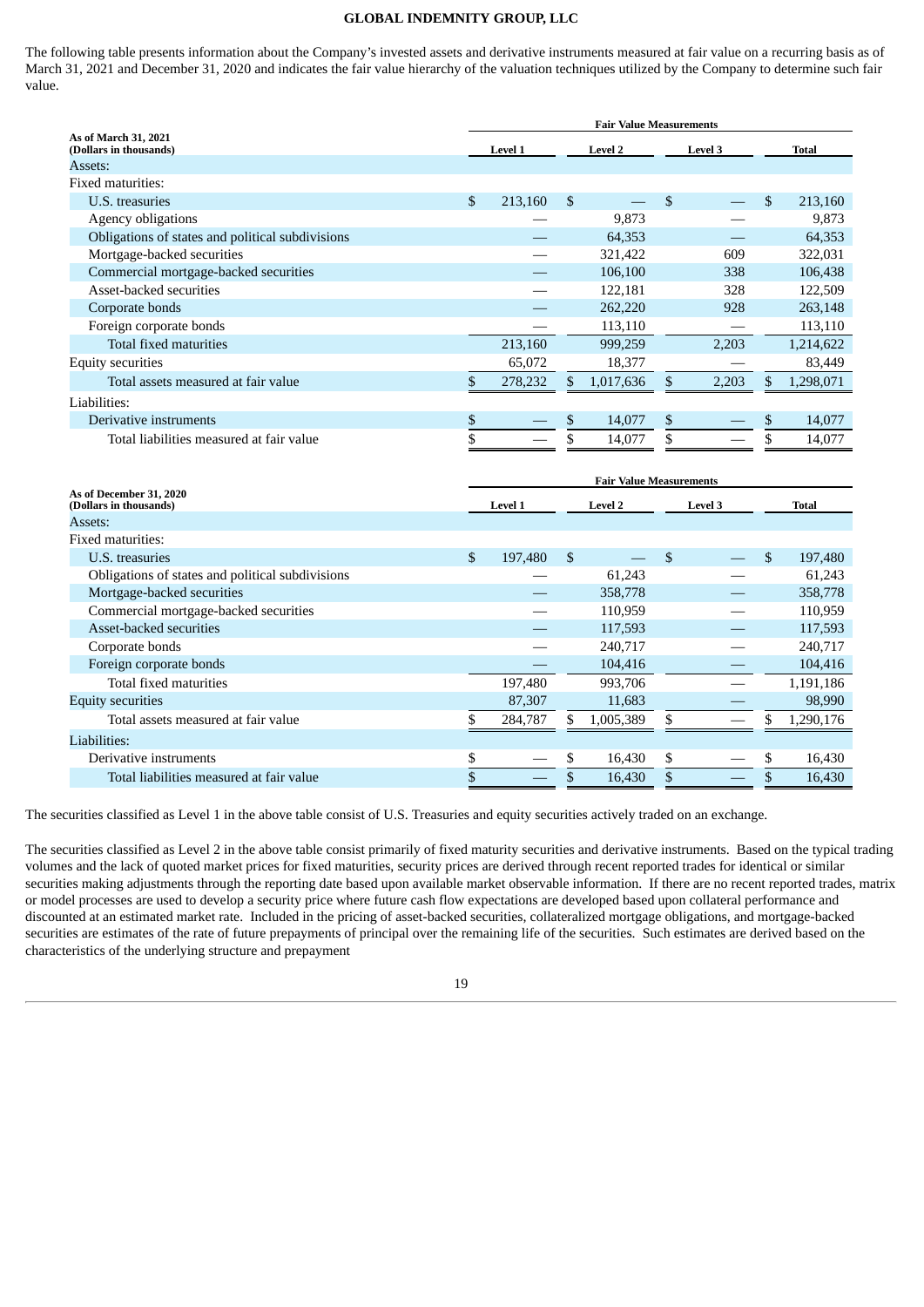The following table presents information about the Company's invested assets and derivative instruments measured at fair value on a recurring basis as of March 31, 2021 and December 31, 2020 and indicates the fair value hierarchy of the valuation techniques utilized by the Company to determine such fair value.

| As of March 31, 2021 (Dollars in thousands) | Fair Value Measurements | | | |
|---|---|---|---|---|
| | Level 1 | Level 2 | Level 3 | Total |
| Assets: | | | | |
| Fixed maturities: | | | | |
| U.S. treasuries | $ 213,160 | $ — | $ — | $ 213,160 |
| Agency obligations | — | 9,873 | — | 9,873 |
| Obligations of states and political subdivisions | — | 64,353 | — | 64,353 |
| Mortgage-backed securities | — | 321,422 | 609 | 322,031 |
| Commercial mortgage-backed securities | — | 106,100 | 338 | 106,438 |
| Asset-backed securities | — | 122,181 | 328 | 122,509 |
| Corporate bonds | — | 262,220 | 928 | 263,148 |
| Foreign corporate bonds | — | 113,110 | — | 113,110 |
| Total fixed maturities | 213,160 | 999,259 | 2,203 | 1,214,622 |
| Equity securities | 65,072 | 18,377 | — | 83,449 |
| Total assets measured at fair value | $ 278,232 | $ 1,017,636 | $ 2,203 | $ 1,298,071 |
| Liabilities: | | | | |
| Derivative instruments | $ — | $ 14,077 | $ — | $ 14,077 |
| Total liabilities measured at fair value | $ — | $ 14,077 | $ — | $ 14,077 |

| As of December 31, 2020 (Dollars in thousands) | Fair Value Measurements | | | |
|---|---|---|---|---|
| | Level 1 | Level 2 | Level 3 | Total |
| Assets: | | | | |
| Fixed maturities: | | | | |
| U.S. treasuries | $ 197,480 | $ — | $ — | $ 197,480 |
| Obligations of states and political subdivisions | — | 61,243 | — | 61,243 |
| Mortgage-backed securities | — | 358,778 | — | 358,778 |
| Commercial mortgage-backed securities | — | 110,959 | — | 110,959 |
| Asset-backed securities | — | 117,593 | — | 117,593 |
| Corporate bonds | — | 240,717 | — | 240,717 |
| Foreign corporate bonds | — | 104,416 | — | 104,416 |
| Total fixed maturities | 197,480 | 993,706 | — | 1,191,186 |
| Equity securities | 87,307 | 11,683 | — | 98,990 |
| Total assets measured at fair value | $ 284,787 | $ 1,005,389 | $ — | $ 1,290,176 |
| Liabilities: | | | | |
| Derivative instruments | $ — | $ 16,430 | $ — | $ 16,430 |
| Total liabilities measured at fair value | $ — | $ 16,430 | $ — | $ 16,430 |

The securities classified as Level 1 in the above table consist of U.S. Treasuries and equity securities actively traded on an exchange.

The securities classified as Level 2 in the above table consist primarily of fixed maturity securities and derivative instruments. Based on the typical trading volumes and the lack of quoted market prices for fixed maturities, security prices are derived through recent reported trades for identical or similar securities making adjustments through the reporting date based upon available market observable information. If there are no recent reported trades, matrix or model processes are used to develop a security price where future cash flow expectations are developed based upon collateral performance and discounted at an estimated market rate. Included in the pricing of asset-backed securities, collateralized mortgage obligations, and mortgage-backed securities are estimates of the rate of future prepayments of principal over the remaining life of the securities. Such estimates are derived based on the characteristics of the underlying structure and prepayment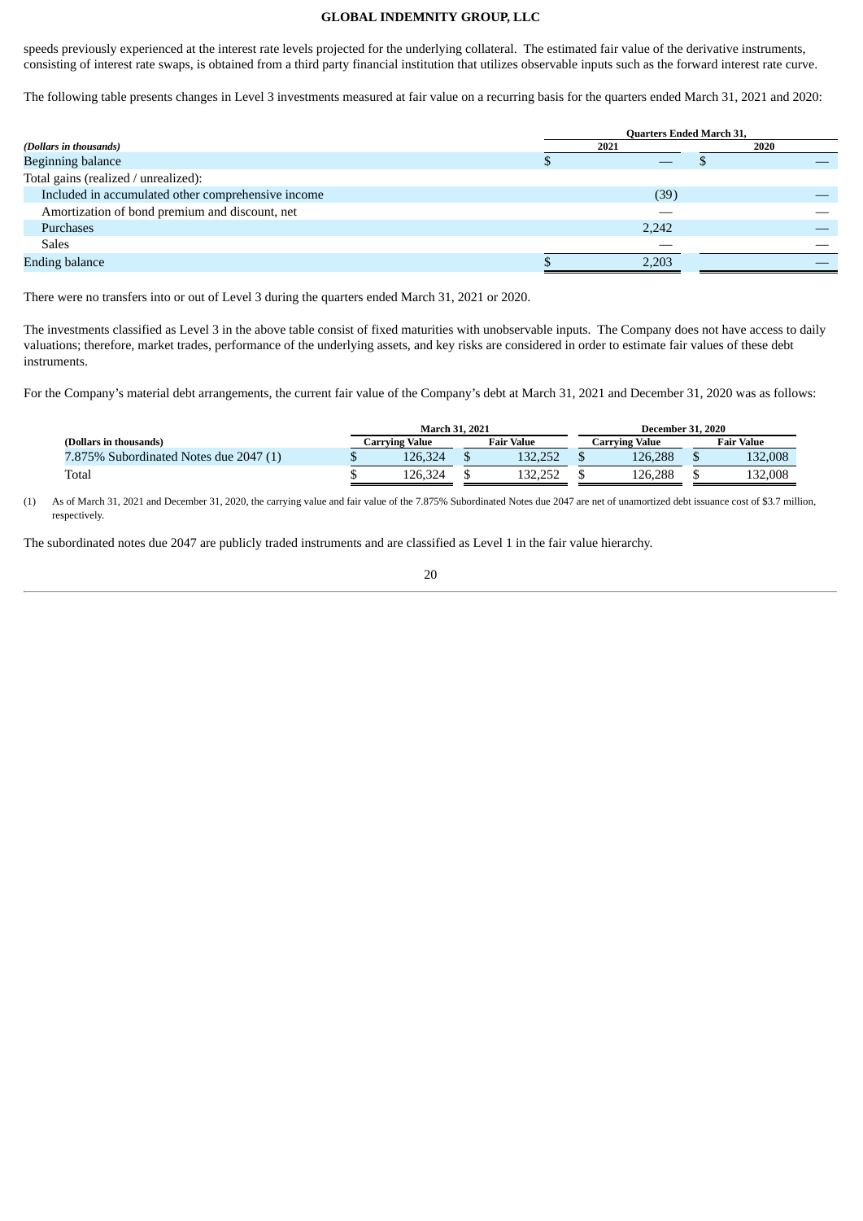speeds previously experienced at the interest rate levels projected for the underlying collateral. The estimated fair value of the derivative instruments, consisting of interest rate swaps, is obtained from a third party financial institution that utilizes observable inputs such as the forward interest rate curve.

The following table presents changes in Level 3 investments measured at fair value on a recurring basis for the quarters ended March 31, 2021 and 2020:

| *(Dollars in thousands)* | Quarters Ended March 31, 2021 | 2020 |
|---|---|---|
| Beginning balance | $ — | $ — |
| Total gains (realized / unrealized): | | |
| Included in accumulated other comprehensive income | (39) | — |
| Amortization of bond premium and discount, net | — | — |
| Purchases | 2,242 | — |
| Sales | — | — |
| Ending balance | $ 2,203 | — |

There were no transfers into or out of Level 3 during the quarters ended March 31, 2021 or 2020.

The investments classified as Level 3 in the above table consist of fixed maturities with unobservable inputs. The Company does not have access to daily valuations; therefore, market trades, performance of the underlying assets, and key risks are considered in order to estimate fair values of these debt instruments.

For the Company's material debt arrangements, the current fair value of the Company's debt at March 31, 2021 and December 31, 2020 was as follows:

| **(Dollars in thousands)** | March 31, 2021 | | December 31, 2020 | |
|---|---|---|---|---|
| | Carrying Value | Fair Value | Carrying Value | Fair Value |
| 7.875% Subordinated Notes due 2047 (1) | $ 126,324 | $ 132,252 | $ 126,288 | $ 132,008 |
| Total | $ 126,324 | $ 132,252 | $ 126,288 | $ 132,008 |

(1) As of March 31, 2021 and December 31, 2020, the carrying value and fair value of the 7.875% Subordinated Notes due 2047 are net of unamortized debt issuance cost of $3.7 million, respectively.

The subordinated notes due 2047 are publicly traded instruments and are classified as Level 1 in the fair value hierarchy.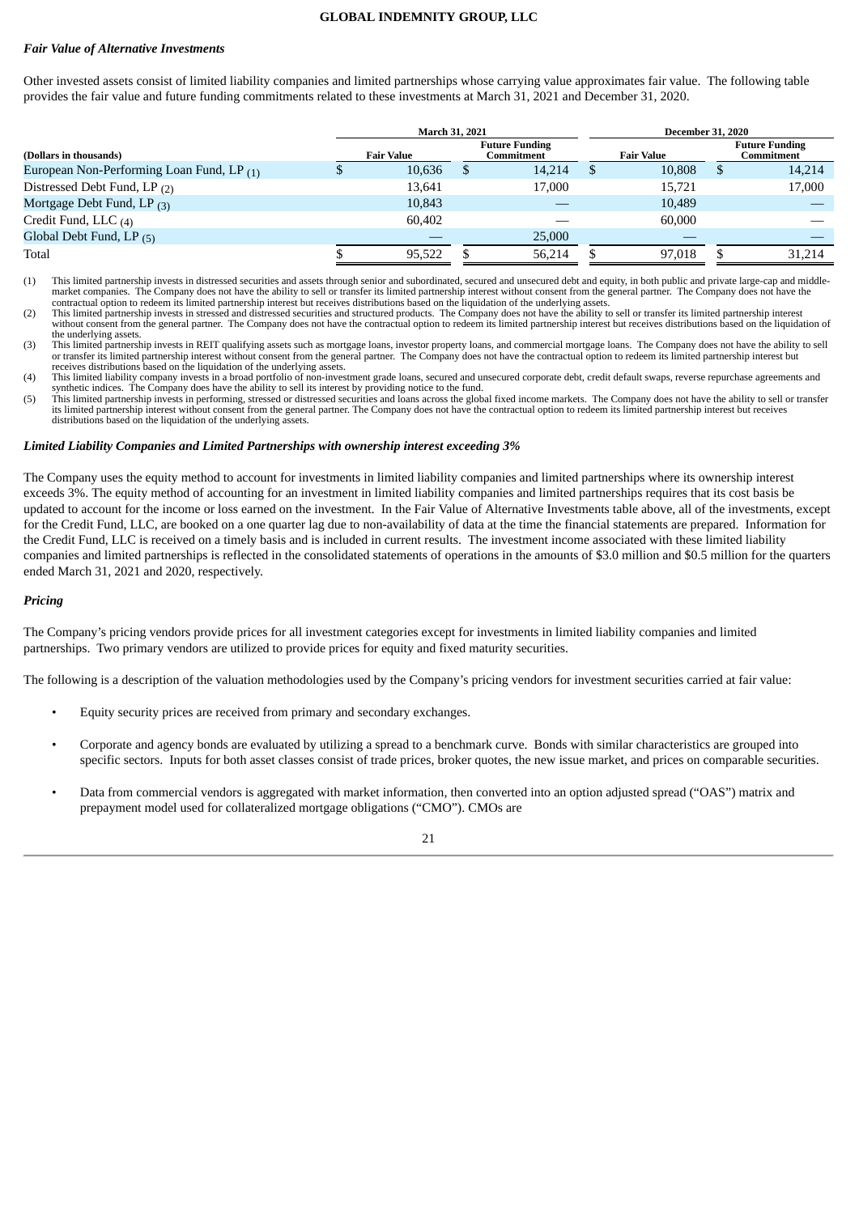*Fair Value of Alternative Investments*

Other invested assets consist of limited liability companies and limited partnerships whose carrying value approximates fair value. The following table provides the fair value and future funding commitments related to these investments at March 31, 2021 and December 31, 2020.

| | March 31, 2021 | | December 31, 2020 | |
|---|---|---|---|---|
| **(Dollars in thousands)** | **Fair Value** | **Future Funding Commitment** | **Fair Value** | **Future Funding Commitment** |
| European Non-Performing Loan Fund, LP (1) | $ 10,636 | $ 14,214 | $ 10,808 | $ 14,214 |
| Distressed Debt Fund, LP (2) | 13,641 | 17,000 | 15,721 | 17,000 |
| Mortgage Debt Fund, LP (3) | 10,843 | — | 10,489 | — |
| Credit Fund, LLC (4) | 60,402 | — | 60,000 | — |
| Global Debt Fund, LP (5) | — | 25,000 | — | — |
| Total | $ 95,522 | $ 56,214 | $ 97,018 | $ 31,214 |

(1) This limited partnership invests in distressed securities and assets through senior and subordinated, secured and unsecured debt and equity, in both public and private large-cap and middle-market companies. The Company does not have the ability to sell or transfer its limited partnership interest without consent from the general partner. The Company does not have the contractual option to redeem its limited partnership interest but receives distributions based on the liquidation of the underlying assets.

(2) This limited partnership invests in stressed and distressed securities and structured products. The Company does not have the ability to sell or transfer its limited partnership interest without consent from the general partner. The Company does not have the contractual option to redeem its limited partnership interest but receives distributions based on the liquidation of the underlying assets.

(3) This limited partnership invests in REIT qualifying assets such as mortgage loans, investor property loans, and commercial mortgage loans. The Company does not have the ability to sell or transfer its limited partnership interest without consent from the general partner. The Company does not have the contractual option to redeem its limited partnership interest but receives distributions based on the liquidation of the underlying assets.

(4) This limited liability company invests in a broad portfolio of non-investment grade loans, secured and unsecured corporate debt, credit default swaps, reverse repurchase agreements and synthetic indices. The Company does have the ability to sell its interest by providing notice to the fund.

(5) This limited partnership invests in performing, stressed or distressed securities and loans across the global fixed income markets. The Company does not have the ability to sell or transfer its limited partnership interest without consent from the general partner. The Company does not have the contractual option to redeem its limited partnership interest but receives distributions based on the liquidation of the underlying assets.

***Limited Liability Companies and Limited Partnerships with ownership interest exceeding 3%***

The Company uses the equity method to account for investments in limited liability companies and limited partnerships where its ownership interest exceeds 3%. The equity method of accounting for an investment in limited liability companies and limited partnerships requires that its cost basis be updated to account for the income or loss earned on the investment. In the Fair Value of Alternative Investments table above, all of the investments, except for the Credit Fund, LLC, are booked on a one quarter lag due to non-availability of data at the time the financial statements are prepared. Information for the Credit Fund, LLC is received on a timely basis and is included in current results. The investment income associated with these limited liability companies and limited partnerships is reflected in the consolidated statements of operations in the amounts of $3.0 million and $0.5 million for the quarters ended March 31, 2021 and 2020, respectively.

*Pricing*

The Company's pricing vendors provide prices for all investment categories except for investments in limited liability companies and limited partnerships. Two primary vendors are utilized to provide prices for equity and fixed maturity securities.

The following is a description of the valuation methodologies used by the Company's pricing vendors for investment securities carried at fair value:

- Equity security prices are received from primary and secondary exchanges.
- Corporate and agency bonds are evaluated by utilizing a spread to a benchmark curve. Bonds with similar characteristics are grouped into specific sectors. Inputs for both asset classes consist of trade prices, broker quotes, the new issue market, and prices on comparable securities.
- Data from commercial vendors is aggregated with market information, then converted into an option adjusted spread ("OAS") matrix and prepayment model used for collateralized mortgage obligations ("CMO"). CMOs are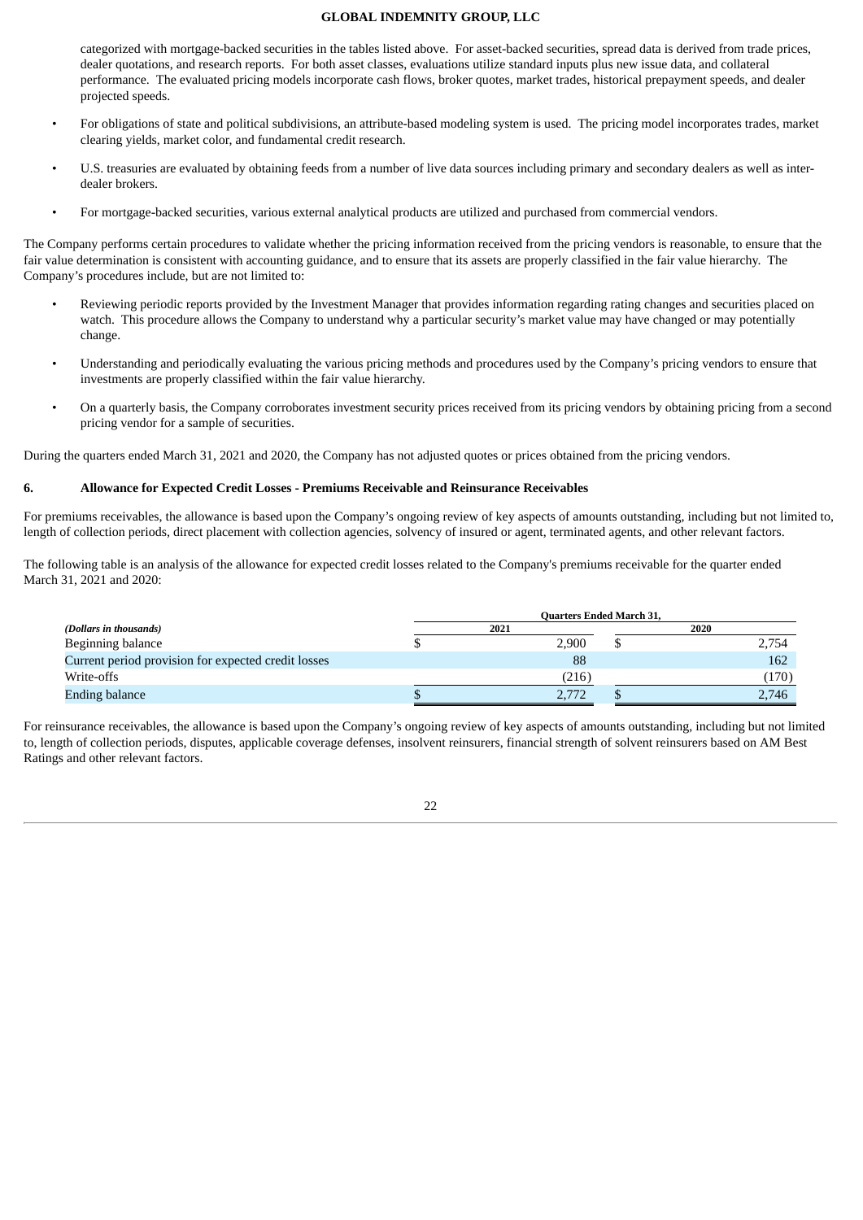categorized with mortgage-backed securities in the tables listed above. For asset-backed securities, spread data is derived from trade prices, dealer quotations, and research reports. For both asset classes, evaluations utilize standard inputs plus new issue data, and collateral performance. The evaluated pricing models incorporate cash flows, broker quotes, market trades, historical prepayment speeds, and dealer projected speeds.

- For obligations of state and political subdivisions, an attribute-based modeling system is used. The pricing model incorporates trades, market clearing yields, market color, and fundamental credit research.
- U.S. treasuries are evaluated by obtaining feeds from a number of live data sources including primary and secondary dealers as well as inter-dealer brokers.
- For mortgage-backed securities, various external analytical products are utilized and purchased from commercial vendors.

The Company performs certain procedures to validate whether the pricing information received from the pricing vendors is reasonable, to ensure that the fair value determination is consistent with accounting guidance, and to ensure that its assets are properly classified in the fair value hierarchy. The Company's procedures include, but are not limited to:

- Reviewing periodic reports provided by the Investment Manager that provides information regarding rating changes and securities placed on watch. This procedure allows the Company to understand why a particular security's market value may have changed or may potentially change.
- Understanding and periodically evaluating the various pricing methods and procedures used by the Company's pricing vendors to ensure that investments are properly classified within the fair value hierarchy.
- On a quarterly basis, the Company corroborates investment security prices received from its pricing vendors by obtaining pricing from a second pricing vendor for a sample of securities.

During the quarters ended March 31, 2021 and 2020, the Company has not adjusted quotes or prices obtained from the pricing vendors.

## 6. Allowance for Expected Credit Losses - Premiums Receivable and Reinsurance Receivables

For premiums receivables, the allowance is based upon the Company's ongoing review of key aspects of amounts outstanding, including but not limited to, length of collection periods, direct placement with collection agencies, solvency of insured or agent, terminated agents, and other relevant factors.

The following table is an analysis of the allowance for expected credit losses related to the Company's premiums receivable for the quarter ended March 31, 2021 and 2020:

| | Quarters Ended March 31, | |
|---|---|---|
| *(Dollars in thousands)* | 2021 | 2020 |
| Beginning balance | $ 2,900 | $ 2,754 |
| Current period provision for expected credit losses | 88 | 162 |
| Write-offs | (216) | (170) |
| Ending balance | $ 2,772 | $ 2,746 |

For reinsurance receivables, the allowance is based upon the Company's ongoing review of key aspects of amounts outstanding, including but not limited to, length of collection periods, disputes, applicable coverage defenses, insolvent reinsurers, financial strength of solvent reinsurers based on AM Best Ratings and other relevant factors.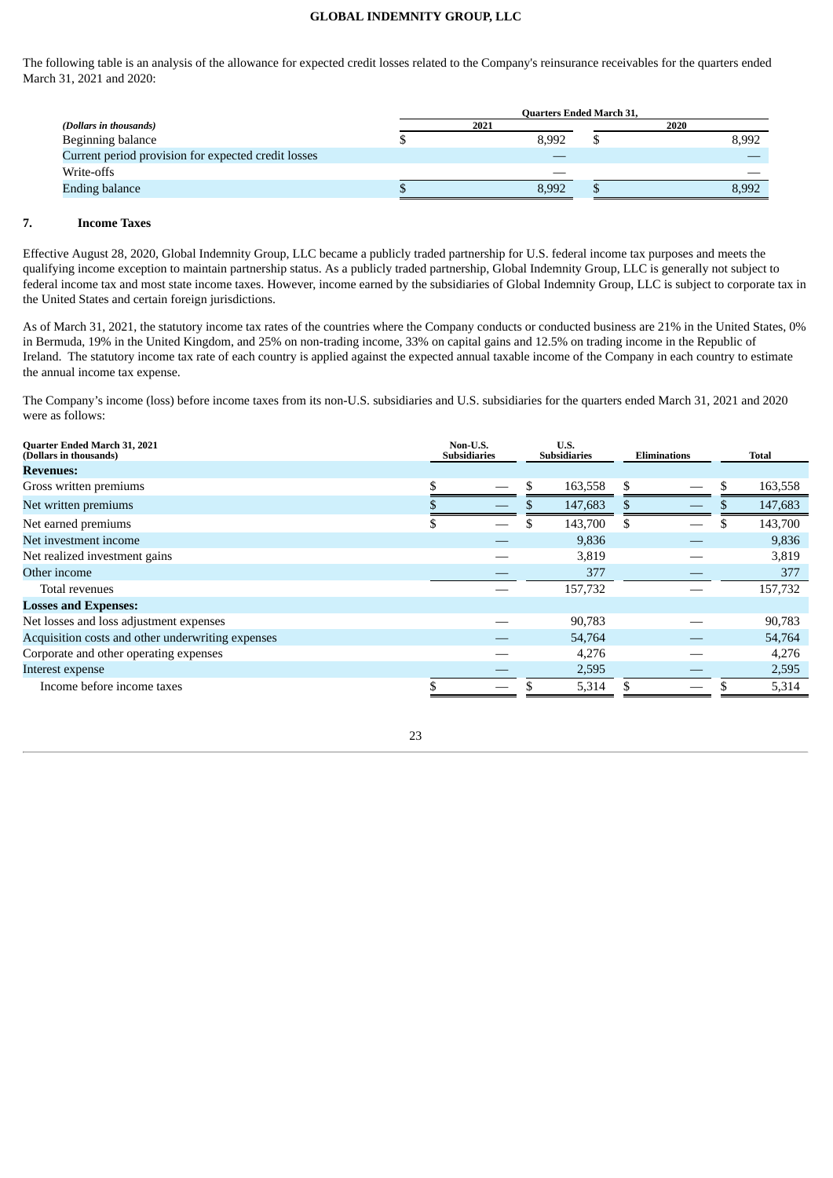The following table is an analysis of the allowance for expected credit losses related to the Company's reinsurance receivables for the quarters ended March 31, 2021 and 2020:

| *(Dollars in thousands)* | Quarters Ended March 31, 2021 | 2020 |
|---|---|---|
| Beginning balance | $ 8,992 | $ 8,992 |
| Current period provision for expected credit losses | — | — |
| Write-offs | — | — |
| Ending balance | $ 8,992 | $ 8,992 |

## 7. Income Taxes

Effective August 28, 2020, Global Indemnity Group, LLC became a publicly traded partnership for U.S. federal income tax purposes and meets the qualifying income exception to maintain partnership status. As a publicly traded partnership, Global Indemnity Group, LLC is generally not subject to federal income tax and most state income taxes. However, income earned by the subsidiaries of Global Indemnity Group, LLC is subject to corporate tax in the United States and certain foreign jurisdictions.

As of March 31, 2021, the statutory income tax rates of the countries where the Company conducts or conducted business are 21% in the United States, 0% in Bermuda, 19% in the United Kingdom, and 25% on non-trading income, 33% on capital gains and 12.5% on trading income in the Republic of Ireland. The statutory income tax rate of each country is applied against the expected annual taxable income of the Company in each country to estimate the annual income tax expense.

The Company's income (loss) before income taxes from its non-U.S. subsidiaries and U.S. subsidiaries for the quarters ended March 31, 2021 and 2020 were as follows:

| Quarter Ended March 31, 2021 (Dollars in thousands) | Non-U.S. Subsidiaries | U.S. Subsidiaries | Eliminations | Total |
|---|---|---|---|---|
| **Revenues:** | | | | |
| Gross written premiums | $ — | $ 163,558 | $ — | $ 163,558 |
| Net written premiums | $ — | $ 147,683 | $ — | $ 147,683 |
| Net earned premiums | $ — | $ 143,700 | $ — | $ 143,700 |
| Net investment income | — | 9,836 | — | 9,836 |
| Net realized investment gains | — | 3,819 | — | 3,819 |
| Other income | — | 377 | — | 377 |
| Total revenues | — | 157,732 | — | 157,732 |
| **Losses and Expenses:** | | | | |
| Net losses and loss adjustment expenses | — | 90,783 | — | 90,783 |
| Acquisition costs and other underwriting expenses | — | 54,764 | — | 54,764 |
| Corporate and other operating expenses | — | 4,276 | — | 4,276 |
| Interest expense | — | 2,595 | — | 2,595 |
| Income before income taxes | $ — | $ 5,314 | $ — | $ 5,314 |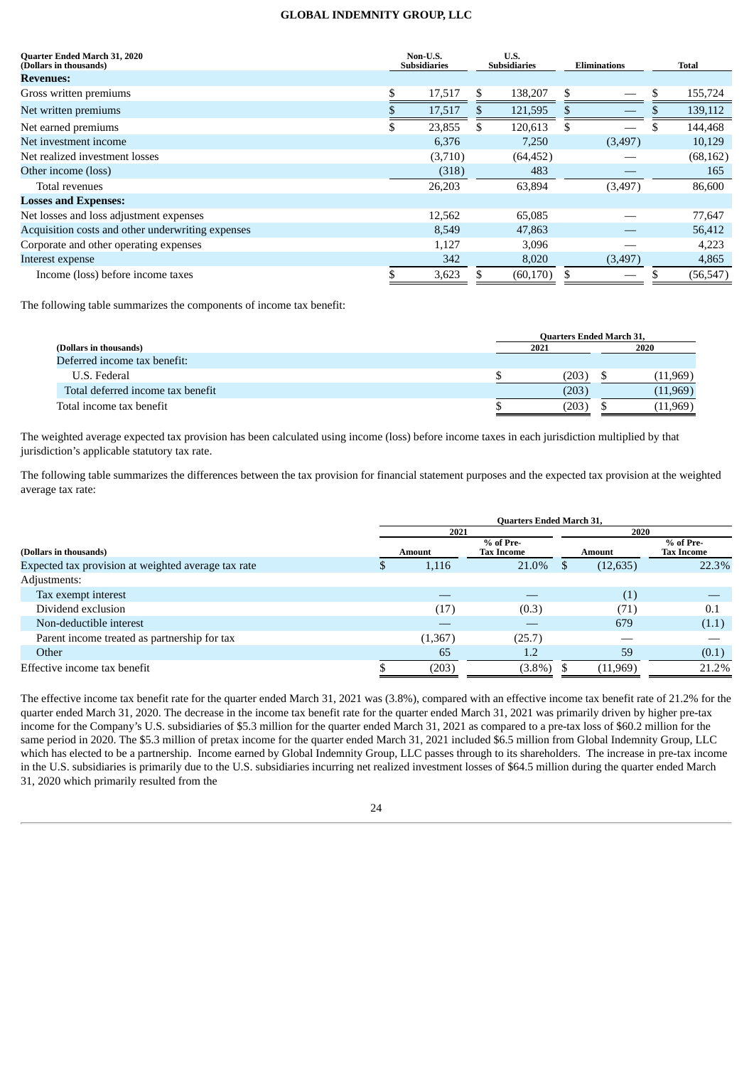| Quarter Ended March 31, 2020 (Dollars in thousands) | Non-U.S. Subsidiaries | U.S. Subsidiaries | Eliminations | Total |
|---|---|---|---|---|
| **Revenues:** | | | | |
| Gross written premiums | $ 17,517 | $ 138,207 | $ — | $ 155,724 |
| Net written premiums | $ 17,517 | $ 121,595 | $ — | $ 139,112 |
| Net earned premiums | $ 23,855 | $ 120,613 | $ — | $ 144,468 |
| Net investment income | 6,376 | 7,250 | (3,497) | 10,129 |
| Net realized investment losses | (3,710) | (64,452) | — | (68,162) |
| Other income (loss) | (318) | 483 | — | 165 |
| Total revenues | 26,203 | 63,894 | (3,497) | 86,600 |
| **Losses and Expenses:** | | | | |
| Net losses and loss adjustment expenses | 12,562 | 65,085 | — | 77,647 |
| Acquisition costs and other underwriting expenses | 8,549 | 47,863 | — | 56,412 |
| Corporate and other operating expenses | 1,127 | 3,096 | — | 4,223 |
| Interest expense | 342 | 8,020 | (3,497) | 4,865 |
| Income (loss) before income taxes | $ 3,623 | $ (60,170) | $ — | $ (56,547) |

The following table summarizes the components of income tax benefit:

| (Dollars in thousands) | Quarters Ended March 31, 2021 | 2020 |
|---|---|---|
| Deferred income tax benefit: | | |
| U.S. Federal | $ (203) | $ (11,969) |
| Total deferred income tax benefit | (203) | (11,969) |
| Total income tax benefit | $ (203) | $ (11,969) |

The weighted average expected tax provision has been calculated using income (loss) before income taxes in each jurisdiction multiplied by that jurisdiction's applicable statutory tax rate.

The following table summarizes the differences between the tax provision for financial statement purposes and the expected tax provision at the weighted average tax rate:

| | Quarters Ended March 31, | | | |
|---|---|---|---|---|
| | 2021 | | 2020 | |
| (Dollars in thousands) | Amount | % of Pre-Tax Income | Amount | % of Pre-Tax Income |
| Expected tax provision at weighted average tax rate | $ 1,116 | 21.0% | $ (12,635) | 22.3% |
| Adjustments: | | | | |
| Tax exempt interest | — | — | (1) | — |
| Dividend exclusion | (17) | (0.3) | (71) | 0.1 |
| Non-deductible interest | — | — | 679 | (1.1) |
| Parent income treated as partnership for tax | (1,367) | (25.7) | — | — |
| Other | 65 | 1.2 | 59 | (0.1) |
| Effective income tax benefit | $ (203) | (3.8%) | $ (11,969) | 21.2% |

The effective income tax benefit rate for the quarter ended March 31, 2021 was (3.8%), compared with an effective income tax benefit rate of 21.2% for the quarter ended March 31, 2020. The decrease in the income tax benefit rate for the quarter ended March 31, 2021 was primarily driven by higher pre-tax income for the Company's U.S. subsidiaries of $5.3 million for the quarter ended March 31, 2021 as compared to a pre-tax loss of $60.2 million for the same period in 2020. The $5.3 million of pretax income for the quarter ended March 31, 2021 included $6.5 million from Global Indemnity Group, LLC which has elected to be a partnership. Income earned by Global Indemnity Group, LLC passes through to its shareholders. The increase in pre-tax income in the U.S. subsidiaries is primarily due to the U.S. subsidiaries incurring net realized investment losses of $64.5 million during the quarter ended March 31, 2020 which primarily resulted from the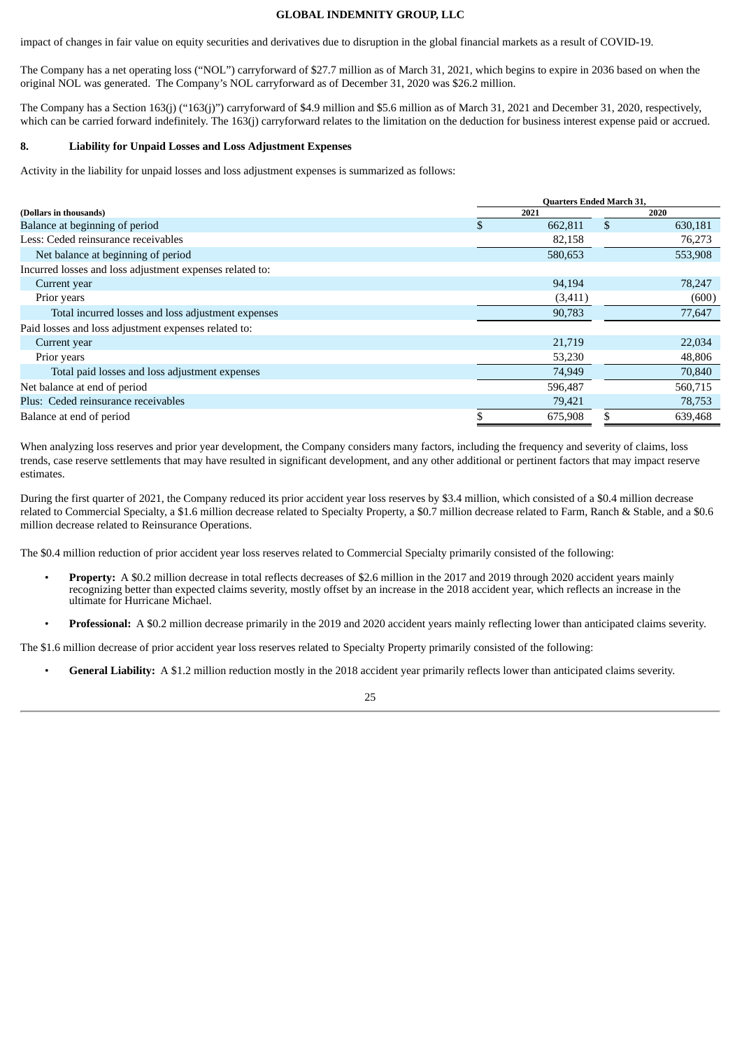impact of changes in fair value on equity securities and derivatives due to disruption in the global financial markets as a result of COVID-19.

The Company has a net operating loss ("NOL") carryforward of $27.7 million as of March 31, 2021, which begins to expire in 2036 based on when the original NOL was generated. The Company's NOL carryforward as of December 31, 2020 was $26.2 million.

The Company has a Section 163(j) ("163(j)") carryforward of $4.9 million and $5.6 million as of March 31, 2021 and December 31, 2020, respectively, which can be carried forward indefinitely. The 163(j) carryforward relates to the limitation on the deduction for business interest expense paid or accrued.

## 8. Liability for Unpaid Losses and Loss Adjustment Expenses

Activity in the liability for unpaid losses and loss adjustment expenses is summarized as follows:

| (Dollars in thousands) | Quarters Ended March 31, 2021 | Quarters Ended March 31, 2020 |
|---|---|---|
| Balance at beginning of period | $ 662,811 | $ 630,181 |
| Less: Ceded reinsurance receivables | 82,158 | 76,273 |
| Net balance at beginning of period | 580,653 | 553,908 |
| Incurred losses and loss adjustment expenses related to: | | |
| Current year | 94,194 | 78,247 |
| Prior years | (3,411) | (600) |
| Total incurred losses and loss adjustment expenses | 90,783 | 77,647 |
| Paid losses and loss adjustment expenses related to: | | |
| Current year | 21,719 | 22,034 |
| Prior years | 53,230 | 48,806 |
| Total paid losses and loss adjustment expenses | 74,949 | 70,840 |
| Net balance at end of period | 596,487 | 560,715 |
| Plus: Ceded reinsurance receivables | 79,421 | 78,753 |
| Balance at end of period | $ 675,908 | $ 639,468 |

When analyzing loss reserves and prior year development, the Company considers many factors, including the frequency and severity of claims, loss trends, case reserve settlements that may have resulted in significant development, and any other additional or pertinent factors that may impact reserve estimates.

During the first quarter of 2021, the Company reduced its prior accident year loss reserves by $3.4 million, which consisted of a $0.4 million decrease related to Commercial Specialty, a $1.6 million decrease related to Specialty Property, a $0.7 million decrease related to Farm, Ranch & Stable, and a $0.6 million decrease related to Reinsurance Operations.

The $0.4 million reduction of prior accident year loss reserves related to Commercial Specialty primarily consisted of the following:

- **Property:** A $0.2 million decrease in total reflects decreases of $2.6 million in the 2017 and 2019 through 2020 accident years mainly recognizing better than expected claims severity, mostly offset by an increase in the 2018 accident year, which reflects an increase in the ultimate for Hurricane Michael.
- **Professional:** A $0.2 million decrease primarily in the 2019 and 2020 accident years mainly reflecting lower than anticipated claims severity.

The $1.6 million decrease of prior accident year loss reserves related to Specialty Property primarily consisted of the following:

- **General Liability:** A $1.2 million reduction mostly in the 2018 accident year primarily reflects lower than anticipated claims severity.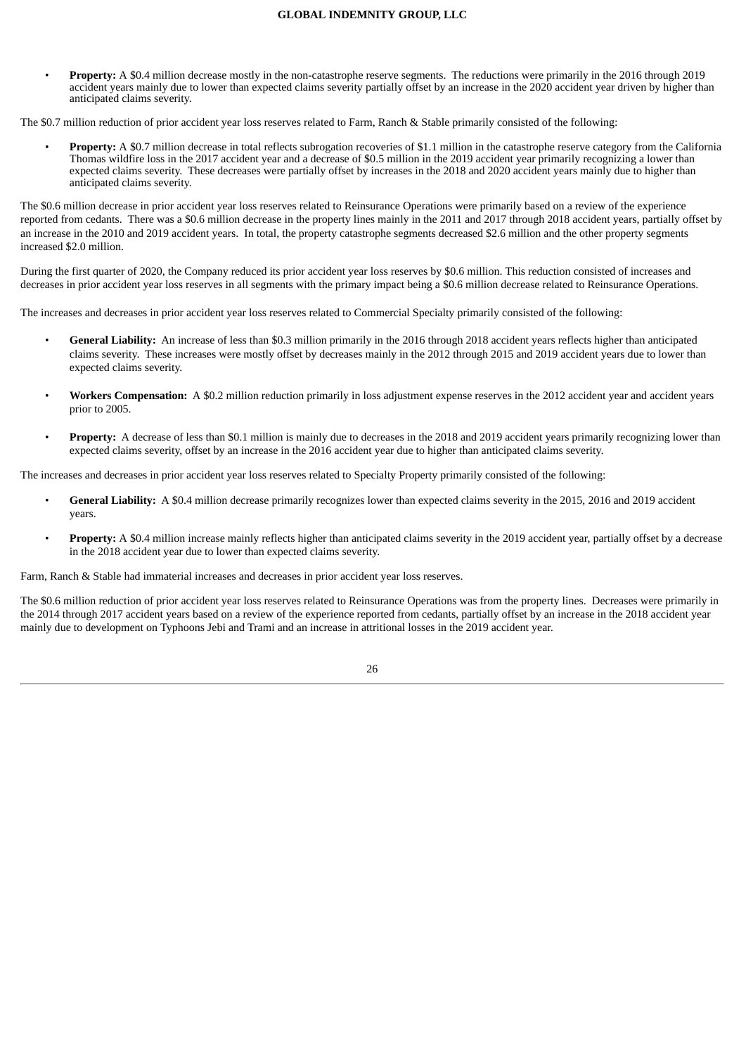- **Property:** A $0.4 million decrease mostly in the non-catastrophe reserve segments. The reductions were primarily in the 2016 through 2019 accident years mainly due to lower than expected claims severity partially offset by an increase in the 2020 accident year driven by higher than anticipated claims severity.

The $0.7 million reduction of prior accident year loss reserves related to Farm, Ranch & Stable primarily consisted of the following:

- **Property:** A $0.7 million decrease in total reflects subrogation recoveries of $1.1 million in the catastrophe reserve category from the California Thomas wildfire loss in the 2017 accident year and a decrease of $0.5 million in the 2019 accident year primarily recognizing a lower than expected claims severity. These decreases were partially offset by increases in the 2018 and 2020 accident years mainly due to higher than anticipated claims severity.

The $0.6 million decrease in prior accident year loss reserves related to Reinsurance Operations were primarily based on a review of the experience reported from cedants. There was a $0.6 million decrease in the property lines mainly in the 2011 and 2017 through 2018 accident years, partially offset by an increase in the 2010 and 2019 accident years. In total, the property catastrophe segments decreased $2.6 million and the other property segments increased $2.0 million.

During the first quarter of 2020, the Company reduced its prior accident year loss reserves by $0.6 million. This reduction consisted of increases and decreases in prior accident year loss reserves in all segments with the primary impact being a $0.6 million decrease related to Reinsurance Operations.

The increases and decreases in prior accident year loss reserves related to Commercial Specialty primarily consisted of the following:

- **General Liability:** An increase of less than $0.3 million primarily in the 2016 through 2018 accident years reflects higher than anticipated claims severity. These increases were mostly offset by decreases mainly in the 2012 through 2015 and 2019 accident years due to lower than expected claims severity.

- **Workers Compensation:** A $0.2 million reduction primarily in loss adjustment expense reserves in the 2012 accident year and accident years prior to 2005.

- **Property:** A decrease of less than $0.1 million is mainly due to decreases in the 2018 and 2019 accident years primarily recognizing lower than expected claims severity, offset by an increase in the 2016 accident year due to higher than anticipated claims severity.

The increases and decreases in prior accident year loss reserves related to Specialty Property primarily consisted of the following:

- **General Liability:** A $0.4 million decrease primarily recognizes lower than expected claims severity in the 2015, 2016 and 2019 accident years.

- **Property:** A $0.4 million increase mainly reflects higher than anticipated claims severity in the 2019 accident year, partially offset by a decrease in the 2018 accident year due to lower than expected claims severity.

Farm, Ranch & Stable had immaterial increases and decreases in prior accident year loss reserves.

The $0.6 million reduction of prior accident year loss reserves related to Reinsurance Operations was from the property lines. Decreases were primarily in the 2014 through 2017 accident years based on a review of the experience reported from cedants, partially offset by an increase in the 2018 accident year mainly due to development on Typhoons Jebi and Trami and an increase in attritional losses in the 2019 accident year.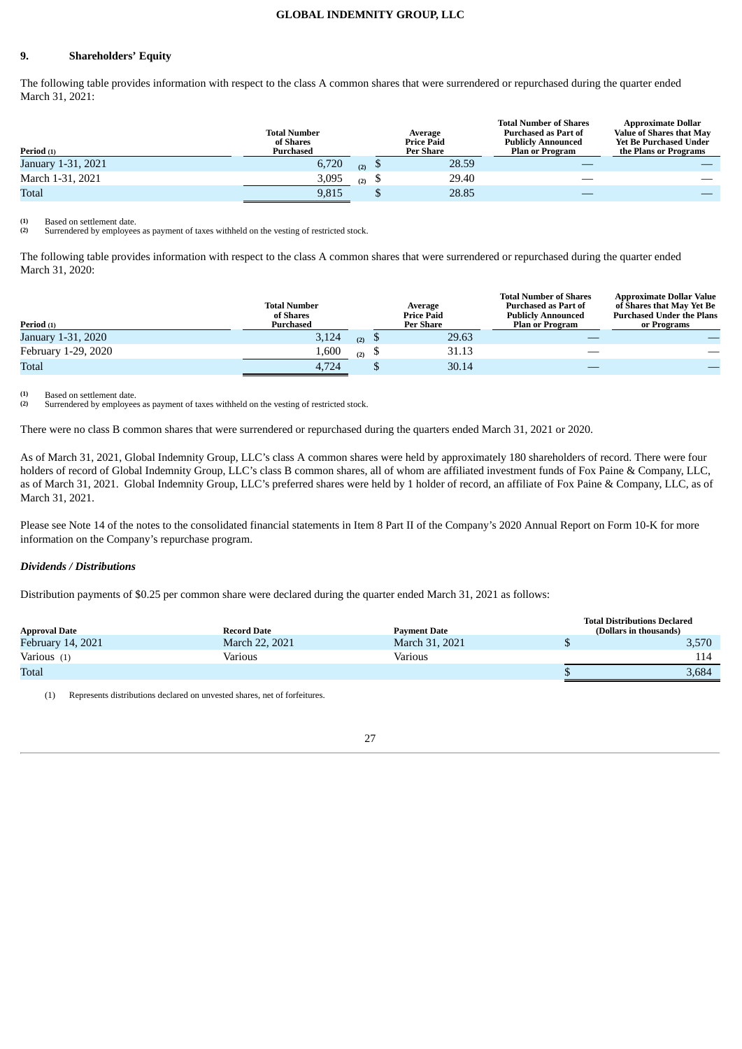## 9. Shareholders' Equity

The following table provides information with respect to the class A common shares that were surrendered or repurchased during the quarter ended March 31, 2021:

| Period (1) | Total Number of Shares Purchased | Average Price Paid Per Share | Total Number of Shares Purchased as Part of Publicly Announced Plan or Program | Approximate Dollar Value of Shares that May Yet Be Purchased Under the Plans or Programs |
|---|---|---|---|---|
| January 1-31, 2021 | 6,720 (2) | $ 28.59 | — | — |
| March 1-31, 2021 | 3,095 (2) | $ 29.40 | — | — |
| Total | 9,815 | $ 28.85 | — | — |

(1) Based on settlement date.
(2) Surrendered by employees as payment of taxes withheld on the vesting of restricted stock.

The following table provides information with respect to the class A common shares that were surrendered or repurchased during the quarter ended March 31, 2020:

| Period (1) | Total Number of Shares Purchased | Average Price Paid Per Share | Total Number of Shares Purchased as Part of Publicly Announced Plan or Program | Approximate Dollar Value of Shares that May Yet Be Purchased Under the Plans or Programs |
|---|---|---|---|---|
| January 1-31, 2020 | 3,124 (2) | $ 29.63 | — | — |
| February 1-29, 2020 | 1,600 (2) | $ 31.13 | — | — |
| Total | 4,724 | $ 30.14 | — | — |

(1) Based on settlement date.
(2) Surrendered by employees as payment of taxes withheld on the vesting of restricted stock.

There were no class B common shares that were surrendered or repurchased during the quarters ended March 31, 2021 or 2020.

As of March 31, 2021, Global Indemnity Group, LLC's class A common shares were held by approximately 180 shareholders of record. There were four holders of record of Global Indemnity Group, LLC's class B common shares, all of whom are affiliated investment funds of Fox Paine & Company, LLC, as of March 31, 2021. Global Indemnity Group, LLC's preferred shares were held by 1 holder of record, an affiliate of Fox Paine & Company, LLC, as of March 31, 2021.

Please see Note 14 of the notes to the consolidated financial statements in Item 8 Part II of the Company's 2020 Annual Report on Form 10-K for more information on the Company's repurchase program.

***Dividends / Distributions***

Distribution payments of $0.25 per common share were declared during the quarter ended March 31, 2021 as follows:

| Approval Date | Record Date | Payment Date | Total Distributions Declared (Dollars in thousands) |
|---|---|---|---|
| February 14, 2021 | March 22, 2021 | March 31, 2021 | $ 3,570 |
| Various (1) | Various | Various | 114 |
| Total | | | $ 3,684 |

(1) Represents distributions declared on unvested shares, net of forfeitures.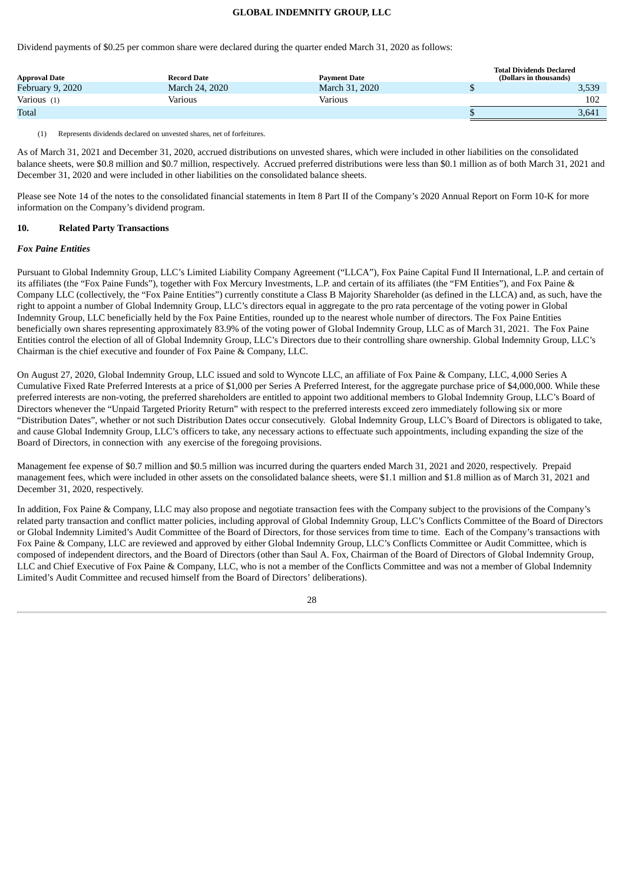Dividend payments of $0.25 per common share were declared during the quarter ended March 31, 2020 as follows:

| Approval Date | Record Date | Payment Date | Total Dividends Declared (Dollars in thousands) |
|---|---|---|---|
| February 9, 2020 | March 24, 2020 | March 31, 2020 | $ 3,539 |
| Various (1) | Various | Various | 102 |
| Total | | | $ 3,641 |

(1) Represents dividends declared on unvested shares, net of forfeitures.

As of March 31, 2021 and December 31, 2020, accrued distributions on unvested shares, which were included in other liabilities on the consolidated balance sheets, were $0.8 million and $0.7 million, respectively. Accrued preferred distributions were less than $0.1 million as of both March 31, 2021 and December 31, 2020 and were included in other liabilities on the consolidated balance sheets.

Please see Note 14 of the notes to the consolidated financial statements in Item 8 Part II of the Company's 2020 Annual Report on Form 10-K for more information on the Company's dividend program.

## 10. Related Party Transactions

### *Fox Paine Entities*

Pursuant to Global Indemnity Group, LLC's Limited Liability Company Agreement ("LLCA"), Fox Paine Capital Fund II International, L.P. and certain of its affiliates (the "Fox Paine Funds"), together with Fox Mercury Investments, L.P. and certain of its affiliates (the "FM Entities"), and Fox Paine & Company LLC (collectively, the "Fox Paine Entities") currently constitute a Class B Majority Shareholder (as defined in the LLCA) and, as such, have the right to appoint a number of Global Indemnity Group, LLC's directors equal in aggregate to the pro rata percentage of the voting power in Global Indemnity Group, LLC beneficially held by the Fox Paine Entities, rounded up to the nearest whole number of directors. The Fox Paine Entities beneficially own shares representing approximately 83.9% of the voting power of Global Indemnity Group, LLC as of March 31, 2021. The Fox Paine Entities control the election of all of Global Indemnity Group, LLC's Directors due to their controlling share ownership. Global Indemnity Group, LLC's Chairman is the chief executive and founder of Fox Paine & Company, LLC.

On August 27, 2020, Global Indemnity Group, LLC issued and sold to Wyncote LLC, an affiliate of Fox Paine & Company, LLC, 4,000 Series A Cumulative Fixed Rate Preferred Interests at a price of $1,000 per Series A Preferred Interest, for the aggregate purchase price of $4,000,000. While these preferred interests are non-voting, the preferred shareholders are entitled to appoint two additional members to Global Indemnity Group, LLC's Board of Directors whenever the "Unpaid Targeted Priority Return" with respect to the preferred interests exceed zero immediately following six or more "Distribution Dates", whether or not such Distribution Dates occur consecutively. Global Indemnity Group, LLC's Board of Directors is obligated to take, and cause Global Indemnity Group, LLC's officers to take, any necessary actions to effectuate such appointments, including expanding the size of the Board of Directors, in connection with any exercise of the foregoing provisions.

Management fee expense of $0.7 million and $0.5 million was incurred during the quarters ended March 31, 2021 and 2020, respectively. Prepaid management fees, which were included in other assets on the consolidated balance sheets, were $1.1 million and $1.8 million as of March 31, 2021 and December 31, 2020, respectively.

In addition, Fox Paine & Company, LLC may also propose and negotiate transaction fees with the Company subject to the provisions of the Company's related party transaction and conflict matter policies, including approval of Global Indemnity Group, LLC's Conflicts Committee of the Board of Directors or Global Indemnity Limited's Audit Committee of the Board of Directors, for those services from time to time. Each of the Company's transactions with Fox Paine & Company, LLC are reviewed and approved by either Global Indemnity Group, LLC's Conflicts Committee or Audit Committee, which is composed of independent directors, and the Board of Directors (other than Saul A. Fox, Chairman of the Board of Directors of Global Indemnity Group, LLC and Chief Executive of Fox Paine & Company, LLC, who is not a member of the Conflicts Committee and was not a member of Global Indemnity Limited's Audit Committee and recused himself from the Board of Directors' deliberations).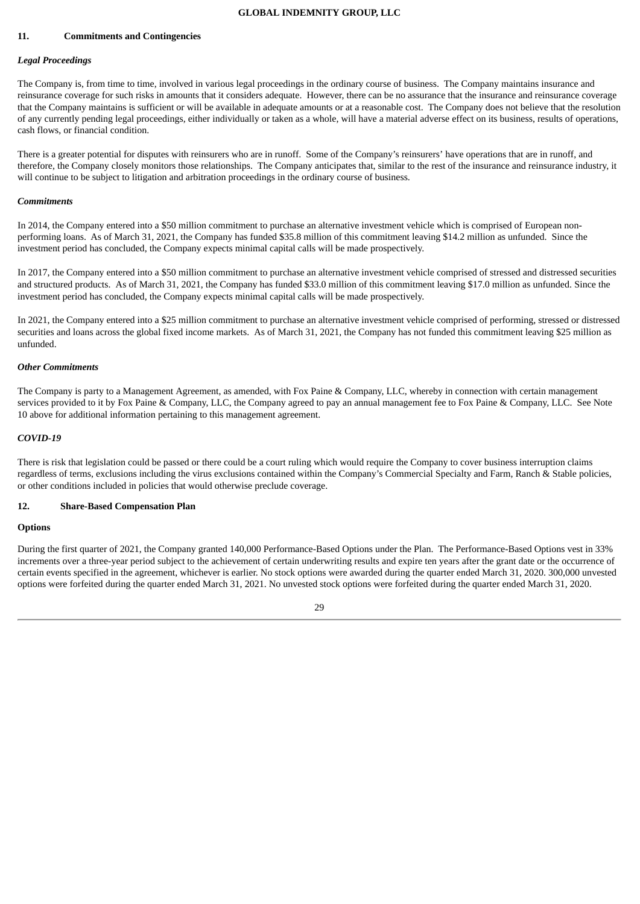## 11. Commitments and Contingencies

### *Legal Proceedings*

The Company is, from time to time, involved in various legal proceedings in the ordinary course of business. The Company maintains insurance and reinsurance coverage for such risks in amounts that it considers adequate. However, there can be no assurance that the insurance and reinsurance coverage that the Company maintains is sufficient or will be available in adequate amounts or at a reasonable cost. The Company does not believe that the resolution of any currently pending legal proceedings, either individually or taken as a whole, will have a material adverse effect on its business, results of operations, cash flows, or financial condition.

There is a greater potential for disputes with reinsurers who are in runoff. Some of the Company's reinsurers' have operations that are in runoff, and therefore, the Company closely monitors those relationships. The Company anticipates that, similar to the rest of the insurance and reinsurance industry, it will continue to be subject to litigation and arbitration proceedings in the ordinary course of business.

### *Commitments*

In 2014, the Company entered into a $50 million commitment to purchase an alternative investment vehicle which is comprised of European non-performing loans. As of March 31, 2021, the Company has funded $35.8 million of this commitment leaving $14.2 million as unfunded. Since the investment period has concluded, the Company expects minimal capital calls will be made prospectively.

In 2017, the Company entered into a $50 million commitment to purchase an alternative investment vehicle comprised of stressed and distressed securities and structured products. As of March 31, 2021, the Company has funded $33.0 million of this commitment leaving $17.0 million as unfunded. Since the investment period has concluded, the Company expects minimal capital calls will be made prospectively.

In 2021, the Company entered into a $25 million commitment to purchase an alternative investment vehicle comprised of performing, stressed or distressed securities and loans across the global fixed income markets. As of March 31, 2021, the Company has not funded this commitment leaving $25 million as unfunded.

### *Other Commitments*

The Company is party to a Management Agreement, as amended, with Fox Paine & Company, LLC, whereby in connection with certain management services provided to it by Fox Paine & Company, LLC, the Company agreed to pay an annual management fee to Fox Paine & Company, LLC. See Note 10 above for additional information pertaining to this management agreement.

### *COVID-19*

There is risk that legislation could be passed or there could be a court ruling which would require the Company to cover business interruption claims regardless of terms, exclusions including the virus exclusions contained within the Company's Commercial Specialty and Farm, Ranch & Stable policies, or other conditions included in policies that would otherwise preclude coverage.

## 12. Share-Based Compensation Plan

### Options

During the first quarter of 2021, the Company granted 140,000 Performance-Based Options under the Plan. The Performance-Based Options vest in 33% increments over a three-year period subject to the achievement of certain underwriting results and expire ten years after the grant date or the occurrence of certain events specified in the agreement, whichever is earlier. No stock options were awarded during the quarter ended March 31, 2020. 300,000 unvested options were forfeited during the quarter ended March 31, 2021. No unvested stock options were forfeited during the quarter ended March 31, 2020.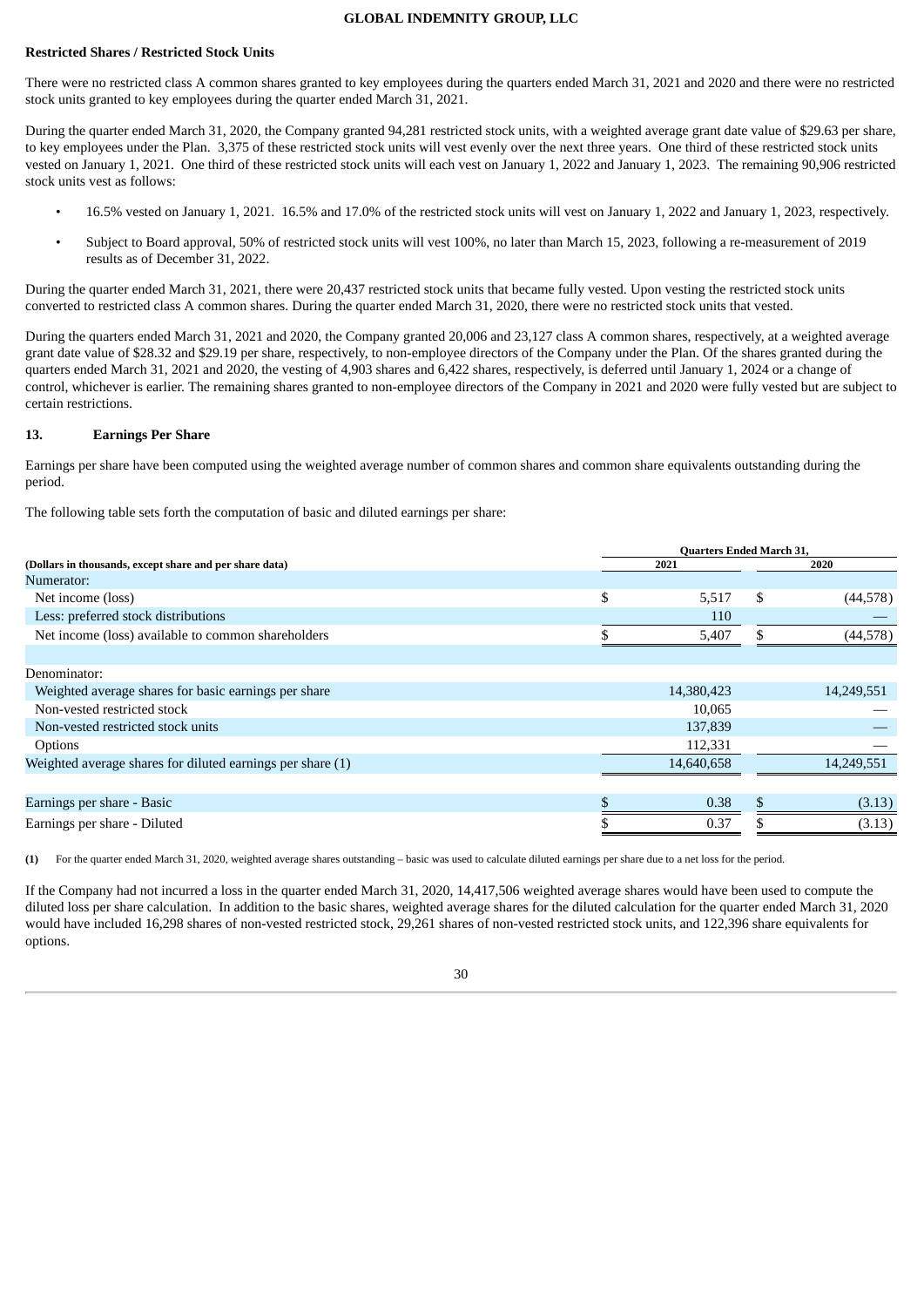**Restricted Shares / Restricted Stock Units**

There were no restricted class A common shares granted to key employees during the quarters ended March 31, 2021 and 2020 and there were no restricted stock units granted to key employees during the quarter ended March 31, 2021.

During the quarter ended March 31, 2020, the Company granted 94,281 restricted stock units, with a weighted average grant date value of $29.63 per share, to key employees under the Plan. 3,375 of these restricted stock units will vest evenly over the next three years. One third of these restricted stock units vested on January 1, 2021. One third of these restricted stock units will each vest on January 1, 2022 and January 1, 2023. The remaining 90,906 restricted stock units vest as follows:

- 16.5% vested on January 1, 2021. 16.5% and 17.0% of the restricted stock units will vest on January 1, 2022 and January 1, 2023, respectively.
- Subject to Board approval, 50% of restricted stock units will vest 100%, no later than March 15, 2023, following a re-measurement of 2019 results as of December 31, 2022.

During the quarter ended March 31, 2021, there were 20,437 restricted stock units that became fully vested. Upon vesting the restricted stock units converted to restricted class A common shares. During the quarter ended March 31, 2020, there were no restricted stock units that vested.

During the quarters ended March 31, 2021 and 2020, the Company granted 20,006 and 23,127 class A common shares, respectively, at a weighted average grant date value of $28.32 and $29.19 per share, respectively, to non-employee directors of the Company under the Plan. Of the shares granted during the quarters ended March 31, 2021 and 2020, the vesting of 4,903 shares and 6,422 shares, respectively, is deferred until January 1, 2024 or a change of control, whichever is earlier. The remaining shares granted to non-employee directors of the Company in 2021 and 2020 were fully vested but are subject to certain restrictions.

## 13. Earnings Per Share

Earnings per share have been computed using the weighted average number of common shares and common share equivalents outstanding during the period.

The following table sets forth the computation of basic and diluted earnings per share:

| (Dollars in thousands, except share and per share data) | Quarters Ended March 31, 2021 | 2020 |
|---|---|---|
| Numerator: | | |
| Net income (loss) | $ 5,517 | $ (44,578) |
| Less: preferred stock distributions | 110 | — |
| Net income (loss) available to common shareholders | $ 5,407 | $ (44,578) |
| | | |
| Denominator: | | |
| Weighted average shares for basic earnings per share | 14,380,423 | 14,249,551 |
| Non-vested restricted stock | 10,065 | — |
| Non-vested restricted stock units | 137,839 | — |
| Options | 112,331 | — |
| Weighted average shares for diluted earnings per share (1) | 14,640,658 | 14,249,551 |
| | | |
| Earnings per share - Basic | $ 0.38 | $ (3.13) |
| Earnings per share - Diluted | $ 0.37 | $ (3.13) |

**(1)** For the quarter ended March 31, 2020, weighted average shares outstanding – basic was used to calculate diluted earnings per share due to a net loss for the period.

If the Company had not incurred a loss in the quarter ended March 31, 2020, 14,417,506 weighted average shares would have been used to compute the diluted loss per share calculation. In addition to the basic shares, weighted average shares for the diluted calculation for the quarter ended March 31, 2020 would have included 16,298 shares of non-vested restricted stock, 29,261 shares of non-vested restricted stock units, and 122,396 share equivalents for options.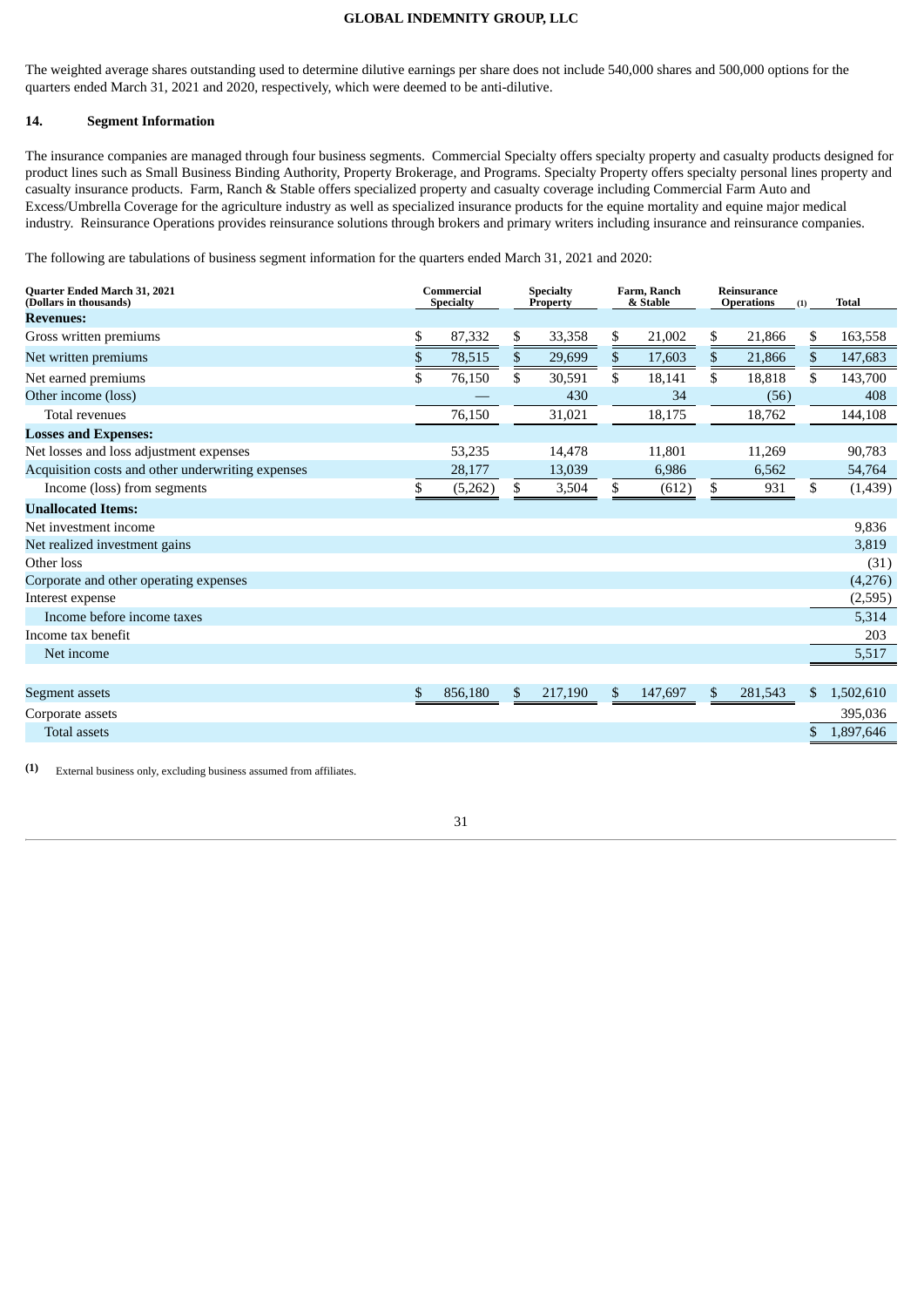The weighted average shares outstanding used to determine dilutive earnings per share does not include 540,000 shares and 500,000 options for the quarters ended March 31, 2021 and 2020, respectively, which were deemed to be anti-dilutive.

## 14. Segment Information

The insurance companies are managed through four business segments. Commercial Specialty offers specialty property and casualty products designed for product lines such as Small Business Binding Authority, Property Brokerage, and Programs. Specialty Property offers specialty personal lines property and casualty insurance products. Farm, Ranch & Stable offers specialized property and casualty coverage including Commercial Farm Auto and Excess/Umbrella Coverage for the agriculture industry as well as specialized insurance products for the equine mortality and equine major medical industry. Reinsurance Operations provides reinsurance solutions through brokers and primary writers including insurance and reinsurance companies.

The following are tabulations of business segment information for the quarters ended March 31, 2021 and 2020:

| Quarter Ended March 31, 2021 (Dollars in thousands) | Commercial Specialty | Specialty Property | Farm, Ranch & Stable | Reinsurance Operations (1) | Total |
|---|---|---|---|---|---|
| **Revenues:** | | | | | |
| Gross written premiums | $ 87,332 | $ 33,358 | $ 21,002 | $ 21,866 | $ 163,558 |
| Net written premiums | $ 78,515 | $ 29,699 | $ 17,603 | $ 21,866 | $ 147,683 |
| Net earned premiums | $ 76,150 | $ 30,591 | $ 18,141 | $ 18,818 | $ 143,700 |
| Other income (loss) | — | 430 | 34 | (56) | 408 |
| Total revenues | 76,150 | 31,021 | 18,175 | 18,762 | 144,108 |
| **Losses and Expenses:** | | | | | |
| Net losses and loss adjustment expenses | 53,235 | 14,478 | 11,801 | 11,269 | 90,783 |
| Acquisition costs and other underwriting expenses | 28,177 | 13,039 | 6,986 | 6,562 | 54,764 |
| Income (loss) from segments | $ (5,262) | $ 3,504 | $ (612) | $ 931 | $ (1,439) |
| **Unallocated Items:** | | | | | |
| Net investment income | | | | | 9,836 |
| Net realized investment gains | | | | | 3,819 |
| Other loss | | | | | (31) |
| Corporate and other operating expenses | | | | | (4,276) |
| Interest expense | | | | | (2,595) |
| Income before income taxes | | | | | 5,314 |
| Income tax benefit | | | | | 203 |
| Net income | | | | | 5,517 |
| | | | | | |
| Segment assets | $ 856,180 | $ 217,190 | $ 147,697 | $ 281,543 | $ 1,502,610 |
| Corporate assets | | | | | 395,036 |
| Total assets | | | | | $ 1,897,646 |

(1) External business only, excluding business assumed from affiliates.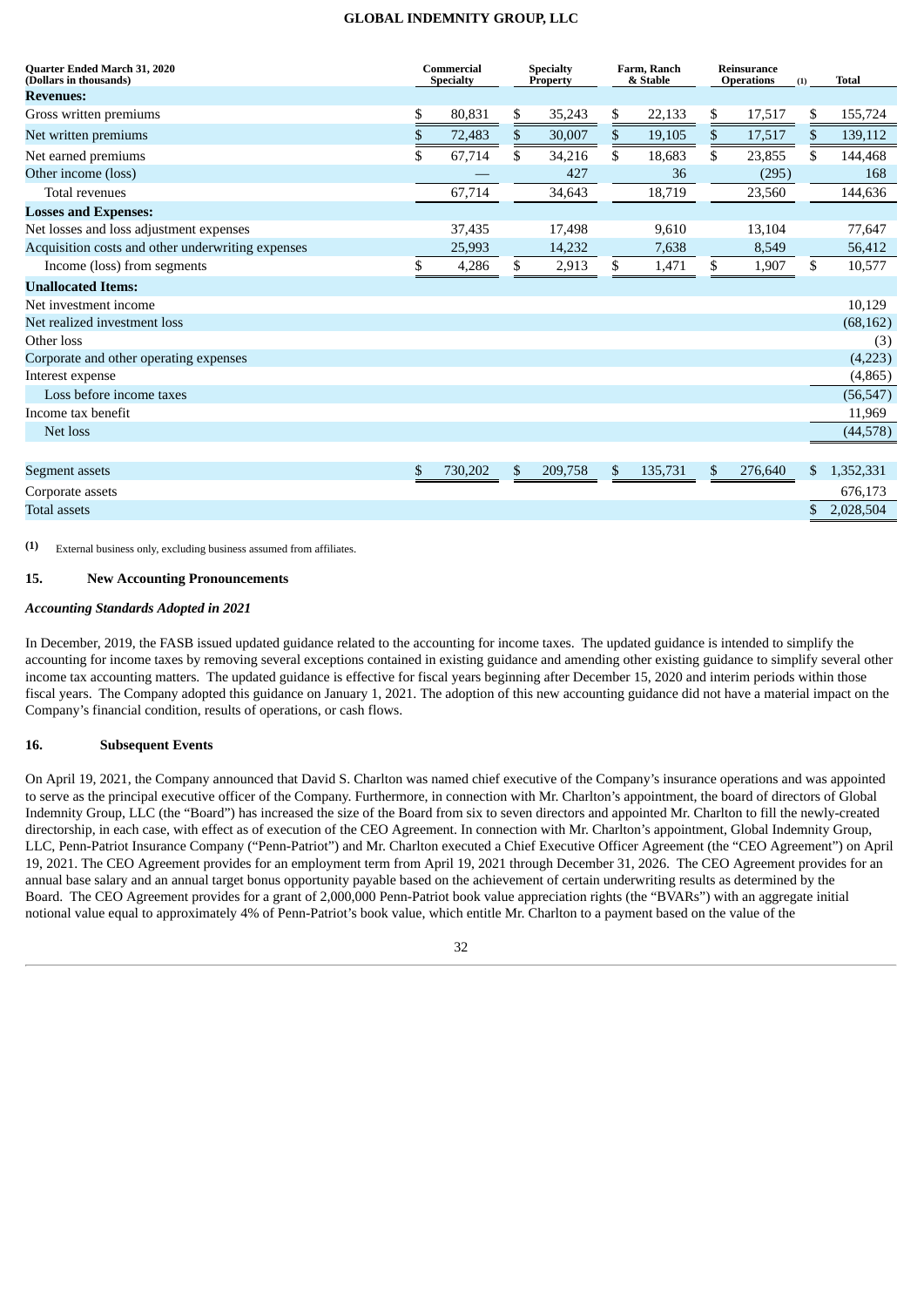| Quarter Ended March 31, 2020 (Dollars in thousands) | Commercial Specialty | Specialty Property | Farm, Ranch & Stable | Reinsurance Operations (1) | Total |
|---|---|---|---|---|---|
| **Revenues:** | | | | | |
| Gross written premiums | $ 80,831 | $ 35,243 | $ 22,133 | $ 17,517 | $ 155,724 |
| Net written premiums | $ 72,483 | $ 30,007 | $ 19,105 | $ 17,517 | $ 139,112 |
| Net earned premiums | $ 67,714 | $ 34,216 | $ 18,683 | $ 23,855 | $ 144,468 |
| Other income (loss) | — | 427 | 36 | (295) | 168 |
| Total revenues | 67,714 | 34,643 | 18,719 | 23,560 | 144,636 |
| **Losses and Expenses:** | | | | | |
| Net losses and loss adjustment expenses | 37,435 | 17,498 | 9,610 | 13,104 | 77,647 |
| Acquisition costs and other underwriting expenses | 25,993 | 14,232 | 7,638 | 8,549 | 56,412 |
| Income (loss) from segments | $ 4,286 | $ 2,913 | $ 1,471 | $ 1,907 | $ 10,577 |
| **Unallocated Items:** | | | | | |
| Net investment income | | | | | 10,129 |
| Net realized investment loss | | | | | (68,162) |
| Other loss | | | | | (3) |
| Corporate and other operating expenses | | | | | (4,223) |
| Interest expense | | | | | (4,865) |
| Loss before income taxes | | | | | (56,547) |
| Income tax benefit | | | | | 11,969 |
| Net loss | | | | | (44,578) |
| | | | | | |
| Segment assets | $ 730,202 | $ 209,758 | $ 135,731 | $ 276,640 | $ 1,352,331 |
| Corporate assets | | | | | 676,173 |
| Total assets | | | | | $ 2,028,504 |

(1) External business only, excluding business assumed from affiliates.

## 15. New Accounting Pronouncements

***Accounting Standards Adopted in 2021***

In December, 2019, the FASB issued updated guidance related to the accounting for income taxes. The updated guidance is intended to simplify the accounting for income taxes by removing several exceptions contained in existing guidance and amending other existing guidance to simplify several other income tax accounting matters. The updated guidance is effective for fiscal years beginning after December 15, 2020 and interim periods within those fiscal years. The Company adopted this guidance on January 1, 2021. The adoption of this new accounting guidance did not have a material impact on the Company's financial condition, results of operations, or cash flows.

## 16. Subsequent Events

On April 19, 2021, the Company announced that David S. Charlton was named chief executive of the Company's insurance operations and was appointed to serve as the principal executive officer of the Company. Furthermore, in connection with Mr. Charlton's appointment, the board of directors of Global Indemnity Group, LLC (the "Board") has increased the size of the Board from six to seven directors and appointed Mr. Charlton to fill the newly-created directorship, in each case, with effect as of execution of the CEO Agreement. In connection with Mr. Charlton's appointment, Global Indemnity Group, LLC, Penn-Patriot Insurance Company ("Penn-Patriot") and Mr. Charlton executed a Chief Executive Officer Agreement (the "CEO Agreement") on April 19, 2021. The CEO Agreement provides for an employment term from April 19, 2021 through December 31, 2026. The CEO Agreement provides for an annual base salary and an annual target bonus opportunity payable based on the achievement of certain underwriting results as determined by the Board. The CEO Agreement provides for a grant of 2,000,000 Penn-Patriot book value appreciation rights (the "BVARs") with an aggregate initial notional value equal to approximately 4% of Penn-Patriot's book value, which entitle Mr. Charlton to a payment based on the value of the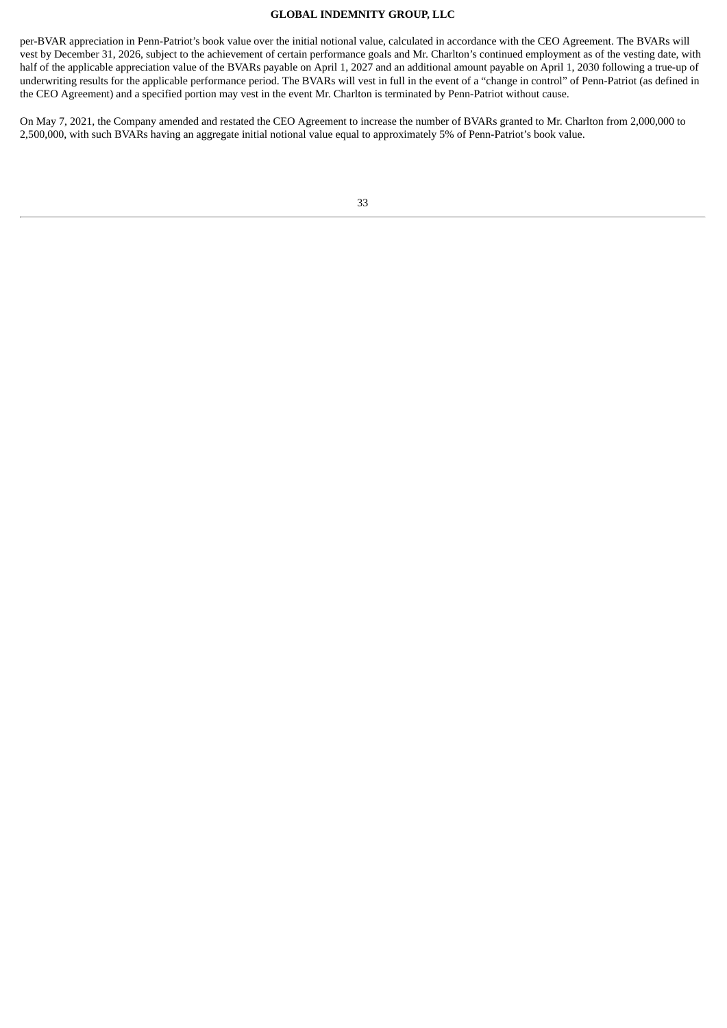per-BVAR appreciation in Penn-Patriot's book value over the initial notional value, calculated in accordance with the CEO Agreement. The BVARs will vest by December 31, 2026, subject to the achievement of certain performance goals and Mr. Charlton's continued employment as of the vesting date, with half of the applicable appreciation value of the BVARs payable on April 1, 2027 and an additional amount payable on April 1, 2030 following a true-up of underwriting results for the applicable performance period. The BVARs will vest in full in the event of a "change in control" of Penn-Patriot (as defined in the CEO Agreement) and a specified portion may vest in the event Mr. Charlton is terminated by Penn-Patriot without cause.

On May 7, 2021, the Company amended and restated the CEO Agreement to increase the number of BVARs granted to Mr. Charlton from 2,000,000 to 2,500,000, with such BVARs having an aggregate initial notional value equal to approximately 5% of Penn-Patriot's book value.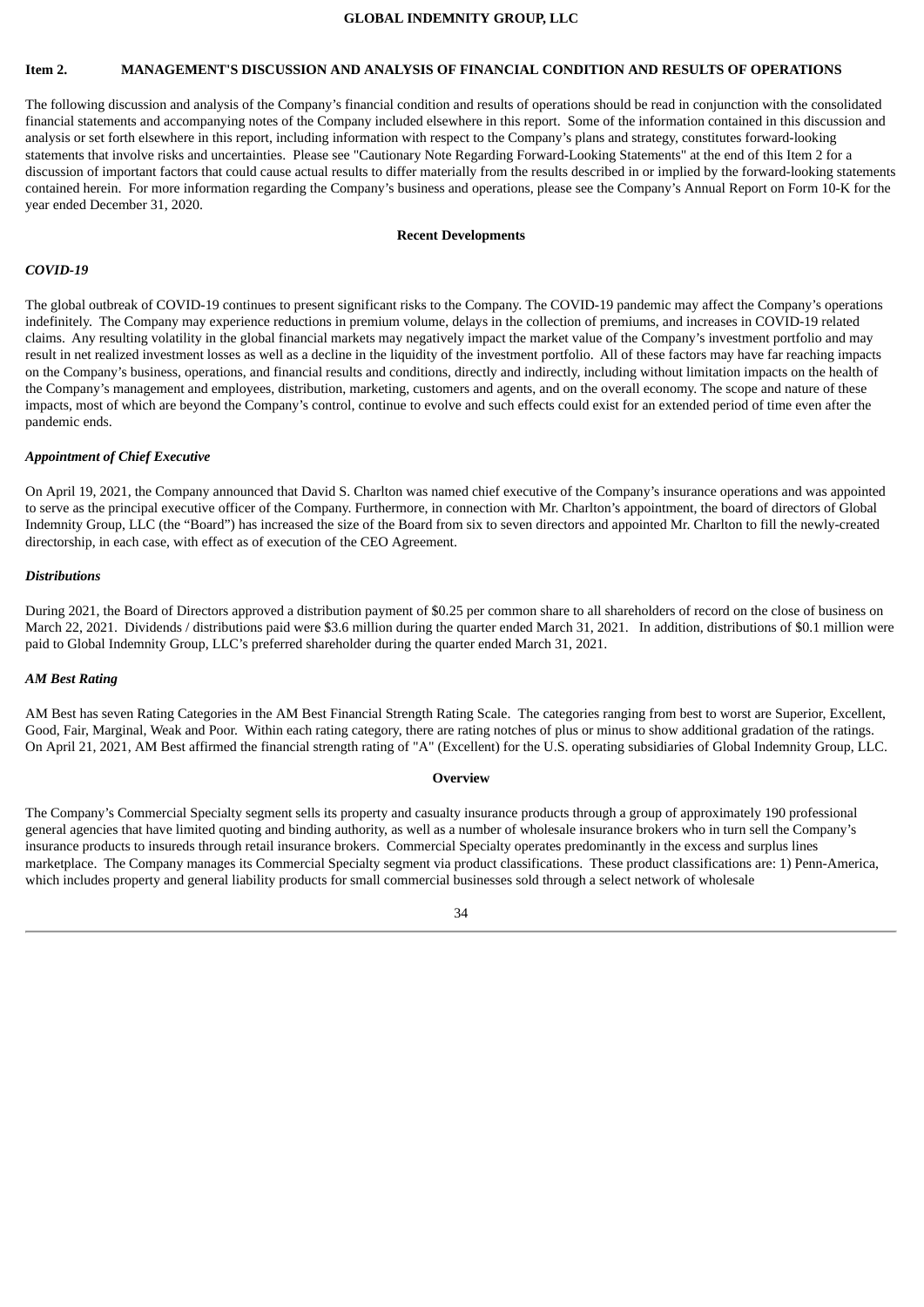## Item 2. MANAGEMENT'S DISCUSSION AND ANALYSIS OF FINANCIAL CONDITION AND RESULTS OF OPERATIONS

The following discussion and analysis of the Company's financial condition and results of operations should be read in conjunction with the consolidated financial statements and accompanying notes of the Company included elsewhere in this report. Some of the information contained in this discussion and analysis or set forth elsewhere in this report, including information with respect to the Company's plans and strategy, constitutes forward-looking statements that involve risks and uncertainties. Please see "Cautionary Note Regarding Forward-Looking Statements" at the end of this Item 2 for a discussion of important factors that could cause actual results to differ materially from the results described in or implied by the forward-looking statements contained herein. For more information regarding the Company's business and operations, please see the Company's Annual Report on Form 10-K for the year ended December 31, 2020.

### Recent Developments

***COVID-19***

The global outbreak of COVID-19 continues to present significant risks to the Company. The COVID-19 pandemic may affect the Company's operations indefinitely. The Company may experience reductions in premium volume, delays in the collection of premiums, and increases in COVID-19 related claims. Any resulting volatility in the global financial markets may negatively impact the market value of the Company's investment portfolio and may result in net realized investment losses as well as a decline in the liquidity of the investment portfolio. All of these factors may have far reaching impacts on the Company's business, operations, and financial results and conditions, directly and indirectly, including without limitation impacts on the health of the Company's management and employees, distribution, marketing, customers and agents, and on the overall economy. The scope and nature of these impacts, most of which are beyond the Company's control, continue to evolve and such effects could exist for an extended period of time even after the pandemic ends.

***Appointment of Chief Executive***

On April 19, 2021, the Company announced that David S. Charlton was named chief executive of the Company's insurance operations and was appointed to serve as the principal executive officer of the Company. Furthermore, in connection with Mr. Charlton's appointment, the board of directors of Global Indemnity Group, LLC (the "Board") has increased the size of the Board from six to seven directors and appointed Mr. Charlton to fill the newly-created directorship, in each case, with effect as of execution of the CEO Agreement.

***Distributions***

During 2021, the Board of Directors approved a distribution payment of $0.25 per common share to all shareholders of record on the close of business on March 22, 2021. Dividends / distributions paid were $3.6 million during the quarter ended March 31, 2021. In addition, distributions of $0.1 million were paid to Global Indemnity Group, LLC's preferred shareholder during the quarter ended March 31, 2021.

***AM Best Rating***

AM Best has seven Rating Categories in the AM Best Financial Strength Rating Scale. The categories ranging from best to worst are Superior, Excellent, Good, Fair, Marginal, Weak and Poor. Within each rating category, there are rating notches of plus or minus to show additional gradation of the ratings. On April 21, 2021, AM Best affirmed the financial strength rating of "A" (Excellent) for the U.S. operating subsidiaries of Global Indemnity Group, LLC.

### Overview

The Company's Commercial Specialty segment sells its property and casualty insurance products through a group of approximately 190 professional general agencies that have limited quoting and binding authority, as well as a number of wholesale insurance brokers who in turn sell the Company's insurance products to insureds through retail insurance brokers. Commercial Specialty operates predominantly in the excess and surplus lines marketplace. The Company manages its Commercial Specialty segment via product classifications. These product classifications are: 1) Penn-America, which includes property and general liability products for small commercial businesses sold through a select network of wholesale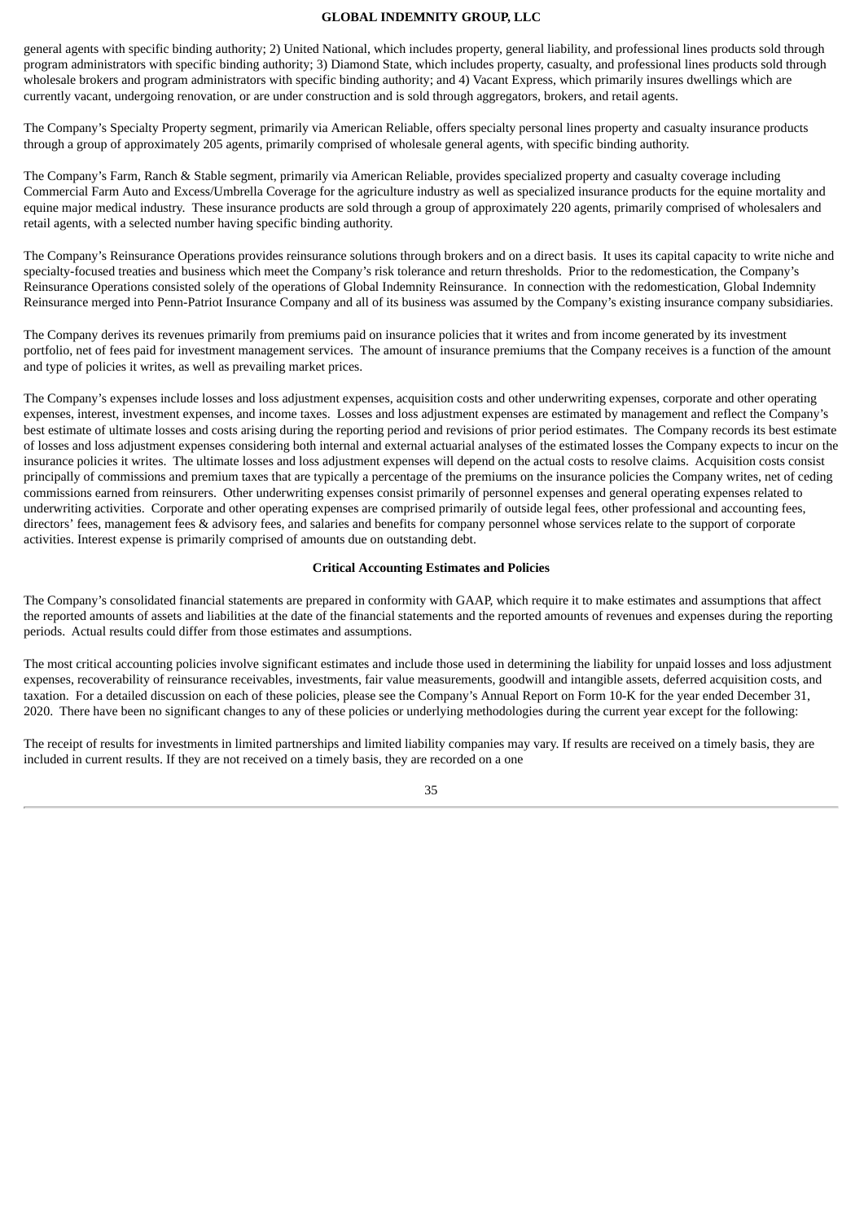general agents with specific binding authority; 2) United National, which includes property, general liability, and professional lines products sold through program administrators with specific binding authority; 3) Diamond State, which includes property, casualty, and professional lines products sold through wholesale brokers and program administrators with specific binding authority; and 4) Vacant Express, which primarily insures dwellings which are currently vacant, undergoing renovation, or are under construction and is sold through aggregators, brokers, and retail agents.

The Company's Specialty Property segment, primarily via American Reliable, offers specialty personal lines property and casualty insurance products through a group of approximately 205 agents, primarily comprised of wholesale general agents, with specific binding authority.

The Company's Farm, Ranch & Stable segment, primarily via American Reliable, provides specialized property and casualty coverage including Commercial Farm Auto and Excess/Umbrella Coverage for the agriculture industry as well as specialized insurance products for the equine mortality and equine major medical industry. These insurance products are sold through a group of approximately 220 agents, primarily comprised of wholesalers and retail agents, with a selected number having specific binding authority.

The Company's Reinsurance Operations provides reinsurance solutions through brokers and on a direct basis. It uses its capital capacity to write niche and specialty-focused treaties and business which meet the Company's risk tolerance and return thresholds. Prior to the redomestication, the Company's Reinsurance Operations consisted solely of the operations of Global Indemnity Reinsurance. In connection with the redomestication, Global Indemnity Reinsurance merged into Penn-Patriot Insurance Company and all of its business was assumed by the Company's existing insurance company subsidiaries.

The Company derives its revenues primarily from premiums paid on insurance policies that it writes and from income generated by its investment portfolio, net of fees paid for investment management services. The amount of insurance premiums that the Company receives is a function of the amount and type of policies it writes, as well as prevailing market prices.

The Company's expenses include losses and loss adjustment expenses, acquisition costs and other underwriting expenses, corporate and other operating expenses, interest, investment expenses, and income taxes. Losses and loss adjustment expenses are estimated by management and reflect the Company's best estimate of ultimate losses and costs arising during the reporting period and revisions of prior period estimates. The Company records its best estimate of losses and loss adjustment expenses considering both internal and external actuarial analyses of the estimated losses the Company expects to incur on the insurance policies it writes. The ultimate losses and loss adjustment expenses will depend on the actual costs to resolve claims. Acquisition costs consist principally of commissions and premium taxes that are typically a percentage of the premiums on the insurance policies the Company writes, net of ceding commissions earned from reinsurers. Other underwriting expenses consist primarily of personnel expenses and general operating expenses related to underwriting activities. Corporate and other operating expenses are comprised primarily of outside legal fees, other professional and accounting fees, directors' fees, management fees & advisory fees, and salaries and benefits for company personnel whose services relate to the support of corporate activities. Interest expense is primarily comprised of amounts due on outstanding debt.

## Critical Accounting Estimates and Policies

The Company's consolidated financial statements are prepared in conformity with GAAP, which require it to make estimates and assumptions that affect the reported amounts of assets and liabilities at the date of the financial statements and the reported amounts of revenues and expenses during the reporting periods. Actual results could differ from those estimates and assumptions.

The most critical accounting policies involve significant estimates and include those used in determining the liability for unpaid losses and loss adjustment expenses, recoverability of reinsurance receivables, investments, fair value measurements, goodwill and intangible assets, deferred acquisition costs, and taxation. For a detailed discussion on each of these policies, please see the Company's Annual Report on Form 10-K for the year ended December 31, 2020. There have been no significant changes to any of these policies or underlying methodologies during the current year except for the following:

The receipt of results for investments in limited partnerships and limited liability companies may vary. If results are received on a timely basis, they are included in current results. If they are not received on a timely basis, they are recorded on a one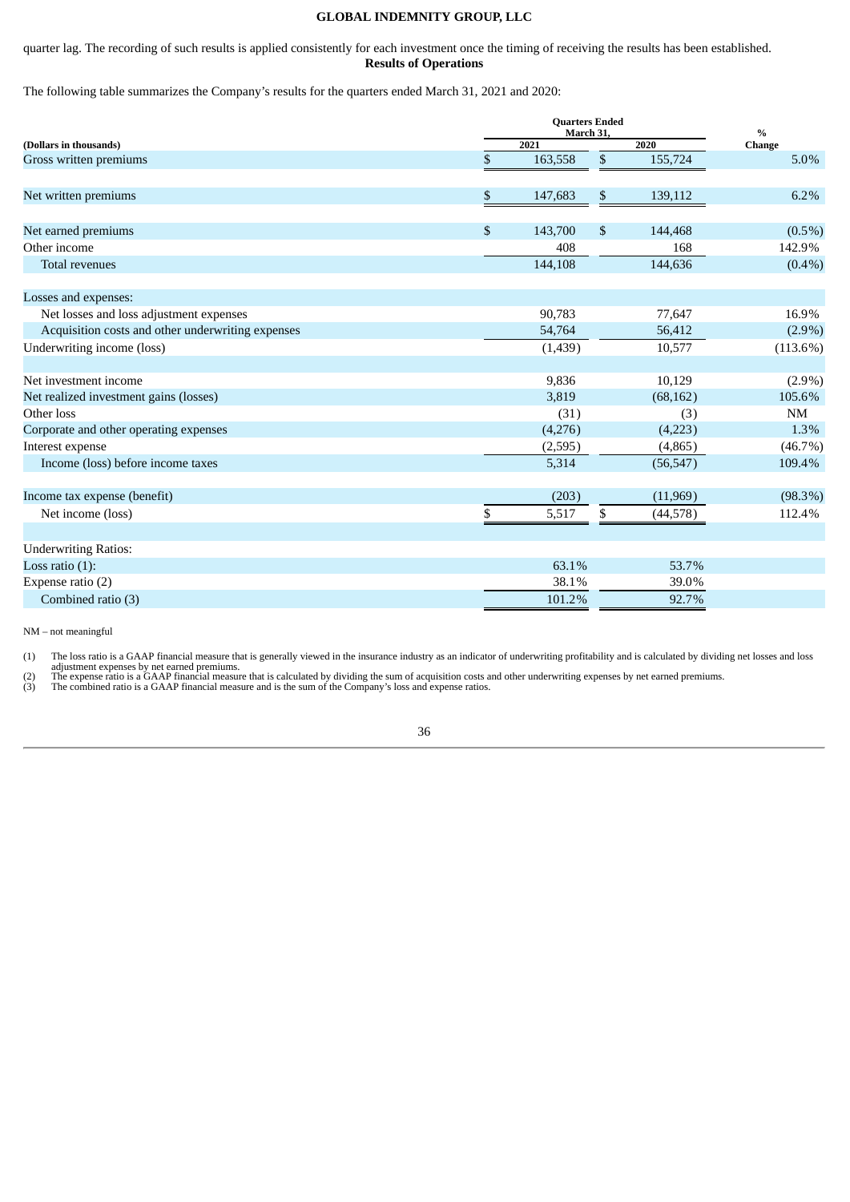quarter lag. The recording of such results is applied consistently for each investment once the timing of receiving the results has been established.

## Results of Operations

The following table summarizes the Company's results for the quarters ended March 31, 2021 and 2020:

| (Dollars in thousands) | Quarters Ended March 31, 2021 | 2020 | % Change |
|---|---|---|---|
| Gross written premiums | $ 163,558 | $ 155,724 | 5.0% |
| Net written premiums | $ 147,683 | $ 139,112 | 6.2% |
| Net earned premiums | $ 143,700 | $ 144,468 | (0.5%) |
| Other income | 408 | 168 | 142.9% |
| Total revenues | 144,108 | 144,636 | (0.4%) |
| Losses and expenses: | | | |
| Net losses and loss adjustment expenses | 90,783 | 77,647 | 16.9% |
| Acquisition costs and other underwriting expenses | 54,764 | 56,412 | (2.9%) |
| Underwriting income (loss) | (1,439) | 10,577 | (113.6%) |
| Net investment income | 9,836 | 10,129 | (2.9%) |
| Net realized investment gains (losses) | 3,819 | (68,162) | 105.6% |
| Other loss | (31) | (3) | NM |
| Corporate and other operating expenses | (4,276) | (4,223) | 1.3% |
| Interest expense | (2,595) | (4,865) | (46.7%) |
| Income (loss) before income taxes | 5,314 | (56,547) | 109.4% |
| Income tax expense (benefit) | (203) | (11,969) | (98.3%) |
| Net income (loss) | $ 5,517 | $ (44,578) | 112.4% |
| Underwriting Ratios: | | | |
| Loss ratio (1): | 63.1% | 53.7% | |
| Expense ratio (2) | 38.1% | 39.0% | |
| Combined ratio (3) | 101.2% | 92.7% | |

NM – not meaningful

(1) The loss ratio is a GAAP financial measure that is generally viewed in the insurance industry as an indicator of underwriting profitability and is calculated by dividing net losses and loss adjustment expenses by net earned premiums.
(2) The expense ratio is a GAAP financial measure that is calculated by dividing the sum of acquisition costs and other underwriting expenses by net earned premiums.
(3) The combined ratio is a GAAP financial measure and is the sum of the Company's loss and expense ratios.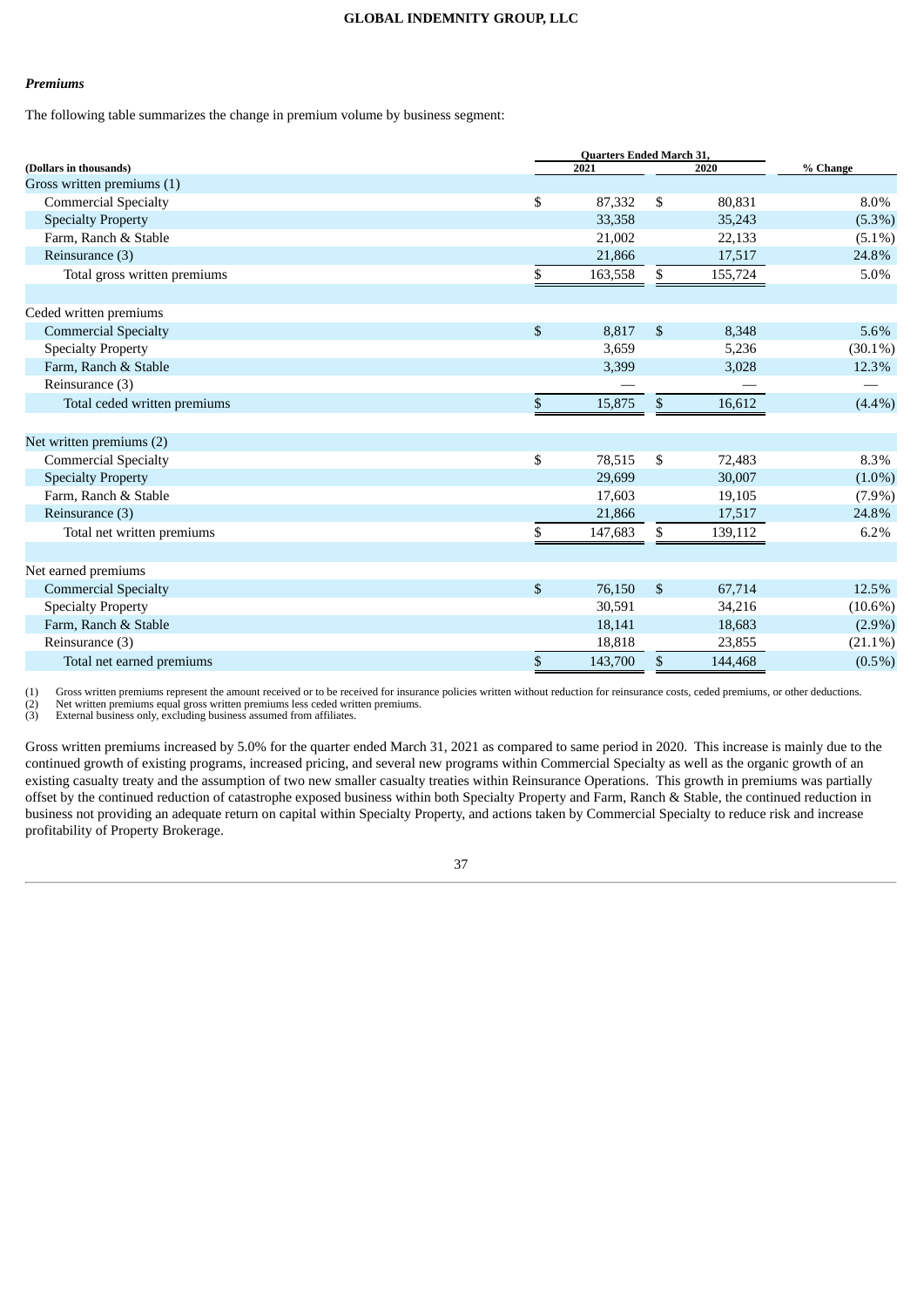***Premiums***

The following table summarizes the change in premium volume by business segment:

| (Dollars in thousands) | Quarters Ended March 31, 2021 | 2020 | % Change |
|---|---|---|---|
| Gross written premiums (1) | | | |
| Commercial Specialty | $ 87,332 | $ 80,831 | 8.0% |
| Specialty Property | 33,358 | 35,243 | (5.3%) |
| Farm, Ranch & Stable | 21,002 | 22,133 | (5.1%) |
| Reinsurance (3) | 21,866 | 17,517 | 24.8% |
| Total gross written premiums | $ 163,558 | $ 155,724 | 5.0% |
| | | | |
| Ceded written premiums | | | |
| Commercial Specialty | $ 8,817 | $ 8,348 | 5.6% |
| Specialty Property | 3,659 | 5,236 | (30.1%) |
| Farm, Ranch & Stable | 3,399 | 3,028 | 12.3% |
| Reinsurance (3) | — | — | — |
| Total ceded written premiums | $ 15,875 | $ 16,612 | (4.4%) |
| | | | |
| Net written premiums (2) | | | |
| Commercial Specialty | $ 78,515 | $ 72,483 | 8.3% |
| Specialty Property | 29,699 | 30,007 | (1.0%) |
| Farm, Ranch & Stable | 17,603 | 19,105 | (7.9%) |
| Reinsurance (3) | 21,866 | 17,517 | 24.8% |
| Total net written premiums | $ 147,683 | $ 139,112 | 6.2% |
| | | | |
| Net earned premiums | | | |
| Commercial Specialty | $ 76,150 | $ 67,714 | 12.5% |
| Specialty Property | 30,591 | 34,216 | (10.6%) |
| Farm, Ranch & Stable | 18,141 | 18,683 | (2.9%) |
| Reinsurance (3) | 18,818 | 23,855 | (21.1%) |
| Total net earned premiums | $ 143,700 | $ 144,468 | (0.5%) |

(1) Gross written premiums represent the amount received or to be received for insurance policies written without reduction for reinsurance costs, ceded premiums, or other deductions.
(2) Net written premiums equal gross written premiums less ceded written premiums.
(3) External business only, excluding business assumed from affiliates.

Gross written premiums increased by 5.0% for the quarter ended March 31, 2021 as compared to same period in 2020. This increase is mainly due to the continued growth of existing programs, increased pricing, and several new programs within Commercial Specialty as well as the organic growth of an existing casualty treaty and the assumption of two new smaller casualty treaties within Reinsurance Operations. This growth in premiums was partially offset by the continued reduction of catastrophe exposed business within both Specialty Property and Farm, Ranch & Stable, the continued reduction in business not providing an adequate return on capital within Specialty Property, and actions taken by Commercial Specialty to reduce risk and increase profitability of Property Brokerage.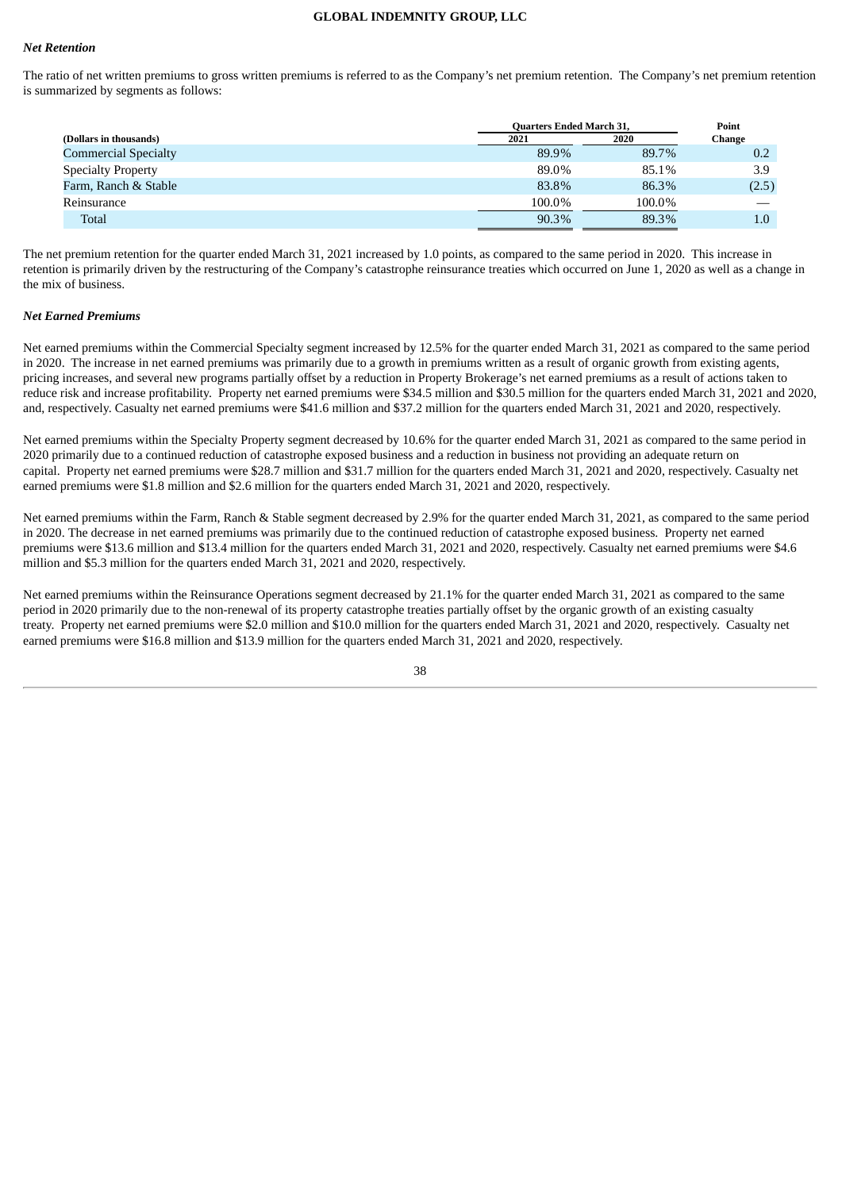### *Net Retention*

The ratio of net written premiums to gross written premiums is referred to as the Company's net premium retention. The Company's net premium retention is summarized by segments as follows:

| | Quarters Ended March 31, | | Point |
|---|---|---|---|
| **(Dollars in thousands)** | **2021** | **2020** | **Change** |
| Commercial Specialty | 89.9% | 89.7% | 0.2 |
| Specialty Property | 89.0% | 85.1% | 3.9 |
| Farm, Ranch & Stable | 83.8% | 86.3% | (2.5) |
| Reinsurance | 100.0% | 100.0% | — |
| Total | 90.3% | 89.3% | 1.0 |

The net premium retention for the quarter ended March 31, 2021 increased by 1.0 points, as compared to the same period in 2020. This increase in retention is primarily driven by the restructuring of the Company's catastrophe reinsurance treaties which occurred on June 1, 2020 as well as a change in the mix of business.

### *Net Earned Premiums*

Net earned premiums within the Commercial Specialty segment increased by 12.5% for the quarter ended March 31, 2021 as compared to the same period in 2020. The increase in net earned premiums was primarily due to a growth in premiums written as a result of organic growth from existing agents, pricing increases, and several new programs partially offset by a reduction in Property Brokerage's net earned premiums as a result of actions taken to reduce risk and increase profitability. Property net earned premiums were $34.5 million and $30.5 million for the quarters ended March 31, 2021 and 2020, and, respectively. Casualty net earned premiums were $41.6 million and $37.2 million for the quarters ended March 31, 2021 and 2020, respectively.

Net earned premiums within the Specialty Property segment decreased by 10.6% for the quarter ended March 31, 2021 as compared to the same period in 2020 primarily due to a continued reduction of catastrophe exposed business and a reduction in business not providing an adequate return on capital. Property net earned premiums were $28.7 million and $31.7 million for the quarters ended March 31, 2021 and 2020, respectively. Casualty net earned premiums were $1.8 million and $2.6 million for the quarters ended March 31, 2021 and 2020, respectively.

Net earned premiums within the Farm, Ranch & Stable segment decreased by 2.9% for the quarter ended March 31, 2021, as compared to the same period in 2020. The decrease in net earned premiums was primarily due to the continued reduction of catastrophe exposed business. Property net earned premiums were $13.6 million and $13.4 million for the quarters ended March 31, 2021 and 2020, respectively. Casualty net earned premiums were $4.6 million and $5.3 million for the quarters ended March 31, 2021 and 2020, respectively.

Net earned premiums within the Reinsurance Operations segment decreased by 21.1% for the quarter ended March 31, 2021 as compared to the same period in 2020 primarily due to the non-renewal of its property catastrophe treaties partially offset by the organic growth of an existing casualty treaty. Property net earned premiums were $2.0 million and $10.0 million for the quarters ended March 31, 2021 and 2020, respectively. Casualty net earned premiums were $16.8 million and $13.9 million for the quarters ended March 31, 2021 and 2020, respectively.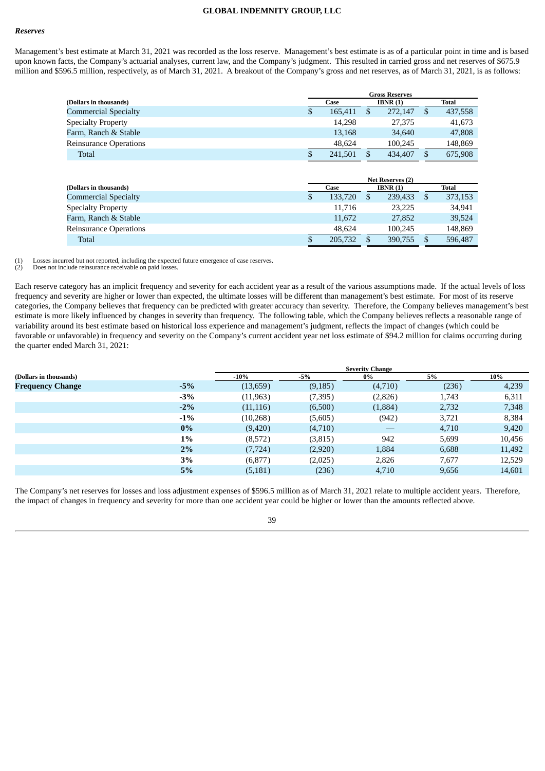### *Reserves*

Management's best estimate at March 31, 2021 was recorded as the loss reserve. Management's best estimate is as of a particular point in time and is based upon known facts, the Company's actuarial analyses, current law, and the Company's judgment. This resulted in carried gross and net reserves of $675.9 million and $596.5 million, respectively, as of March 31, 2021. A breakout of the Company's gross and net reserves, as of March 31, 2021, is as follows:

| (Dollars in thousands) | Gross Reserves | | |
|---|---|---|---|
| | Case | IBNR (1) | Total |
| Commercial Specialty | $ 165,411 | $ 272,147 | $ 437,558 |
| Specialty Property | 14,298 | 27,375 | 41,673 |
| Farm, Ranch & Stable | 13,168 | 34,640 | 47,808 |
| Reinsurance Operations | 48,624 | 100,245 | 148,869 |
| Total | $ 241,501 | $ 434,407 | $ 675,908 |

| (Dollars in thousands) | Net Reserves (2) | | |
|---|---|---|---|
| | Case | IBNR (1) | Total |
| Commercial Specialty | $ 133,720 | $ 239,433 | $ 373,153 |
| Specialty Property | 11,716 | 23,225 | 34,941 |
| Farm, Ranch & Stable | 11,672 | 27,852 | 39,524 |
| Reinsurance Operations | 48,624 | 100,245 | 148,869 |
| Total | $ 205,732 | $ 390,755 | $ 596,487 |

(1) Losses incurred but not reported, including the expected future emergence of case reserves.
(2) Does not include reinsurance receivable on paid losses.

Each reserve category has an implicit frequency and severity for each accident year as a result of the various assumptions made. If the actual levels of loss frequency and severity are higher or lower than expected, the ultimate losses will be different than management's best estimate. For most of its reserve categories, the Company believes that frequency can be predicted with greater accuracy than severity. Therefore, the Company believes management's best estimate is more likely influenced by changes in severity than frequency. The following table, which the Company believes reflects a reasonable range of variability around its best estimate based on historical loss experience and management's judgment, reflects the impact of changes (which could be favorable or unfavorable) in frequency and severity on the Company's current accident year net loss estimate of $94.2 million for claims occurring during the quarter ended March 31, 2021:

| (Dollars in thousands) | | Severity Change | | | | |
|---|---|---|---|---|---|---|
| | | -10% | -5% | 0% | 5% | 10% |
| **Frequency Change** | **-5%** | (13,659) | (9,185) | (4,710) | (236) | 4,239 |
| | **-3%** | (11,963) | (7,395) | (2,826) | 1,743 | 6,311 |
| | **-2%** | (11,116) | (6,500) | (1,884) | 2,732 | 7,348 |
| | **-1%** | (10,268) | (5,605) | (942) | 3,721 | 8,384 |
| | **0%** | (9,420) | (4,710) | — | 4,710 | 9,420 |
| | **1%** | (8,572) | (3,815) | 942 | 5,699 | 10,456 |
| | **2%** | (7,724) | (2,920) | 1,884 | 6,688 | 11,492 |
| | **3%** | (6,877) | (2,025) | 2,826 | 7,677 | 12,529 |
| | **5%** | (5,181) | (236) | 4,710 | 9,656 | 14,601 |

The Company's net reserves for losses and loss adjustment expenses of $596.5 million as of March 31, 2021 relate to multiple accident years. Therefore, the impact of changes in frequency and severity for more than one accident year could be higher or lower than the amounts reflected above.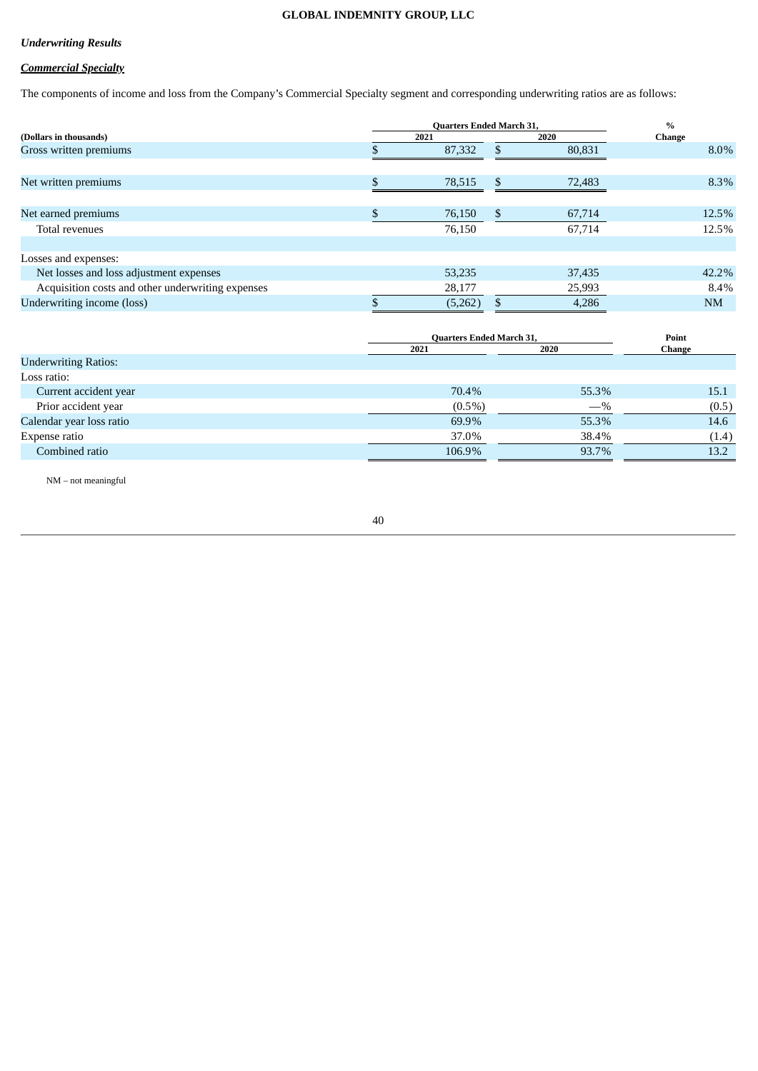***Underwriting Results***

***Commercial Specialty***

The components of income and loss from the Company's Commercial Specialty segment and corresponding underwriting ratios are as follows:

| (Dollars in thousands) | Quarters Ended March 31, 2021 | Quarters Ended March 31, 2020 | % Change |
|---|---|---|---|
| Gross written premiums | $ 87,332 | $ 80,831 | 8.0% |
| Net written premiums | $ 78,515 | $ 72,483 | 8.3% |
| Net earned premiums | $ 76,150 | $ 67,714 | 12.5% |
| Total revenues | 76,150 | 67,714 | 12.5% |
| Losses and expenses: | | | |
| Net losses and loss adjustment expenses | 53,235 | 37,435 | 42.2% |
| Acquisition costs and other underwriting expenses | 28,177 | 25,993 | 8.4% |
| Underwriting income (loss) | $ (5,262) | $ 4,286 | NM |

| | Quarters Ended March 31, 2021 | Quarters Ended March 31, 2020 | Point Change |
|---|---|---|---|
| Underwriting Ratios: | | | |
| Loss ratio: | | | |
| Current accident year | 70.4% | 55.3% | 15.1 |
| Prior accident year | (0.5%) | —% | (0.5) |
| Calendar year loss ratio | 69.9% | 55.3% | 14.6 |
| Expense ratio | 37.0% | 38.4% | (1.4) |
| Combined ratio | 106.9% | 93.7% | 13.2 |

NM – not meaningful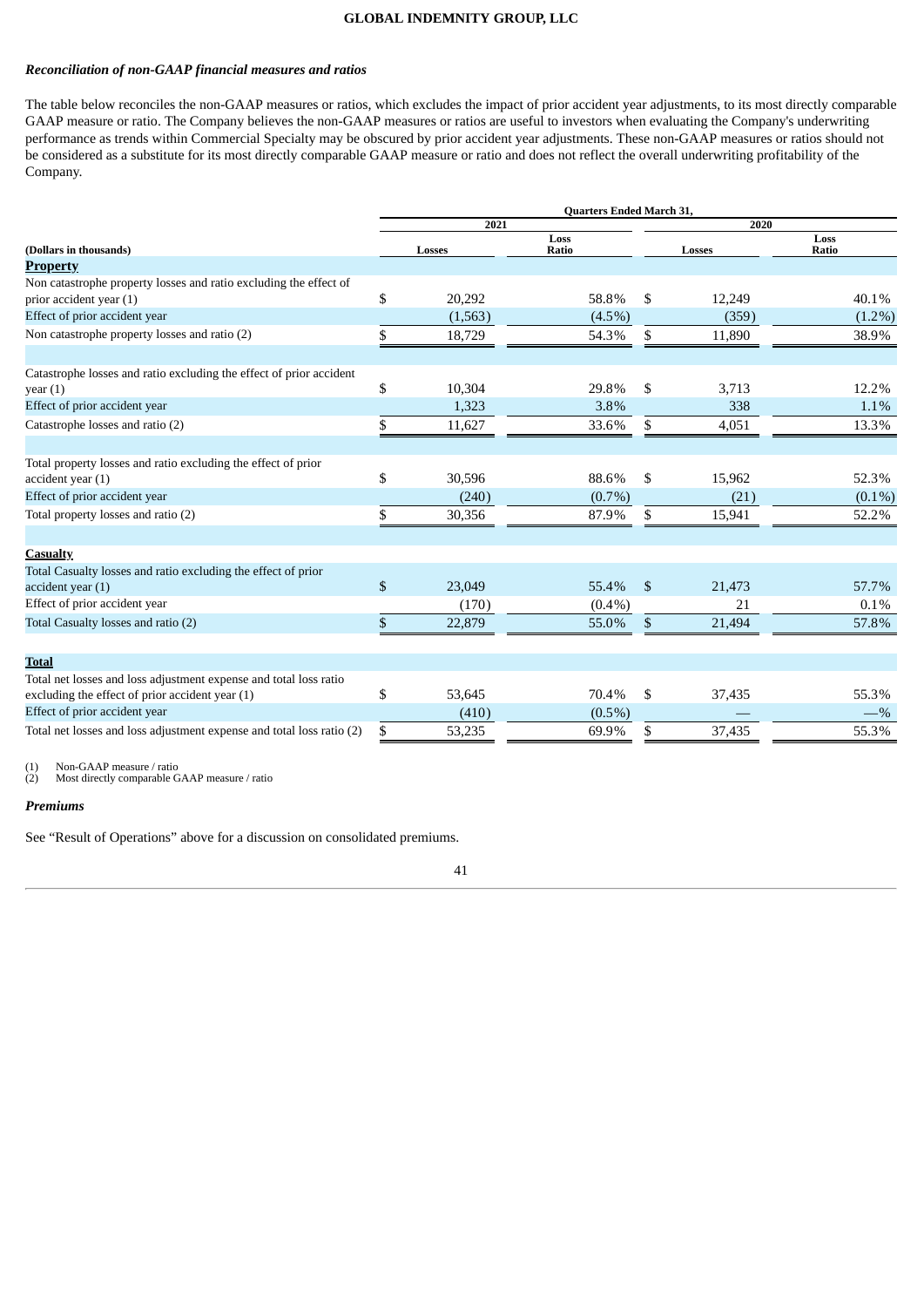### *Reconciliation of non-GAAP financial measures and ratios*

The table below reconciles the non-GAAP measures or ratios, which excludes the impact of prior accident year adjustments, to its most directly comparable GAAP measure or ratio. The Company believes the non-GAAP measures or ratios are useful to investors when evaluating the Company's underwriting performance as trends within Commercial Specialty may be obscured by prior accident year adjustments. These non-GAAP measures or ratios should not be considered as a substitute for its most directly comparable GAAP measure or ratio and does not reflect the overall underwriting profitability of the Company.

| | Quarters Ended March 31, | | | |
|---|---|---|---|---|
| | 2021 | | 2020 | |
| (Dollars in thousands) | Losses | Loss Ratio | Losses | Loss Ratio |
| **Property** | | | | |
| Non catastrophe property losses and ratio excluding the effect of prior accident year (1) | $ 20,292 | 58.8% | $ 12,249 | 40.1% |
| Effect of prior accident year | (1,563) | (4.5%) | (359) | (1.2%) |
| Non catastrophe property losses and ratio (2) | $ 18,729 | 54.3% | $ 11,890 | 38.9% |
| | | | | |
| Catastrophe losses and ratio excluding the effect of prior accident year (1) | $ 10,304 | 29.8% | $ 3,713 | 12.2% |
| Effect of prior accident year | 1,323 | 3.8% | 338 | 1.1% |
| Catastrophe losses and ratio (2) | $ 11,627 | 33.6% | $ 4,051 | 13.3% |
| | | | | |
| Total property losses and ratio excluding the effect of prior accident year (1) | $ 30,596 | 88.6% | $ 15,962 | 52.3% |
| Effect of prior accident year | (240) | (0.7%) | (21) | (0.1%) |
| Total property losses and ratio (2) | $ 30,356 | 87.9% | $ 15,941 | 52.2% |
| | | | | |
| **Casualty** | | | | |
| Total Casualty losses and ratio excluding the effect of prior accident year (1) | $ 23,049 | 55.4% | $ 21,473 | 57.7% |
| Effect of prior accident year | (170) | (0.4%) | 21 | 0.1% |
| Total Casualty losses and ratio (2) | $ 22,879 | 55.0% | $ 21,494 | 57.8% |
| | | | | |
| **Total** | | | | |
| Total net losses and loss adjustment expense and total loss ratio excluding the effect of prior accident year (1) | $ 53,645 | 70.4% | $ 37,435 | 55.3% |
| Effect of prior accident year | (410) | (0.5%) | — | —% |
| Total net losses and loss adjustment expense and total loss ratio (2) | $ 53,235 | 69.9% | $ 37,435 | 55.3% |

(1) Non-GAAP measure / ratio
(2) Most directly comparable GAAP measure / ratio

### *Premiums*

See "Result of Operations" above for a discussion on consolidated premiums.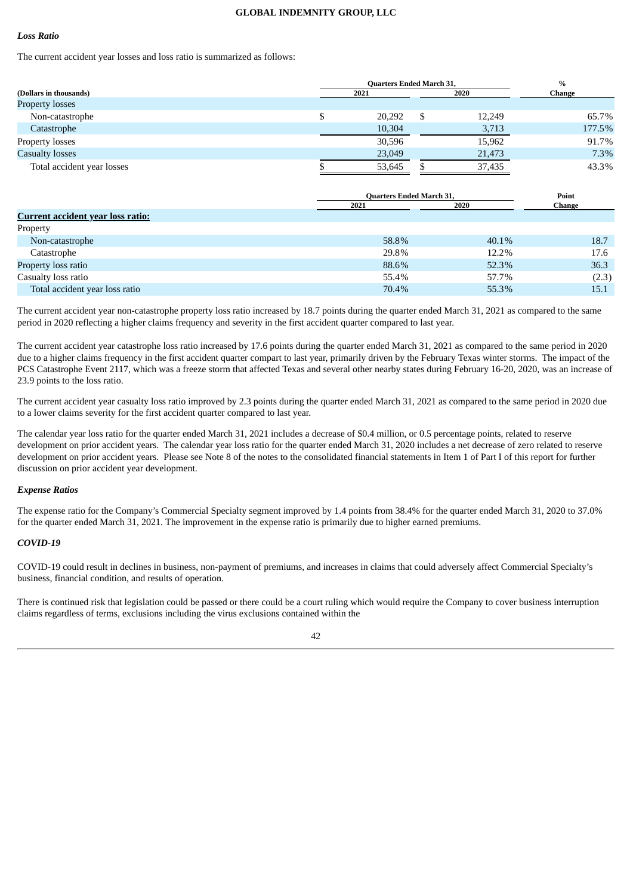### *Loss Ratio*

The current accident year losses and loss ratio is summarized as follows:

| (Dollars in thousands) | Quarters Ended March 31, 2021 | Quarters Ended March 31, 2020 | % Change |
|---|---|---|---|
| Property losses | | | |
| Non-catastrophe | $ 20,292 | $ 12,249 | 65.7% |
| Catastrophe | 10,304 | 3,713 | 177.5% |
| Property losses | 30,596 | 15,962 | 91.7% |
| Casualty losses | 23,049 | 21,473 | 7.3% |
| Total accident year losses | $ 53,645 | $ 37,435 | 43.3% |

| | Quarters Ended March 31, 2021 | Quarters Ended March 31, 2020 | Point Change |
|---|---|---|---|
| **Current accident year loss ratio:** | | | |
| Property | | | |
| Non-catastrophe | 58.8% | 40.1% | 18.7 |
| Catastrophe | 29.8% | 12.2% | 17.6 |
| Property loss ratio | 88.6% | 52.3% | 36.3 |
| Casualty loss ratio | 55.4% | 57.7% | (2.3) |
| Total accident year loss ratio | 70.4% | 55.3% | 15.1 |

The current accident year non-catastrophe property loss ratio increased by 18.7 points during the quarter ended March 31, 2021 as compared to the same period in 2020 reflecting a higher claims frequency and severity in the first accident quarter compared to last year.

The current accident year catastrophe loss ratio increased by 17.6 points during the quarter ended March 31, 2021 as compared to the same period in 2020 due to a higher claims frequency in the first accident quarter compart to last year, primarily driven by the February Texas winter storms. The impact of the PCS Catastrophe Event 2117, which was a freeze storm that affected Texas and several other nearby states during February 16-20, 2020, was an increase of 23.9 points to the loss ratio.

The current accident year casualty loss ratio improved by 2.3 points during the quarter ended March 31, 2021 as compared to the same period in 2020 due to a lower claims severity for the first accident quarter compared to last year.

The calendar year loss ratio for the quarter ended March 31, 2021 includes a decrease of $0.4 million, or 0.5 percentage points, related to reserve development on prior accident years. The calendar year loss ratio for the quarter ended March 31, 2020 includes a net decrease of zero related to reserve development on prior accident years. Please see Note 8 of the notes to the consolidated financial statements in Item 1 of Part I of this report for further discussion on prior accident year development.

### *Expense Ratios*

The expense ratio for the Company's Commercial Specialty segment improved by 1.4 points from 38.4% for the quarter ended March 31, 2020 to 37.0% for the quarter ended March 31, 2021. The improvement in the expense ratio is primarily due to higher earned premiums.

### *COVID-19*

COVID-19 could result in declines in business, non-payment of premiums, and increases in claims that could adversely affect Commercial Specialty's business, financial condition, and results of operation.

There is continued risk that legislation could be passed or there could be a court ruling which would require the Company to cover business interruption claims regardless of terms, exclusions including the virus exclusions contained within the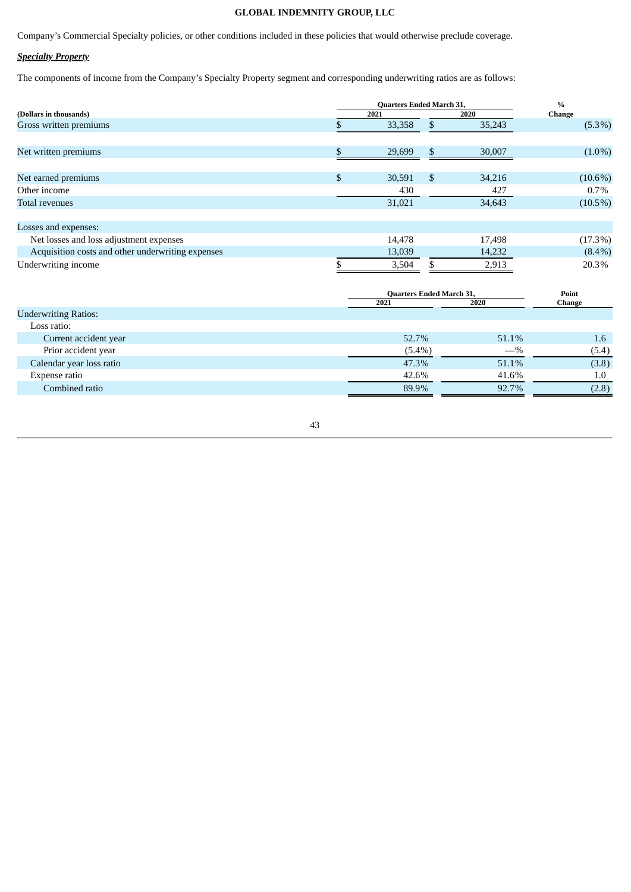Company's Commercial Specialty policies, or other conditions included in these policies that would otherwise preclude coverage.

***Specialty Property***

The components of income from the Company's Specialty Property segment and corresponding underwriting ratios are as follows:

| (Dollars in thousands) | Quarters Ended March 31, 2021 | Quarters Ended March 31, 2020 | % Change |
|---|---|---|---|
| Gross written premiums | $ 33,358 | $ 35,243 | (5.3%) |
| Net written premiums | $ 29,699 | $ 30,007 | (1.0%) |
| Net earned premiums | $ 30,591 | $ 34,216 | (10.6%) |
| Other income | 430 | 427 | 0.7% |
| Total revenues | 31,021 | 34,643 | (10.5%) |
| Losses and expenses: | | | |
| Net losses and loss adjustment expenses | 14,478 | 17,498 | (17.3%) |
| Acquisition costs and other underwriting expenses | 13,039 | 14,232 | (8.4%) |
| Underwriting income | $ 3,504 | $ 2,913 | 20.3% |

| | Quarters Ended March 31, 2021 | Quarters Ended March 31, 2020 | Point Change |
|---|---|---|---|
| Underwriting Ratios: | | | |
| Loss ratio: | | | |
| Current accident year | 52.7% | 51.1% | 1.6 |
| Prior accident year | (5.4%) | —% | (5.4) |
| Calendar year loss ratio | 47.3% | 51.1% | (3.8) |
| Expense ratio | 42.6% | 41.6% | 1.0 |
| Combined ratio | 89.9% | 92.7% | (2.8) |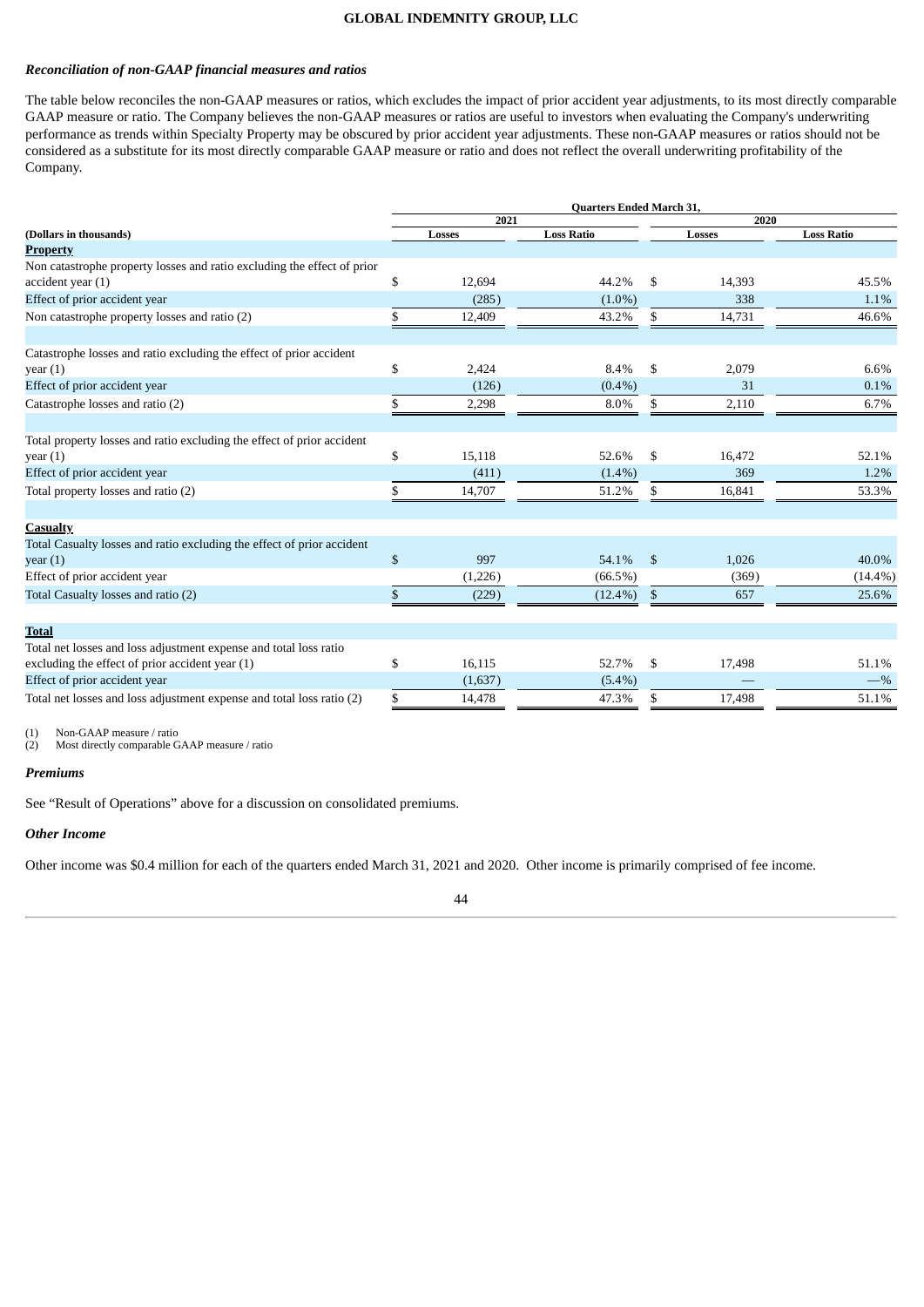### *Reconciliation of non-GAAP financial measures and ratios*

The table below reconciles the non-GAAP measures or ratios, which excludes the impact of prior accident year adjustments, to its most directly comparable GAAP measure or ratio. The Company believes the non-GAAP measures or ratios are useful to investors when evaluating the Company's underwriting performance as trends within Specialty Property may be obscured by prior accident year adjustments. These non-GAAP measures or ratios should not be considered as a substitute for its most directly comparable GAAP measure or ratio and does not reflect the overall underwriting profitability of the Company.

| | Quarters Ended March 31, | | | |
|---|---|---|---|---|
| | 2021 | | 2020 | |
| (Dollars in thousands) | Losses | Loss Ratio | Losses | Loss Ratio |
| **Property** | | | | |
| Non catastrophe property losses and ratio excluding the effect of prior accident year (1) | $ 12,694 | 44.2% | $ 14,393 | 45.5% |
| Effect of prior accident year | (285) | (1.0%) | 338 | 1.1% |
| Non catastrophe property losses and ratio (2) | $ 12,409 | 43.2% | $ 14,731 | 46.6% |
| | | | | |
| Catastrophe losses and ratio excluding the effect of prior accident year (1) | $ 2,424 | 8.4% | $ 2,079 | 6.6% |
| Effect of prior accident year | (126) | (0.4%) | 31 | 0.1% |
| Catastrophe losses and ratio (2) | $ 2,298 | 8.0% | $ 2,110 | 6.7% |
| | | | | |
| Total property losses and ratio excluding the effect of prior accident year (1) | $ 15,118 | 52.6% | $ 16,472 | 52.1% |
| Effect of prior accident year | (411) | (1.4%) | 369 | 1.2% |
| Total property losses and ratio (2) | $ 14,707 | 51.2% | $ 16,841 | 53.3% |
| | | | | |
| **Casualty** | | | | |
| Total Casualty losses and ratio excluding the effect of prior accident year (1) | $ 997 | 54.1% | $ 1,026 | 40.0% |
| Effect of prior accident year | (1,226) | (66.5%) | (369) | (14.4%) |
| Total Casualty losses and ratio (2) | $ (229) | (12.4%) | $ 657 | 25.6% |
| | | | | |
| **Total** | | | | |
| Total net losses and loss adjustment expense and total loss ratio excluding the effect of prior accident year (1) | $ 16,115 | 52.7% | $ 17,498 | 51.1% |
| Effect of prior accident year | (1,637) | (5.4%) | — | —% |
| Total net losses and loss adjustment expense and total loss ratio (2) | $ 14,478 | 47.3% | $ 17,498 | 51.1% |

(1) Non-GAAP measure / ratio
(2) Most directly comparable GAAP measure / ratio

### *Premiums*

See "Result of Operations" above for a discussion on consolidated premiums.

### *Other Income*

Other income was $0.4 million for each of the quarters ended March 31, 2021 and 2020. Other income is primarily comprised of fee income.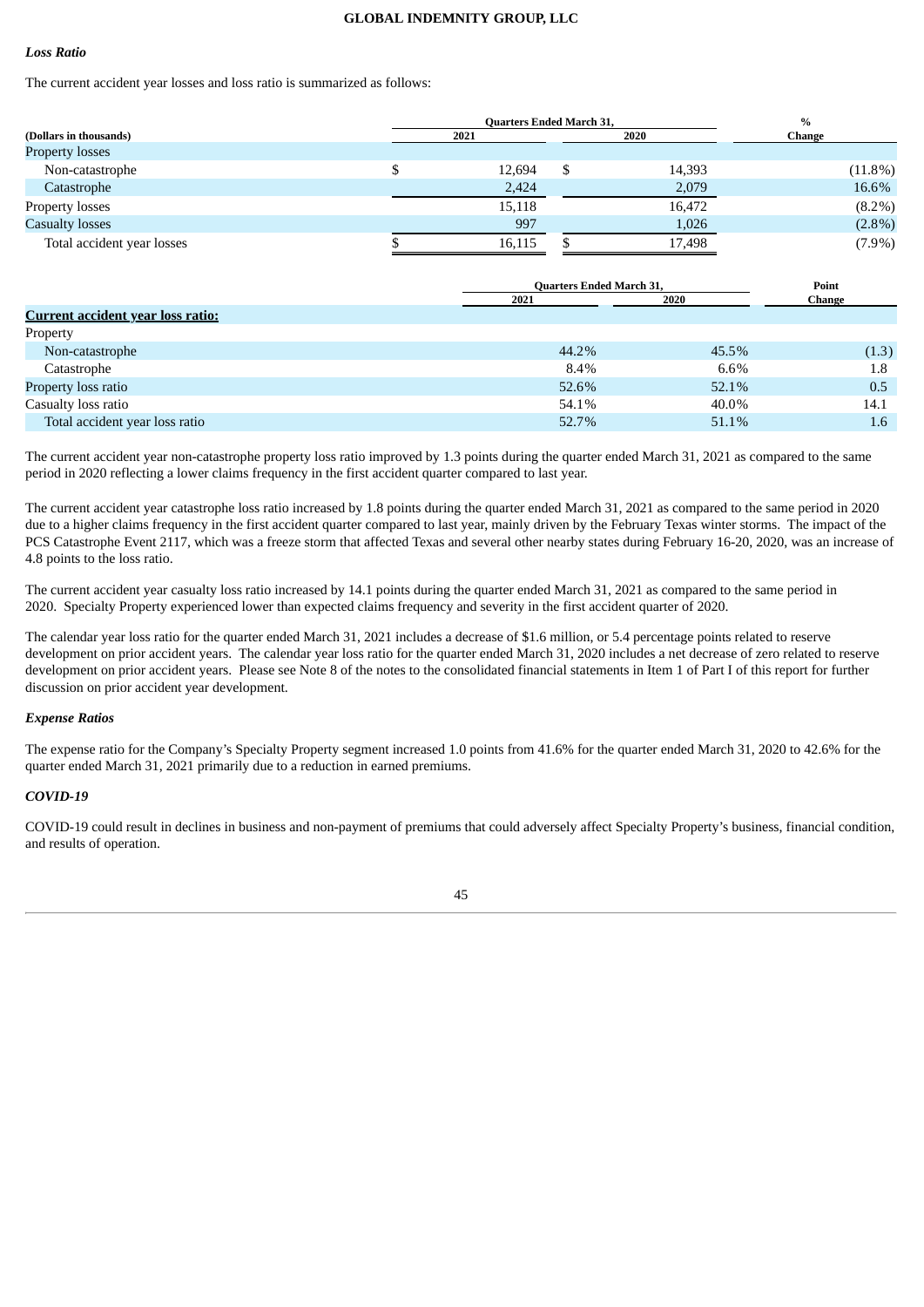### *Loss Ratio*

The current accident year losses and loss ratio is summarized as follows:

| (Dollars in thousands) | Quarters Ended March 31, 2021 | Quarters Ended March 31, 2020 | % Change |
|---|---|---|---|
| Property losses | | | |
| Non-catastrophe | $ 12,694 | $ 14,393 | (11.8%) |
| Catastrophe | 2,424 | 2,079 | 16.6% |
| Property losses | 15,118 | 16,472 | (8.2%) |
| Casualty losses | 997 | 1,026 | (2.8%) |
| Total accident year losses | $ 16,115 | $ 17,498 | (7.9%) |

| | Quarters Ended March 31, 2021 | Quarters Ended March 31, 2020 | Point Change |
|---|---|---|---|
| **Current accident year loss ratio:** | | | |
| Property | | | |
| Non-catastrophe | 44.2% | 45.5% | (1.3) |
| Catastrophe | 8.4% | 6.6% | 1.8 |
| Property loss ratio | 52.6% | 52.1% | 0.5 |
| Casualty loss ratio | 54.1% | 40.0% | 14.1 |
| Total accident year loss ratio | 52.7% | 51.1% | 1.6 |

The current accident year non-catastrophe property loss ratio improved by 1.3 points during the quarter ended March 31, 2021 as compared to the same period in 2020 reflecting a lower claims frequency in the first accident quarter compared to last year.

The current accident year catastrophe loss ratio increased by 1.8 points during the quarter ended March 31, 2021 as compared to the same period in 2020 due to a higher claims frequency in the first accident quarter compared to last year, mainly driven by the February Texas winter storms. The impact of the PCS Catastrophe Event 2117, which was a freeze storm that affected Texas and several other nearby states during February 16-20, 2020, was an increase of 4.8 points to the loss ratio.

The current accident year casualty loss ratio increased by 14.1 points during the quarter ended March 31, 2021 as compared to the same period in 2020. Specialty Property experienced lower than expected claims frequency and severity in the first accident quarter of 2020.

The calendar year loss ratio for the quarter ended March 31, 2021 includes a decrease of $1.6 million, or 5.4 percentage points related to reserve development on prior accident years. The calendar year loss ratio for the quarter ended March 31, 2020 includes a net decrease of zero related to reserve development on prior accident years. Please see Note 8 of the notes to the consolidated financial statements in Item 1 of Part I of this report for further discussion on prior accident year development.

### *Expense Ratios*

The expense ratio for the Company's Specialty Property segment increased 1.0 points from 41.6% for the quarter ended March 31, 2020 to 42.6% for the quarter ended March 31, 2021 primarily due to a reduction in earned premiums.

### *COVID-19*

COVID-19 could result in declines in business and non-payment of premiums that could adversely affect Specialty Property's business, financial condition, and results of operation.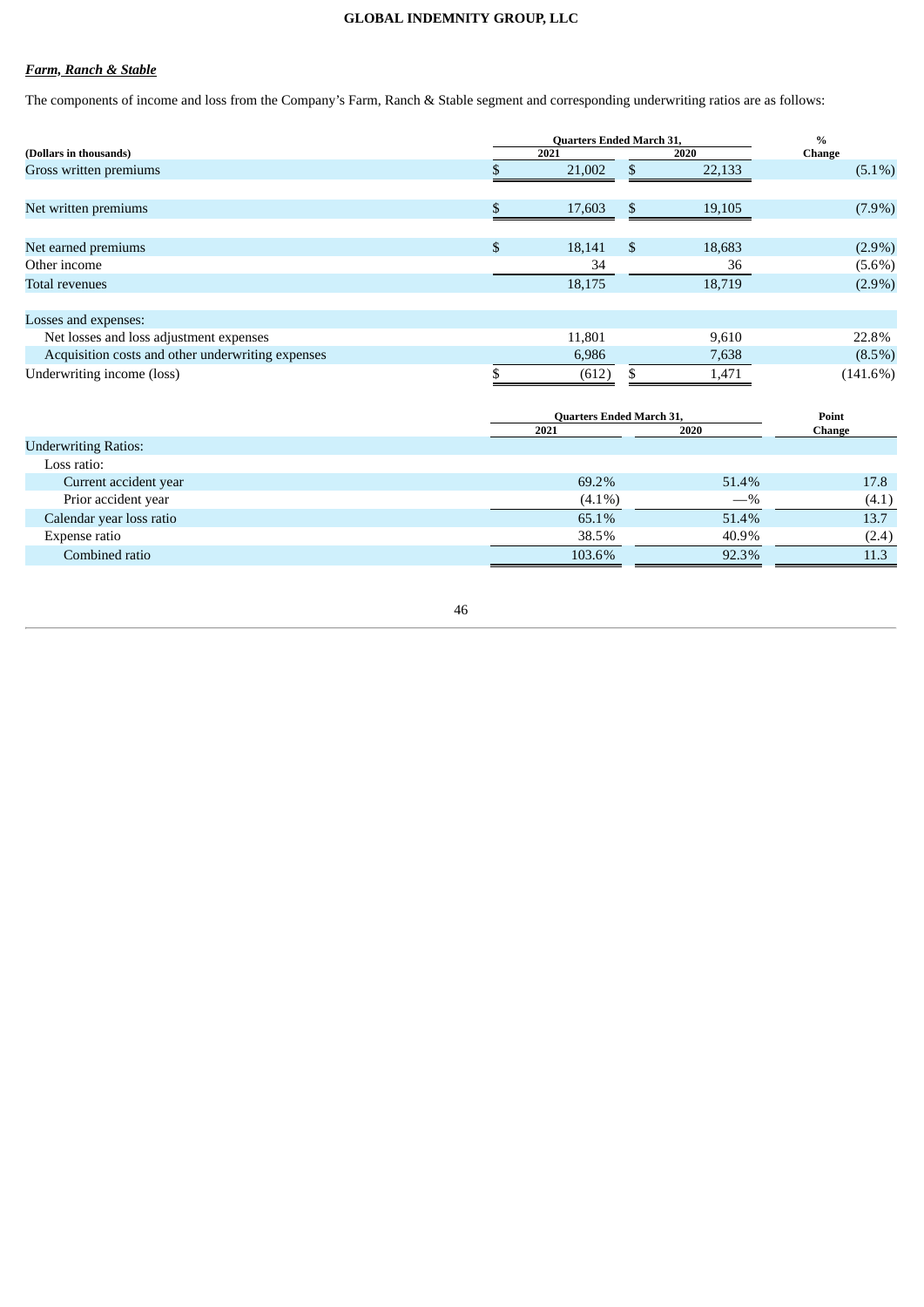***Farm, Ranch & Stable***

The components of income and loss from the Company's Farm, Ranch & Stable segment and corresponding underwriting ratios are as follows:

| (Dollars in thousands) | Quarters Ended March 31, 2021 | Quarters Ended March 31, 2020 | % Change |
|---|---|---|---|
| Gross written premiums | $ 21,002 | $ 22,133 | (5.1%) |
| | | | |
| Net written premiums | $ 17,603 | $ 19,105 | (7.9%) |
| | | | |
| Net earned premiums | $ 18,141 | $ 18,683 | (2.9%) |
| Other income | 34 | 36 | (5.6%) |
| Total revenues | 18,175 | 18,719 | (2.9%) |
| | | | |
| Losses and expenses: | | | |
| Net losses and loss adjustment expenses | 11,801 | 9,610 | 22.8% |
| Acquisition costs and other underwriting expenses | 6,986 | 7,638 | (8.5%) |
| Underwriting income (loss) | $ (612) | $ 1,471 | (141.6%) |

| | Quarters Ended March 31, 2021 | Quarters Ended March 31, 2020 | Point Change |
|---|---|---|---|
| Underwriting Ratios: | | | |
| Loss ratio: | | | |
| Current accident year | 69.2% | 51.4% | 17.8 |
| Prior accident year | (4.1%) | —% | (4.1) |
| Calendar year loss ratio | 65.1% | 51.4% | 13.7 |
| Expense ratio | 38.5% | 40.9% | (2.4) |
| Combined ratio | 103.6% | 92.3% | 11.3 |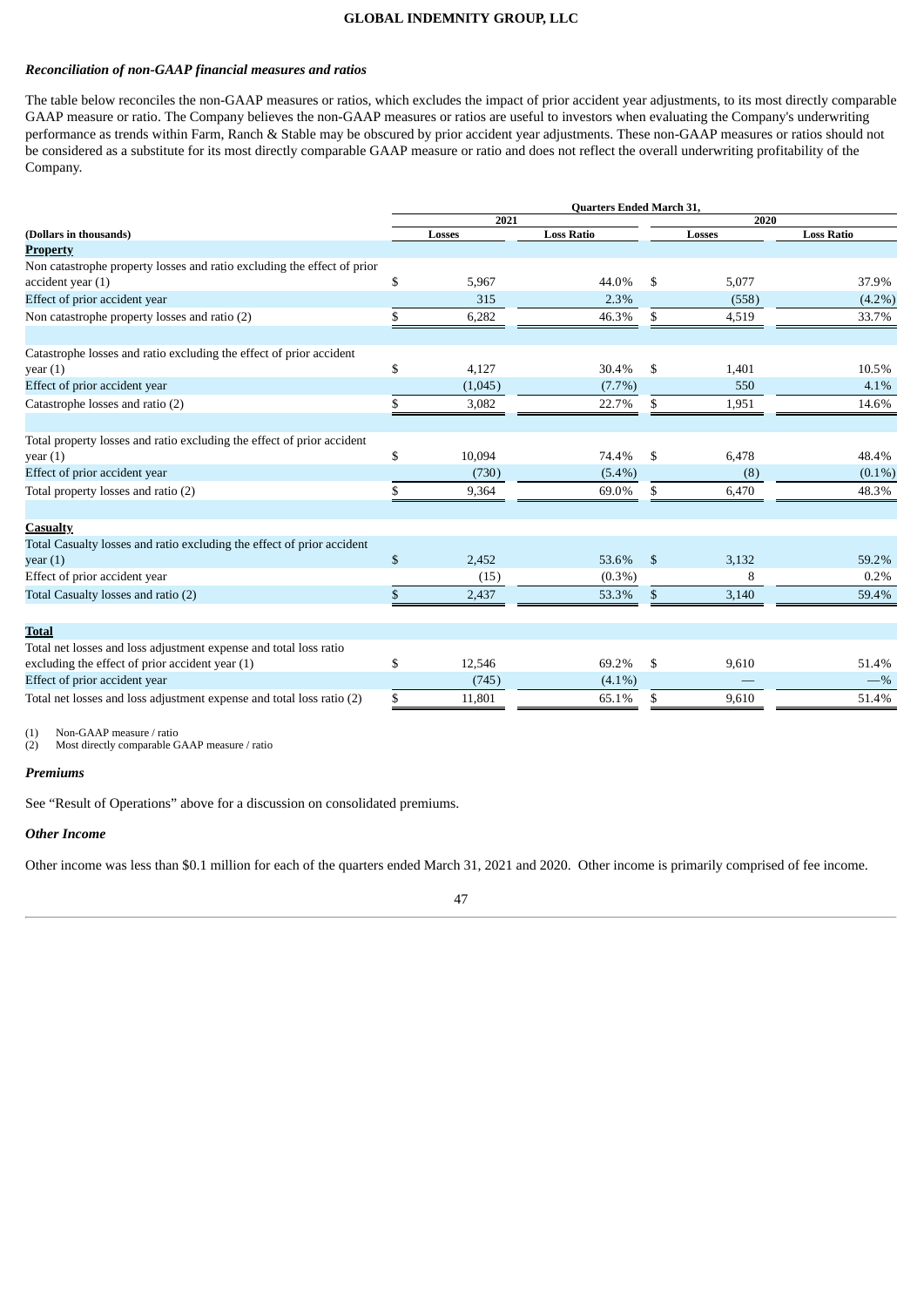### *Reconciliation of non-GAAP financial measures and ratios*

The table below reconciles the non-GAAP measures or ratios, which excludes the impact of prior accident year adjustments, to its most directly comparable GAAP measure or ratio. The Company believes the non-GAAP measures or ratios are useful to investors when evaluating the Company's underwriting performance as trends within Farm, Ranch & Stable may be obscured by prior accident year adjustments. These non-GAAP measures or ratios should not be considered as a substitute for its most directly comparable GAAP measure or ratio and does not reflect the overall underwriting profitability of the Company.

| | Quarters Ended March 31, | | | |
|---|---|---|---|---|
| | 2021 | | 2020 | |
| (Dollars in thousands) | Losses | Loss Ratio | Losses | Loss Ratio |
| **Property** | | | | |
| Non catastrophe property losses and ratio excluding the effect of prior accident year (1) | $ 5,967 | 44.0% | $ 5,077 | 37.9% |
| Effect of prior accident year | 315 | 2.3% | (558) | (4.2%) |
| Non catastrophe property losses and ratio (2) | $ 6,282 | 46.3% | $ 4,519 | 33.7% |
| Catastrophe losses and ratio excluding the effect of prior accident year (1) | $ 4,127 | 30.4% | $ 1,401 | 10.5% |
| Effect of prior accident year | (1,045) | (7.7%) | 550 | 4.1% |
| Catastrophe losses and ratio (2) | $ 3,082 | 22.7% | $ 1,951 | 14.6% |
| Total property losses and ratio excluding the effect of prior accident year (1) | $ 10,094 | 74.4% | $ 6,478 | 48.4% |
| Effect of prior accident year | (730) | (5.4%) | (8) | (0.1%) |
| Total property losses and ratio (2) | $ 9,364 | 69.0% | $ 6,470 | 48.3% |
| **Casualty** | | | | |
| Total Casualty losses and ratio excluding the effect of prior accident year (1) | $ 2,452 | 53.6% | $ 3,132 | 59.2% |
| Effect of prior accident year | (15) | (0.3%) | 8 | 0.2% |
| Total Casualty losses and ratio (2) | $ 2,437 | 53.3% | $ 3,140 | 59.4% |
| **Total** | | | | |
| Total net losses and loss adjustment expense and total loss ratio excluding the effect of prior accident year (1) | $ 12,546 | 69.2% | $ 9,610 | 51.4% |
| Effect of prior accident year | (745) | (4.1%) | — | —% |
| Total net losses and loss adjustment expense and total loss ratio (2) | $ 11,801 | 65.1% | $ 9,610 | 51.4% |

(1) Non-GAAP measure / ratio
(2) Most directly comparable GAAP measure / ratio

### *Premiums*

See "Result of Operations" above for a discussion on consolidated premiums.

### *Other Income*

Other income was less than $0.1 million for each of the quarters ended March 31, 2021 and 2020. Other income is primarily comprised of fee income.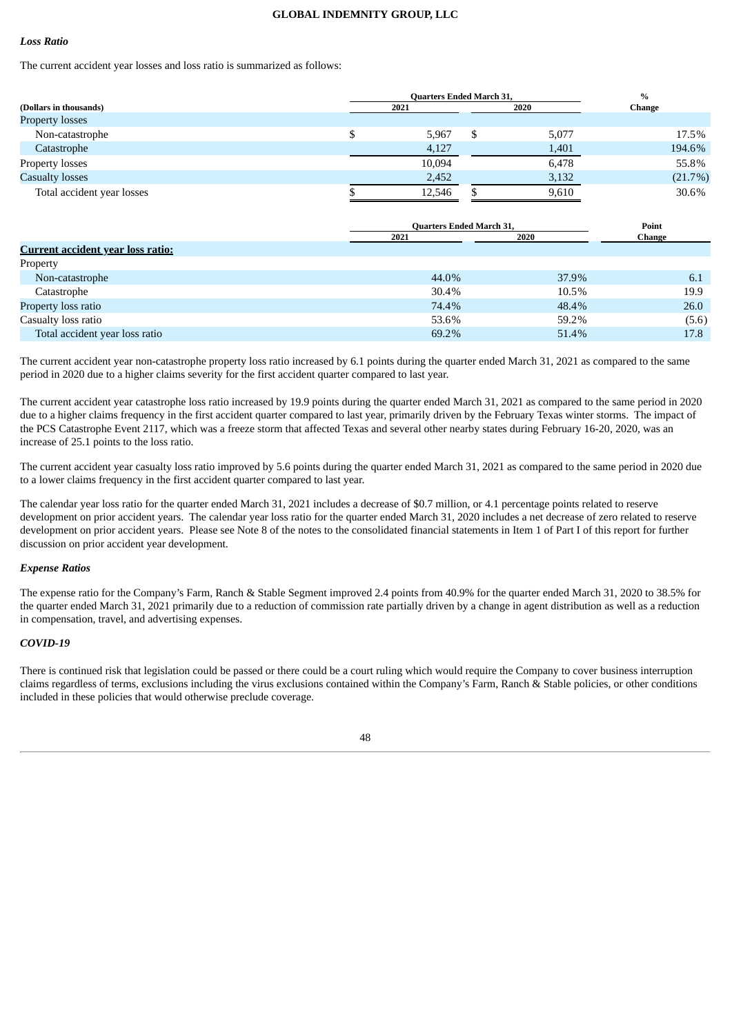### *Loss Ratio*

The current accident year losses and loss ratio is summarized as follows:

| (Dollars in thousands) | Quarters Ended March 31, 2021 | Quarters Ended March 31, 2020 | % Change |
|---|---|---|---|
| Property losses | | | |
| Non-catastrophe | $ 5,967 | $ 5,077 | 17.5% |
| Catastrophe | 4,127 | 1,401 | 194.6% |
| Property losses | 10,094 | 6,478 | 55.8% |
| Casualty losses | 2,452 | 3,132 | (21.7%) |
| Total accident year losses | $ 12,546 | $ 9,610 | 30.6% |

| | Quarters Ended March 31, 2021 | Quarters Ended March 31, 2020 | Point Change |
|---|---|---|---|
| **Current accident year loss ratio:** | | | |
| Property | | | |
| Non-catastrophe | 44.0% | 37.9% | 6.1 |
| Catastrophe | 30.4% | 10.5% | 19.9 |
| Property loss ratio | 74.4% | 48.4% | 26.0 |
| Casualty loss ratio | 53.6% | 59.2% | (5.6) |
| Total accident year loss ratio | 69.2% | 51.4% | 17.8 |

The current accident year non-catastrophe property loss ratio increased by 6.1 points during the quarter ended March 31, 2021 as compared to the same period in 2020 due to a higher claims severity for the first accident quarter compared to last year.

The current accident year catastrophe loss ratio increased by 19.9 points during the quarter ended March 31, 2021 as compared to the same period in 2020 due to a higher claims frequency in the first accident quarter compared to last year, primarily driven by the February Texas winter storms. The impact of the PCS Catastrophe Event 2117, which was a freeze storm that affected Texas and several other nearby states during February 16-20, 2020, was an increase of 25.1 points to the loss ratio.

The current accident year casualty loss ratio improved by 5.6 points during the quarter ended March 31, 2021 as compared to the same period in 2020 due to a lower claims frequency in the first accident quarter compared to last year.

The calendar year loss ratio for the quarter ended March 31, 2021 includes a decrease of $0.7 million, or 4.1 percentage points related to reserve development on prior accident years. The calendar year loss ratio for the quarter ended March 31, 2020 includes a net decrease of zero related to reserve development on prior accident years. Please see Note 8 of the notes to the consolidated financial statements in Item 1 of Part I of this report for further discussion on prior accident year development.

### *Expense Ratios*

The expense ratio for the Company's Farm, Ranch & Stable Segment improved 2.4 points from 40.9% for the quarter ended March 31, 2020 to 38.5% for the quarter ended March 31, 2021 primarily due to a reduction of commission rate partially driven by a change in agent distribution as well as a reduction in compensation, travel, and advertising expenses.

### *COVID-19*

There is continued risk that legislation could be passed or there could be a court ruling which would require the Company to cover business interruption claims regardless of terms, exclusions including the virus exclusions contained within the Company's Farm, Ranch & Stable policies, or other conditions included in these policies that would otherwise preclude coverage.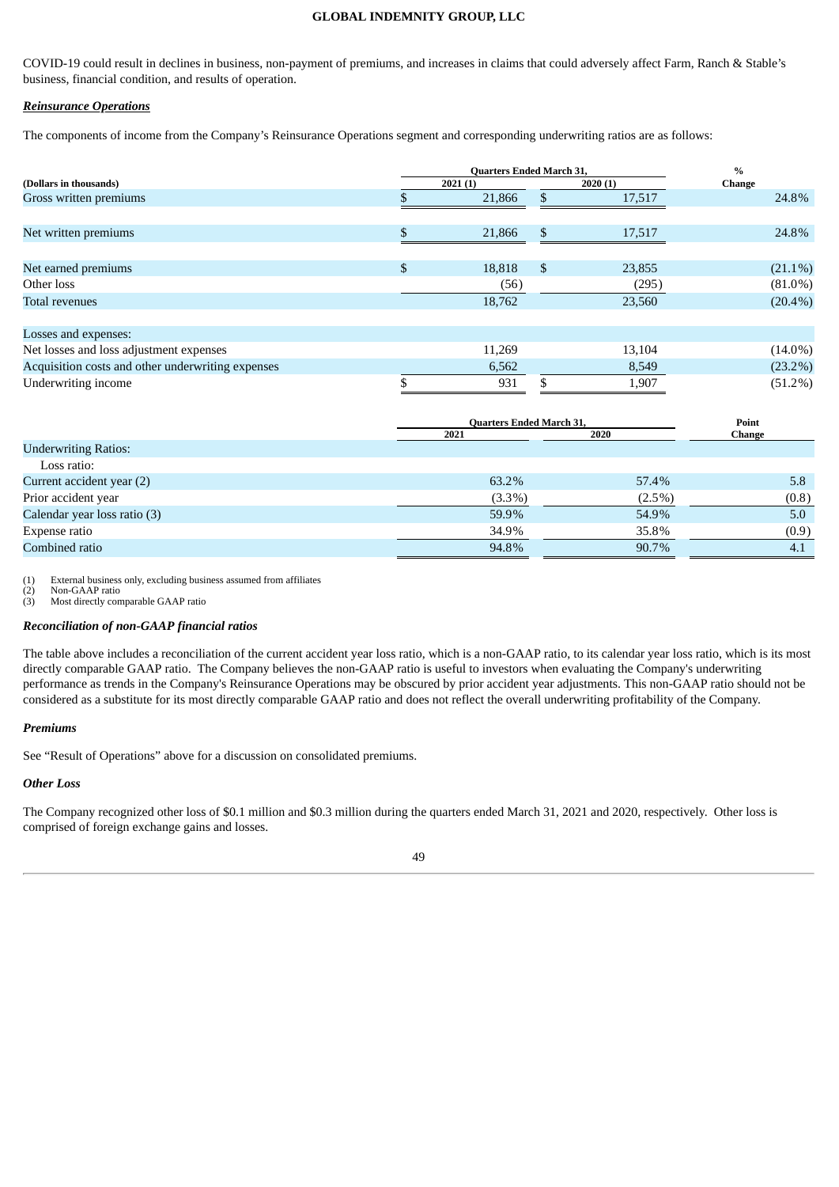COVID-19 could result in declines in business, non-payment of premiums, and increases in claims that could adversely affect Farm, Ranch & Stable's business, financial condition, and results of operation.

***Reinsurance Operations***

The components of income from the Company's Reinsurance Operations segment and corresponding underwriting ratios are as follows:

| (Dollars in thousands) | Quarters Ended March 31, 2021 (1) | Quarters Ended March 31, 2020 (1) | % Change |
|---|---|---|---|
| Gross written premiums | $ 21,866 | $ 17,517 | 24.8% |
| Net written premiums | $ 21,866 | $ 17,517 | 24.8% |
| Net earned premiums | $ 18,818 | $ 23,855 | (21.1%) |
| Other loss | (56) | (295) | (81.0%) |
| Total revenues | 18,762 | 23,560 | (20.4%) |
| Losses and expenses: | | | |
| Net losses and loss adjustment expenses | 11,269 | 13,104 | (14.0%) |
| Acquisition costs and other underwriting expenses | 6,562 | 8,549 | (23.2%) |
| Underwriting income | $ 931 | $ 1,907 | (51.2%) |

| | Quarters Ended March 31, 2021 | Quarters Ended March 31, 2020 | Point Change |
|---|---|---|---|
| Underwriting Ratios: | | | |
| Loss ratio: | | | |
| Current accident year (2) | 63.2% | 57.4% | 5.8 |
| Prior accident year | (3.3%) | (2.5%) | (0.8) |
| Calendar year loss ratio (3) | 59.9% | 54.9% | 5.0 |
| Expense ratio | 34.9% | 35.8% | (0.9) |
| Combined ratio | 94.8% | 90.7% | 4.1 |

(1) External business only, excluding business assumed from affiliates
(2) Non-GAAP ratio
(3) Most directly comparable GAAP ratio

***Reconciliation of non-GAAP financial ratios***

The table above includes a reconciliation of the current accident year loss ratio, which is a non-GAAP ratio, to its calendar year loss ratio, which is its most directly comparable GAAP ratio. The Company believes the non-GAAP ratio is useful to investors when evaluating the Company's underwriting performance as trends in the Company's Reinsurance Operations may be obscured by prior accident year adjustments. This non-GAAP ratio should not be considered as a substitute for its most directly comparable GAAP ratio and does not reflect the overall underwriting profitability of the Company.

***Premiums***

See "Result of Operations" above for a discussion on consolidated premiums.

***Other Loss***

The Company recognized other loss of $0.1 million and $0.3 million during the quarters ended March 31, 2021 and 2020, respectively. Other loss is comprised of foreign exchange gains and losses.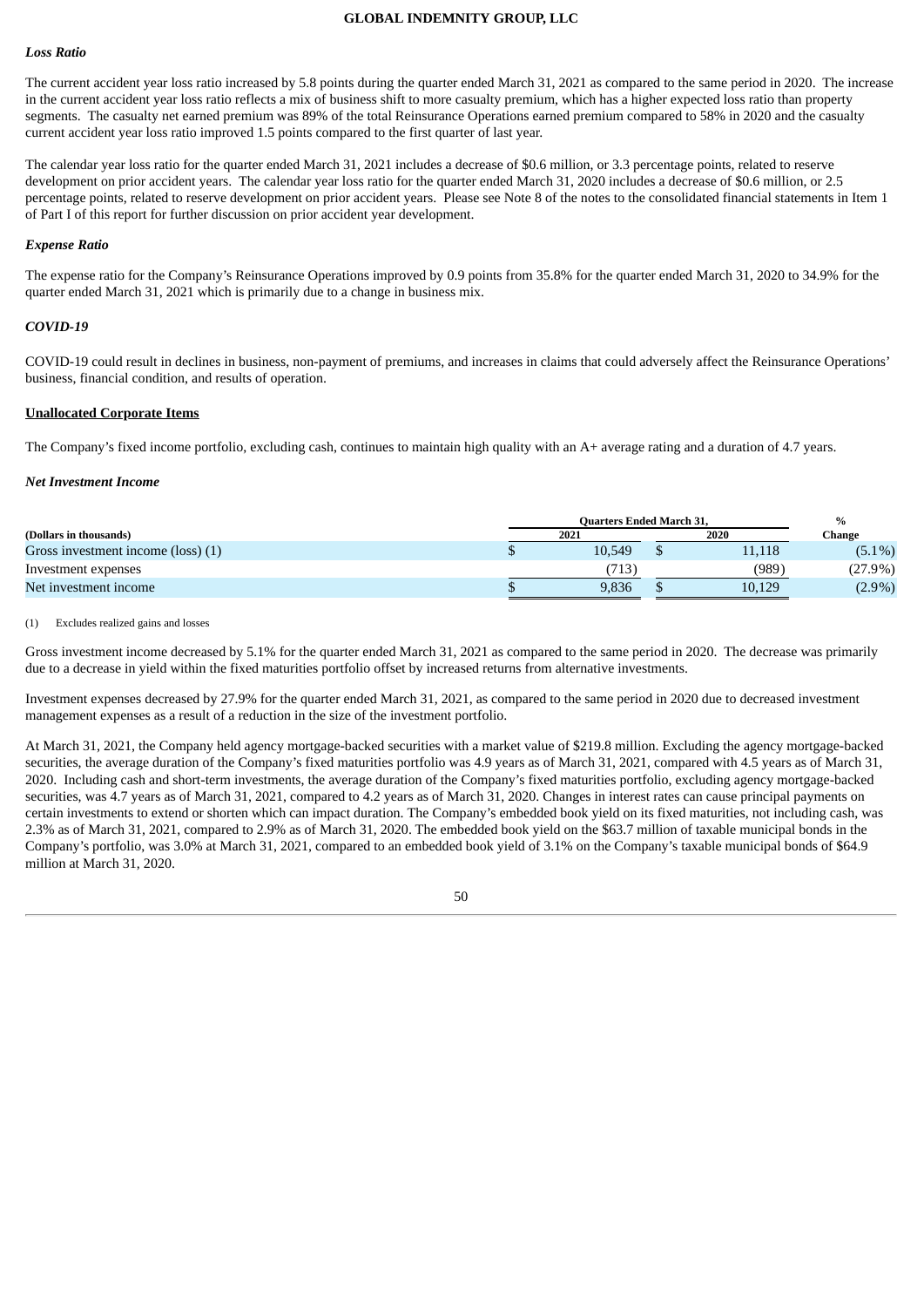***Loss Ratio***

The current accident year loss ratio increased by 5.8 points during the quarter ended March 31, 2021 as compared to the same period in 2020. The increase in the current accident year loss ratio reflects a mix of business shift to more casualty premium, which has a higher expected loss ratio than property segments. The casualty net earned premium was 89% of the total Reinsurance Operations earned premium compared to 58% in 2020 and the casualty current accident year loss ratio improved 1.5 points compared to the first quarter of last year.

The calendar year loss ratio for the quarter ended March 31, 2021 includes a decrease of $0.6 million, or 3.3 percentage points, related to reserve development on prior accident years. The calendar year loss ratio for the quarter ended March 31, 2020 includes a decrease of $0.6 million, or 2.5 percentage points, related to reserve development on prior accident years. Please see Note 8 of the notes to the consolidated financial statements in Item 1 of Part I of this report for further discussion on prior accident year development.

***Expense Ratio***

The expense ratio for the Company's Reinsurance Operations improved by 0.9 points from 35.8% for the quarter ended March 31, 2020 to 34.9% for the quarter ended March 31, 2021 which is primarily due to a change in business mix.

***COVID-19***

COVID-19 could result in declines in business, non-payment of premiums, and increases in claims that could adversely affect the Reinsurance Operations' business, financial condition, and results of operation.

**Unallocated Corporate Items**

The Company's fixed income portfolio, excluding cash, continues to maintain high quality with an A+ average rating and a duration of 4.7 years.

***Net Investment Income***

| | Quarters Ended March 31, | | % |
|---|---|---|---|
| **(Dollars in thousands)** | **2021** | **2020** | **Change** |
| Gross investment income (loss) (1) | $ 10,549 | $ 11,118 | (5.1%) |
| Investment expenses | (713) | (989) | (27.9%) |
| Net investment income | $ 9,836 | $ 10,129 | (2.9%) |

(1) Excludes realized gains and losses

Gross investment income decreased by 5.1% for the quarter ended March 31, 2021 as compared to the same period in 2020. The decrease was primarily due to a decrease in yield within the fixed maturities portfolio offset by increased returns from alternative investments.

Investment expenses decreased by 27.9% for the quarter ended March 31, 2021, as compared to the same period in 2020 due to decreased investment management expenses as a result of a reduction in the size of the investment portfolio.

At March 31, 2021, the Company held agency mortgage-backed securities with a market value of $219.8 million. Excluding the agency mortgage-backed securities, the average duration of the Company's fixed maturities portfolio was 4.9 years as of March 31, 2021, compared with 4.5 years as of March 31, 2020. Including cash and short-term investments, the average duration of the Company's fixed maturities portfolio, excluding agency mortgage-backed securities, was 4.7 years as of March 31, 2021, compared to 4.2 years as of March 31, 2020. Changes in interest rates can cause principal payments on certain investments to extend or shorten which can impact duration. The Company's embedded book yield on its fixed maturities, not including cash, was 2.3% as of March 31, 2021, compared to 2.9% as of March 31, 2020. The embedded book yield on the $63.7 million of taxable municipal bonds in the Company's portfolio, was 3.0% at March 31, 2021, compared to an embedded book yield of 3.1% on the Company's taxable municipal bonds of $64.9 million at March 31, 2020.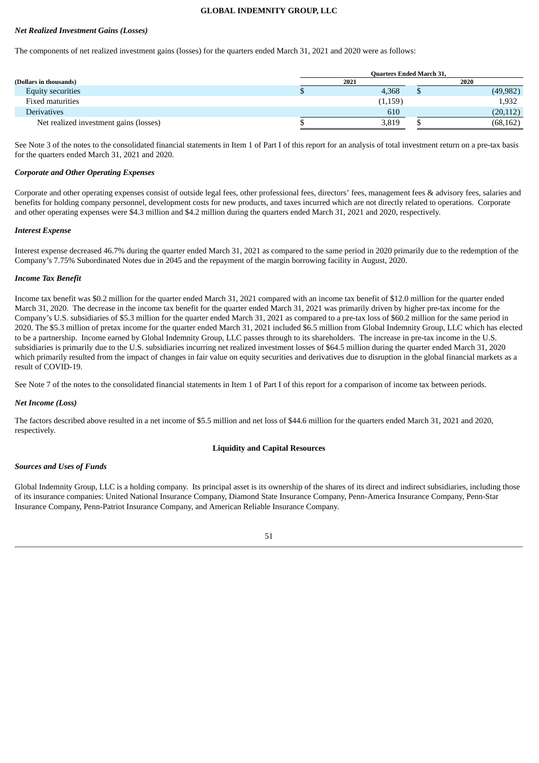### *Net Realized Investment Gains (Losses)*

The components of net realized investment gains (losses) for the quarters ended March 31, 2021 and 2020 were as follows:

| (Dollars in thousands) | Quarters Ended March 31, 2021 | Quarters Ended March 31, 2020 |
|---|---|---|
| Equity securities | $ 4,368 | $ (49,982) |
| Fixed maturities | (1,159) | 1,932 |
| Derivatives | 610 | (20,112) |
| Net realized investment gains (losses) | $ 3,819 | $ (68,162) |

See Note 3 of the notes to the consolidated financial statements in Item 1 of Part I of this report for an analysis of total investment return on a pre-tax basis for the quarters ended March 31, 2021 and 2020.

### *Corporate and Other Operating Expenses*

Corporate and other operating expenses consist of outside legal fees, other professional fees, directors' fees, management fees & advisory fees, salaries and benefits for holding company personnel, development costs for new products, and taxes incurred which are not directly related to operations. Corporate and other operating expenses were $4.3 million and $4.2 million during the quarters ended March 31, 2021 and 2020, respectively.

### *Interest Expense*

Interest expense decreased 46.7% during the quarter ended March 31, 2021 as compared to the same period in 2020 primarily due to the redemption of the Company's 7.75% Subordinated Notes due in 2045 and the repayment of the margin borrowing facility in August, 2020.

### *Income Tax Benefit*

Income tax benefit was $0.2 million for the quarter ended March 31, 2021 compared with an income tax benefit of $12.0 million for the quarter ended March 31, 2020. The decrease in the income tax benefit for the quarter ended March 31, 2021 was primarily driven by higher pre-tax income for the Company's U.S. subsidiaries of $5.3 million for the quarter ended March 31, 2021 as compared to a pre-tax loss of $60.2 million for the same period in 2020. The $5.3 million of pretax income for the quarter ended March 31, 2021 included $6.5 million from Global Indemnity Group, LLC which has elected to be a partnership. Income earned by Global Indemnity Group, LLC passes through to its shareholders. The increase in pre-tax income in the U.S. subsidiaries is primarily due to the U.S. subsidiaries incurring net realized investment losses of $64.5 million during the quarter ended March 31, 2020 which primarily resulted from the impact of changes in fair value on equity securities and derivatives due to disruption in the global financial markets as a result of COVID-19.

See Note 7 of the notes to the consolidated financial statements in Item 1 of Part I of this report for a comparison of income tax between periods.

### *Net Income (Loss)*

The factors described above resulted in a net income of $5.5 million and net loss of $44.6 million for the quarters ended March 31, 2021 and 2020, respectively.

## Liquidity and Capital Resources

### *Sources and Uses of Funds*

Global Indemnity Group, LLC is a holding company. Its principal asset is its ownership of the shares of its direct and indirect subsidiaries, including those of its insurance companies: United National Insurance Company, Diamond State Insurance Company, Penn-America Insurance Company, Penn-Star Insurance Company, Penn-Patriot Insurance Company, and American Reliable Insurance Company.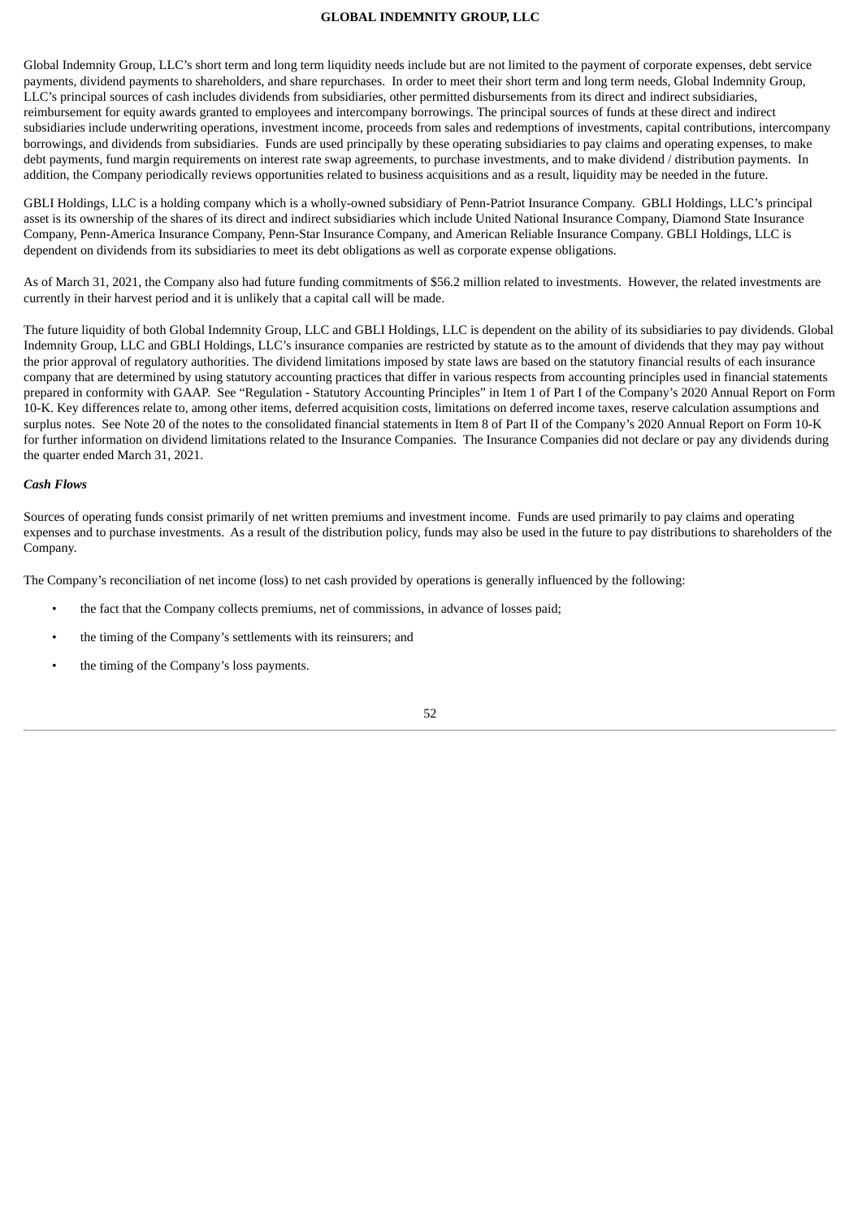Global Indemnity Group, LLC's short term and long term liquidity needs include but are not limited to the payment of corporate expenses, debt service payments, dividend payments to shareholders, and share repurchases. In order to meet their short term and long term needs, Global Indemnity Group, LLC's principal sources of cash includes dividends from subsidiaries, other permitted disbursements from its direct and indirect subsidiaries, reimbursement for equity awards granted to employees and intercompany borrowings. The principal sources of funds at these direct and indirect subsidiaries include underwriting operations, investment income, proceeds from sales and redemptions of investments, capital contributions, intercompany borrowings, and dividends from subsidiaries. Funds are used principally by these operating subsidiaries to pay claims and operating expenses, to make debt payments, fund margin requirements on interest rate swap agreements, to purchase investments, and to make dividend / distribution payments. In addition, the Company periodically reviews opportunities related to business acquisitions and as a result, liquidity may be needed in the future.

GBLI Holdings, LLC is a holding company which is a wholly-owned subsidiary of Penn-Patriot Insurance Company. GBLI Holdings, LLC's principal asset is its ownership of the shares of its direct and indirect subsidiaries which include United National Insurance Company, Diamond State Insurance Company, Penn-America Insurance Company, Penn-Star Insurance Company, and American Reliable Insurance Company. GBLI Holdings, LLC is dependent on dividends from its subsidiaries to meet its debt obligations as well as corporate expense obligations.

As of March 31, 2021, the Company also had future funding commitments of $56.2 million related to investments. However, the related investments are currently in their harvest period and it is unlikely that a capital call will be made.

The future liquidity of both Global Indemnity Group, LLC and GBLI Holdings, LLC is dependent on the ability of its subsidiaries to pay dividends. Global Indemnity Group, LLC and GBLI Holdings, LLC's insurance companies are restricted by statute as to the amount of dividends that they may pay without the prior approval of regulatory authorities. The dividend limitations imposed by state laws are based on the statutory financial results of each insurance company that are determined by using statutory accounting practices that differ in various respects from accounting principles used in financial statements prepared in conformity with GAAP. See "Regulation - Statutory Accounting Principles" in Item 1 of Part I of the Company's 2020 Annual Report on Form 10-K. Key differences relate to, among other items, deferred acquisition costs, limitations on deferred income taxes, reserve calculation assumptions and surplus notes. See Note 20 of the notes to the consolidated financial statements in Item 8 of Part II of the Company's 2020 Annual Report on Form 10-K for further information on dividend limitations related to the Insurance Companies. The Insurance Companies did not declare or pay any dividends during the quarter ended March 31, 2021.

***Cash Flows***

Sources of operating funds consist primarily of net written premiums and investment income. Funds are used primarily to pay claims and operating expenses and to purchase investments. As a result of the distribution policy, funds may also be used in the future to pay distributions to shareholders of the Company.

The Company's reconciliation of net income (loss) to net cash provided by operations is generally influenced by the following:

- the fact that the Company collects premiums, net of commissions, in advance of losses paid;
- the timing of the Company's settlements with its reinsurers; and
- the timing of the Company's loss payments.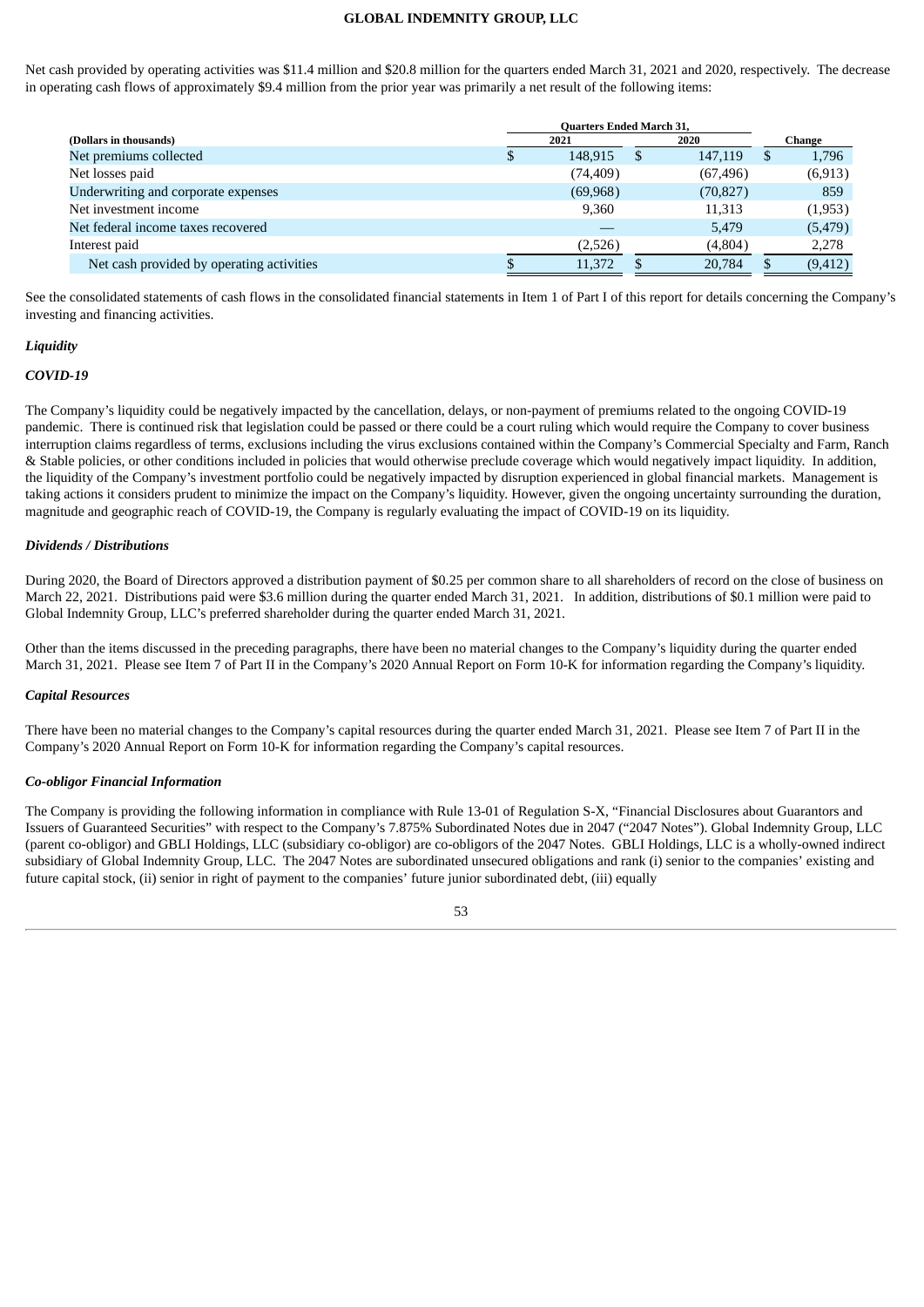Net cash provided by operating activities was $11.4 million and $20.8 million for the quarters ended March 31, 2021 and 2020, respectively. The decrease in operating cash flows of approximately $9.4 million from the prior year was primarily a net result of the following items:

| (Dollars in thousands) | Quarters Ended March 31, 2021 | Quarters Ended March 31, 2020 | Change |
|---|---|---|---|
| Net premiums collected | $ 148,915 | $ 147,119 | $ 1,796 |
| Net losses paid | (74,409) | (67,496) | (6,913) |
| Underwriting and corporate expenses | (69,968) | (70,827) | 859 |
| Net investment income | 9,360 | 11,313 | (1,953) |
| Net federal income taxes recovered | — | 5,479 | (5,479) |
| Interest paid | (2,526) | (4,804) | 2,278 |
| Net cash provided by operating activities | $ 11,372 | $ 20,784 | $ (9,412) |

See the consolidated statements of cash flows in the consolidated financial statements in Item 1 of Part I of this report for details concerning the Company's investing and financing activities.

### *Liquidity*

#### *COVID-19*

The Company's liquidity could be negatively impacted by the cancellation, delays, or non-payment of premiums related to the ongoing COVID-19 pandemic. There is continued risk that legislation could be passed or there could be a court ruling which would require the Company to cover business interruption claims regardless of terms, exclusions including the virus exclusions contained within the Company's Commercial Specialty and Farm, Ranch & Stable policies, or other conditions included in policies that would otherwise preclude coverage which would negatively impact liquidity. In addition, the liquidity of the Company's investment portfolio could be negatively impacted by disruption experienced in global financial markets. Management is taking actions it considers prudent to minimize the impact on the Company's liquidity. However, given the ongoing uncertainty surrounding the duration, magnitude and geographic reach of COVID-19, the Company is regularly evaluating the impact of COVID-19 on its liquidity.

#### *Dividends / Distributions*

During 2020, the Board of Directors approved a distribution payment of $0.25 per common share to all shareholders of record on the close of business on March 22, 2021. Distributions paid were $3.6 million during the quarter ended March 31, 2021. In addition, distributions of $0.1 million were paid to Global Indemnity Group, LLC's preferred shareholder during the quarter ended March 31, 2021.

Other than the items discussed in the preceding paragraphs, there have been no material changes to the Company's liquidity during the quarter ended March 31, 2021. Please see Item 7 of Part II in the Company's 2020 Annual Report on Form 10-K for information regarding the Company's liquidity.

### *Capital Resources*

There have been no material changes to the Company's capital resources during the quarter ended March 31, 2021. Please see Item 7 of Part II in the Company's 2020 Annual Report on Form 10-K for information regarding the Company's capital resources.

### *Co-obligor Financial Information*

The Company is providing the following information in compliance with Rule 13-01 of Regulation S-X, "Financial Disclosures about Guarantors and Issuers of Guaranteed Securities" with respect to the Company's 7.875% Subordinated Notes due in 2047 ("2047 Notes"). Global Indemnity Group, LLC (parent co-obligor) and GBLI Holdings, LLC (subsidiary co-obligor) are co-obligors of the 2047 Notes. GBLI Holdings, LLC is a wholly-owned indirect subsidiary of Global Indemnity Group, LLC. The 2047 Notes are subordinated unsecured obligations and rank (i) senior to the companies' existing and future capital stock, (ii) senior in right of payment to the companies' future junior subordinated debt, (iii) equally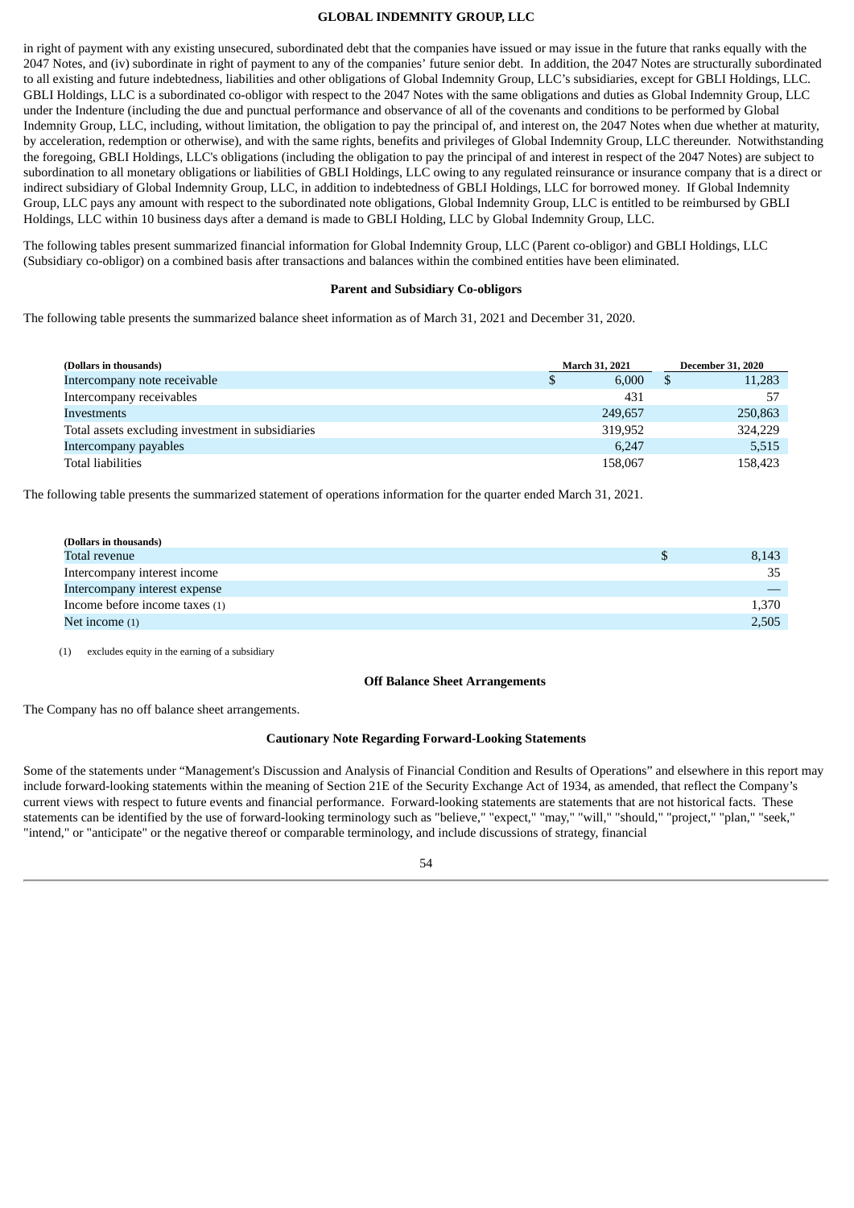in right of payment with any existing unsecured, subordinated debt that the companies have issued or may issue in the future that ranks equally with the 2047 Notes, and (iv) subordinate in right of payment to any of the companies' future senior debt. In addition, the 2047 Notes are structurally subordinated to all existing and future indebtedness, liabilities and other obligations of Global Indemnity Group, LLC's subsidiaries, except for GBLI Holdings, LLC. GBLI Holdings, LLC is a subordinated co-obligor with respect to the 2047 Notes with the same obligations and duties as Global Indemnity Group, LLC under the Indenture (including the due and punctual performance and observance of all of the covenants and conditions to be performed by Global Indemnity Group, LLC, including, without limitation, the obligation to pay the principal of, and interest on, the 2047 Notes when due whether at maturity, by acceleration, redemption or otherwise), and with the same rights, benefits and privileges of Global Indemnity Group, LLC thereunder. Notwithstanding the foregoing, GBLI Holdings, LLC's obligations (including the obligation to pay the principal of and interest in respect of the 2047 Notes) are subject to subordination to all monetary obligations or liabilities of GBLI Holdings, LLC owing to any regulated reinsurance or insurance company that is a direct or indirect subsidiary of Global Indemnity Group, LLC, in addition to indebtedness of GBLI Holdings, LLC for borrowed money. If Global Indemnity Group, LLC pays any amount with respect to the subordinated note obligations, Global Indemnity Group, LLC is entitled to be reimbursed by GBLI Holdings, LLC within 10 business days after a demand is made to GBLI Holding, LLC by Global Indemnity Group, LLC.

The following tables present summarized financial information for Global Indemnity Group, LLC (Parent co-obligor) and GBLI Holdings, LLC (Subsidiary co-obligor) on a combined basis after transactions and balances within the combined entities have been eliminated.

**Parent and Subsidiary Co-obligors**

The following table presents the summarized balance sheet information as of March 31, 2021 and December 31, 2020.

| (Dollars in thousands) | March 31, 2021 | December 31, 2020 |
|---|---|---|
| Intercompany note receivable | $ 6,000 | $ 11,283 |
| Intercompany receivables | 431 | 57 |
| Investments | 249,657 | 250,863 |
| Total assets excluding investment in subsidiaries | 319,952 | 324,229 |
| Intercompany payables | 6,247 | 5,515 |
| Total liabilities | 158,067 | 158,423 |

The following table presents the summarized statement of operations information for the quarter ended March 31, 2021.

| (Dollars in thousands) | |
|---|---|
| Total revenue | $ 8,143 |
| Intercompany interest income | 35 |
| Intercompany interest expense | — |
| Income before income taxes (1) | 1,370 |
| Net income (1) | 2,505 |

(1) excludes equity in the earning of a subsidiary

**Off Balance Sheet Arrangements**

The Company has no off balance sheet arrangements.

**Cautionary Note Regarding Forward-Looking Statements**

Some of the statements under "Management's Discussion and Analysis of Financial Condition and Results of Operations" and elsewhere in this report may include forward-looking statements within the meaning of Section 21E of the Security Exchange Act of 1934, as amended, that reflect the Company's current views with respect to future events and financial performance. Forward-looking statements are statements that are not historical facts. These statements can be identified by the use of forward-looking terminology such as "believe," "expect," "may," "will," "should," "project," "plan," "seek," "intend," or "anticipate" or the negative thereof or comparable terminology, and include discussions of strategy, financial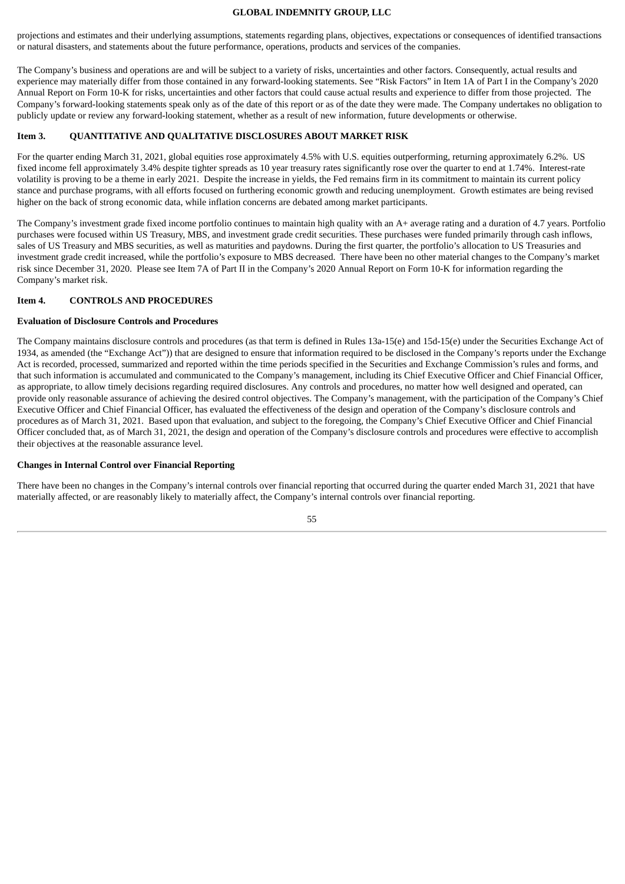projections and estimates and their underlying assumptions, statements regarding plans, objectives, expectations or consequences of identified transactions or natural disasters, and statements about the future performance, operations, products and services of the companies.

The Company's business and operations are and will be subject to a variety of risks, uncertainties and other factors. Consequently, actual results and experience may materially differ from those contained in any forward-looking statements. See "Risk Factors" in Item 1A of Part I in the Company's 2020 Annual Report on Form 10-K for risks, uncertainties and other factors that could cause actual results and experience to differ from those projected. The Company's forward-looking statements speak only as of the date of this report or as of the date they were made. The Company undertakes no obligation to publicly update or review any forward-looking statement, whether as a result of new information, future developments or otherwise.

## Item 3. QUANTITATIVE AND QUALITATIVE DISCLOSURES ABOUT MARKET RISK

For the quarter ending March 31, 2021, global equities rose approximately 4.5% with U.S. equities outperforming, returning approximately 6.2%. US fixed income fell approximately 3.4% despite tighter spreads as 10 year treasury rates significantly rose over the quarter to end at 1.74%. Interest-rate volatility is proving to be a theme in early 2021. Despite the increase in yields, the Fed remains firm in its commitment to maintain its current policy stance and purchase programs, with all efforts focused on furthering economic growth and reducing unemployment. Growth estimates are being revised higher on the back of strong economic data, while inflation concerns are debated among market participants.

The Company's investment grade fixed income portfolio continues to maintain high quality with an A+ average rating and a duration of 4.7 years. Portfolio purchases were focused within US Treasury, MBS, and investment grade credit securities. These purchases were funded primarily through cash inflows, sales of US Treasury and MBS securities, as well as maturities and paydowns. During the first quarter, the portfolio's allocation to US Treasuries and investment grade credit increased, while the portfolio's exposure to MBS decreased. There have been no other material changes to the Company's market risk since December 31, 2020. Please see Item 7A of Part II in the Company's 2020 Annual Report on Form 10-K for information regarding the Company's market risk.

## Item 4. CONTROLS AND PROCEDURES

### Evaluation of Disclosure Controls and Procedures

The Company maintains disclosure controls and procedures (as that term is defined in Rules 13a-15(e) and 15d-15(e) under the Securities Exchange Act of 1934, as amended (the "Exchange Act")) that are designed to ensure that information required to be disclosed in the Company's reports under the Exchange Act is recorded, processed, summarized and reported within the time periods specified in the Securities and Exchange Commission's rules and forms, and that such information is accumulated and communicated to the Company's management, including its Chief Executive Officer and Chief Financial Officer, as appropriate, to allow timely decisions regarding required disclosures. Any controls and procedures, no matter how well designed and operated, can provide only reasonable assurance of achieving the desired control objectives. The Company's management, with the participation of the Company's Chief Executive Officer and Chief Financial Officer, has evaluated the effectiveness of the design and operation of the Company's disclosure controls and procedures as of March 31, 2021. Based upon that evaluation, and subject to the foregoing, the Company's Chief Executive Officer and Chief Financial Officer concluded that, as of March 31, 2021, the design and operation of the Company's disclosure controls and procedures were effective to accomplish their objectives at the reasonable assurance level.

### Changes in Internal Control over Financial Reporting

There have been no changes in the Company's internal controls over financial reporting that occurred during the quarter ended March 31, 2021 that have materially affected, or are reasonably likely to materially affect, the Company's internal controls over financial reporting.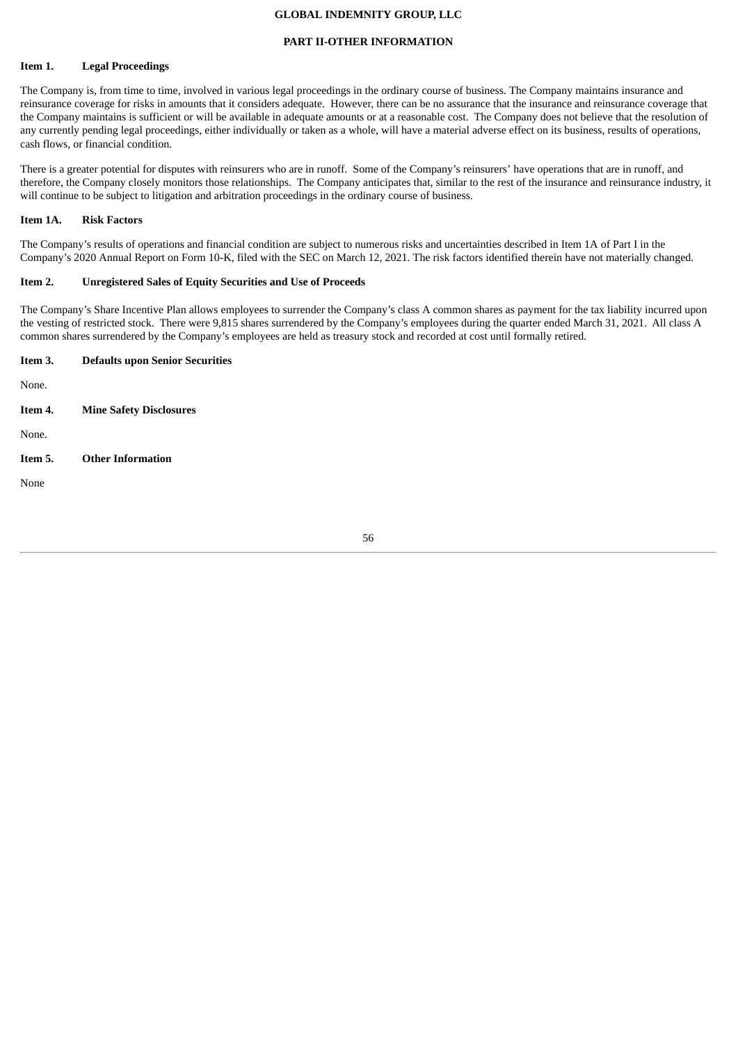# PART II-OTHER INFORMATION

## Item 1. Legal Proceedings

The Company is, from time to time, involved in various legal proceedings in the ordinary course of business. The Company maintains insurance and reinsurance coverage for risks in amounts that it considers adequate. However, there can be no assurance that the insurance and reinsurance coverage that the Company maintains is sufficient or will be available in adequate amounts or at a reasonable cost. The Company does not believe that the resolution of any currently pending legal proceedings, either individually or taken as a whole, will have a material adverse effect on its business, results of operations, cash flows, or financial condition.

There is a greater potential for disputes with reinsurers who are in runoff. Some of the Company's reinsurers' have operations that are in runoff, and therefore, the Company closely monitors those relationships. The Company anticipates that, similar to the rest of the insurance and reinsurance industry, it will continue to be subject to litigation and arbitration proceedings in the ordinary course of business.

## Item 1A. Risk Factors

The Company's results of operations and financial condition are subject to numerous risks and uncertainties described in Item 1A of Part I in the Company's 2020 Annual Report on Form 10-K, filed with the SEC on March 12, 2021. The risk factors identified therein have not materially changed.

## Item 2. Unregistered Sales of Equity Securities and Use of Proceeds

The Company's Share Incentive Plan allows employees to surrender the Company's class A common shares as payment for the tax liability incurred upon the vesting of restricted stock. There were 9,815 shares surrendered by the Company's employees during the quarter ended March 31, 2021. All class A common shares surrendered by the Company's employees are held as treasury stock and recorded at cost until formally retired.

## Item 3. Defaults upon Senior Securities

None.

## Item 4. Mine Safety Disclosures

None.

## Item 5. Other Information

None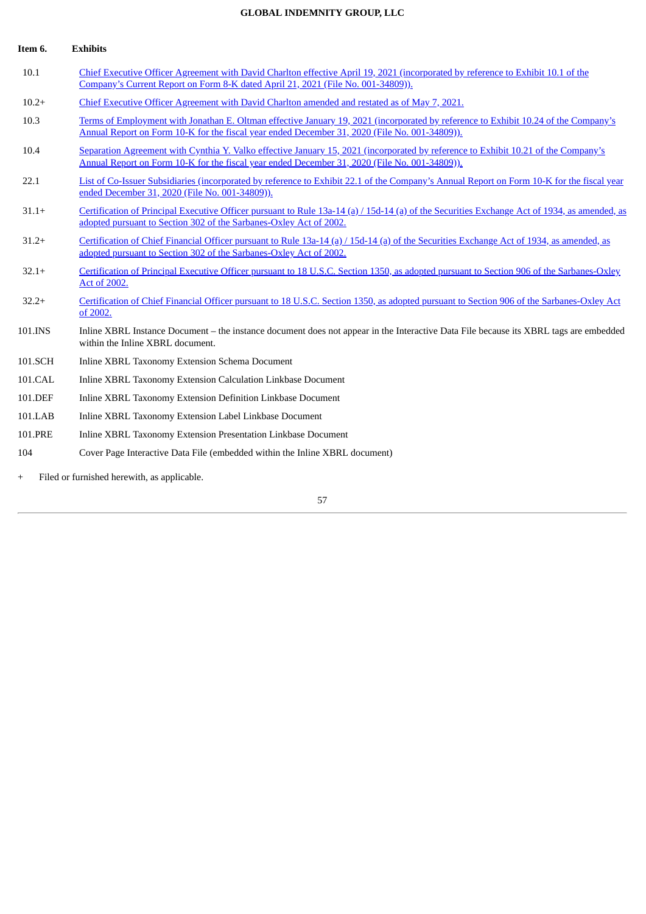## Item 6. Exhibits

| | |
|---|---|
| 10.1 | Chief Executive Officer Agreement with David Charlton effective April 19, 2021 (incorporated by reference to Exhibit 10.1 of the Company's Current Report on Form 8-K dated April 21, 2021 (File No. 001-34809)). |
| 10.2+ | Chief Executive Officer Agreement with David Charlton amended and restated as of May 7, 2021. |
| 10.3 | Terms of Employment with Jonathan E. Oltman effective January 19, 2021 (incorporated by reference to Exhibit 10.24 of the Company's Annual Report on Form 10-K for the fiscal year ended December 31, 2020 (File No. 001-34809)). |
| 10.4 | Separation Agreement with Cynthia Y. Valko effective January 15, 2021 (incorporated by reference to Exhibit 10.21 of the Company's Annual Report on Form 10-K for the fiscal year ended December 31, 2020 (File No. 001-34809)). |
| 22.1 | List of Co-Issuer Subsidiaries (incorporated by reference to Exhibit 22.1 of the Company's Annual Report on Form 10-K for the fiscal year ended December 31, 2020 (File No. 001-34809)). |
| 31.1+ | Certification of Principal Executive Officer pursuant to Rule 13a-14 (a) / 15d-14 (a) of the Securities Exchange Act of 1934, as amended, as adopted pursuant to Section 302 of the Sarbanes-Oxley Act of 2002. |
| 31.2+ | Certification of Chief Financial Officer pursuant to Rule 13a-14 (a) / 15d-14 (a) of the Securities Exchange Act of 1934, as amended, as adopted pursuant to Section 302 of the Sarbanes-Oxley Act of 2002. |
| 32.1+ | Certification of Principal Executive Officer pursuant to 18 U.S.C. Section 1350, as adopted pursuant to Section 906 of the Sarbanes-Oxley Act of 2002. |
| 32.2+ | Certification of Chief Financial Officer pursuant to 18 U.S.C. Section 1350, as adopted pursuant to Section 906 of the Sarbanes-Oxley Act of 2002. |
| 101.INS | Inline XBRL Instance Document – the instance document does not appear in the Interactive Data File because its XBRL tags are embedded within the Inline XBRL document. |
| 101.SCH | Inline XBRL Taxonomy Extension Schema Document |
| 101.CAL | Inline XBRL Taxonomy Extension Calculation Linkbase Document |
| 101.DEF | Inline XBRL Taxonomy Extension Definition Linkbase Document |
| 101.LAB | Inline XBRL Taxonomy Extension Label Linkbase Document |
| 101.PRE | Inline XBRL Taxonomy Extension Presentation Linkbase Document |
| 104 | Cover Page Interactive Data File (embedded within the Inline XBRL document) |

+ Filed or furnished herewith, as applicable.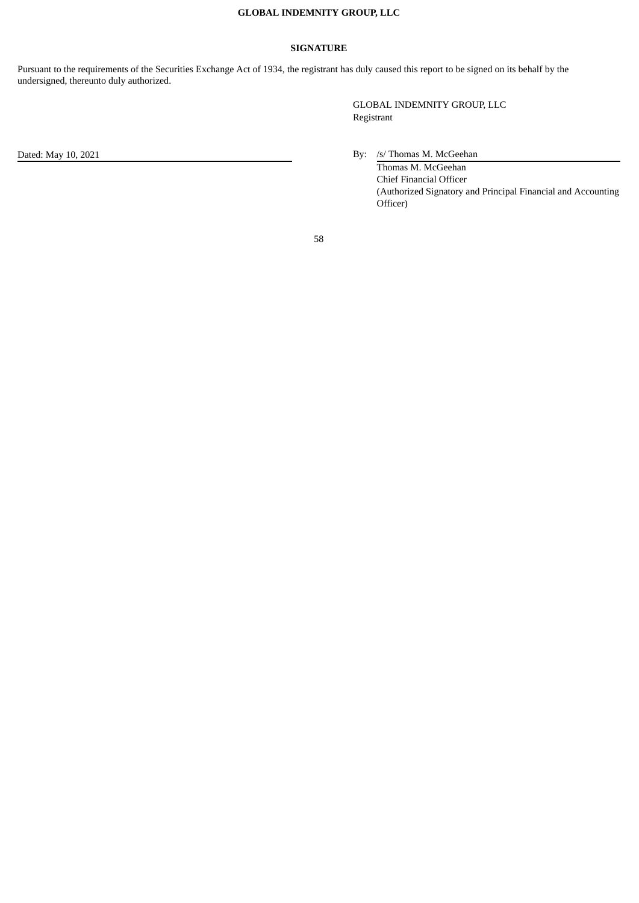**GLOBAL INDEMNITY GROUP, LLC**

## SIGNATURE

Pursuant to the requirements of the Securities Exchange Act of 1934, the registrant has duly caused this report to be signed on its behalf by the undersigned, thereunto duly authorized.

GLOBAL INDEMNITY GROUP, LLC
Registrant

Dated: May 10, 2021

By: /s/ Thomas M. McGeehan
Thomas M. McGeehan
Chief Financial Officer
(Authorized Signatory and Principal Financial and Accounting Officer)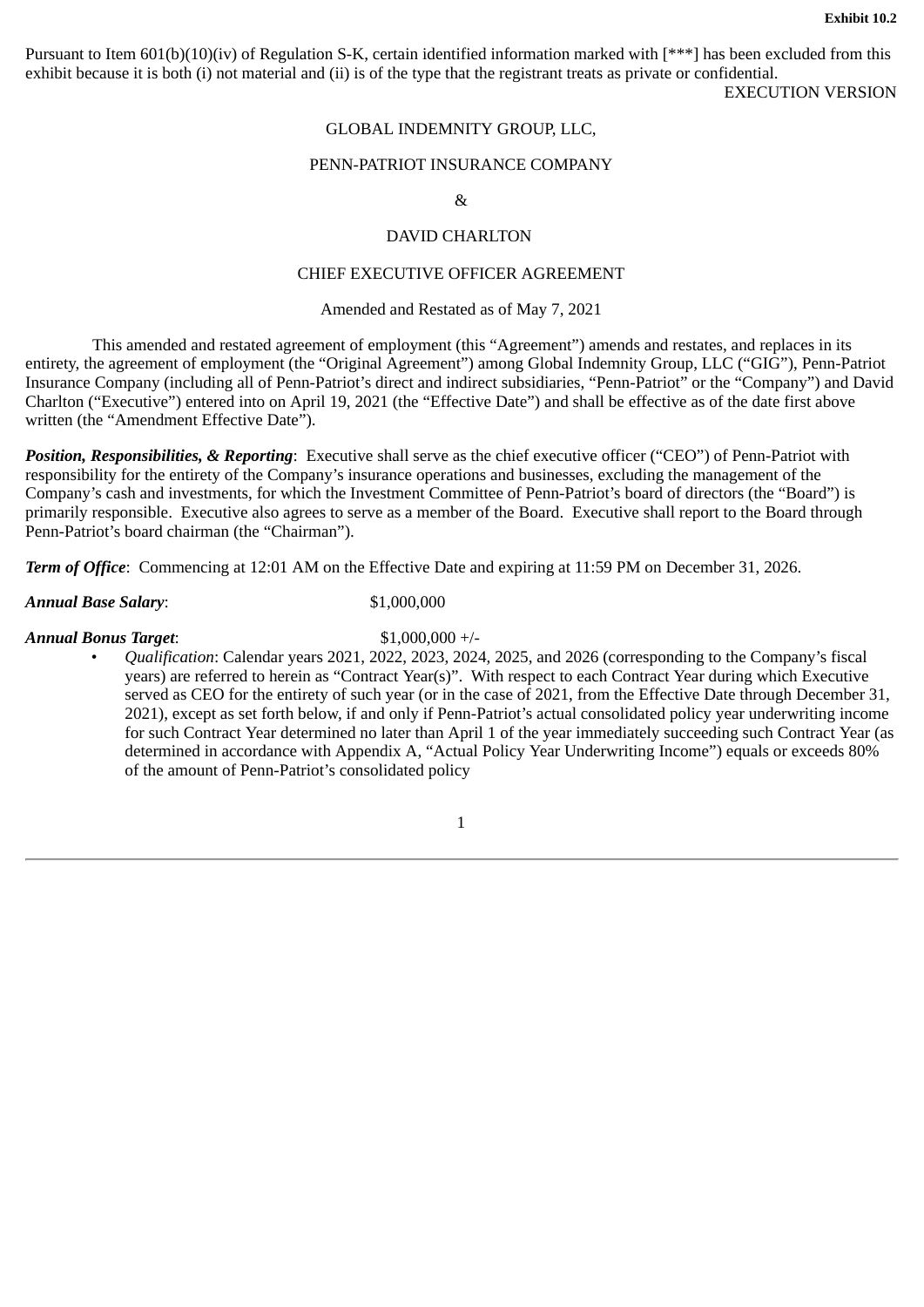**Exhibit 10.2**

Pursuant to Item 601(b)(10)(iv) of Regulation S-K, certain identified information marked with [***] has been excluded from this exhibit because it is both (i) not material and (ii) is of the type that the registrant treats as private or confidential.

EXECUTION VERSION

GLOBAL INDEMNITY GROUP, LLC,

PENN-PATRIOT INSURANCE COMPANY

&

DAVID CHARLTON

CHIEF EXECUTIVE OFFICER AGREEMENT

Amended and Restated as of May 7, 2021

This amended and restated agreement of employment (this "Agreement") amends and restates, and replaces in its entirety, the agreement of employment (the "Original Agreement") among Global Indemnity Group, LLC ("GIG"), Penn-Patriot Insurance Company (including all of Penn-Patriot's direct and indirect subsidiaries, "Penn-Patriot" or the "Company") and David Charlton ("Executive") entered into on April 19, 2021 (the "Effective Date") and shall be effective as of the date first above written (the "Amendment Effective Date").

***Position, Responsibilities, & Reporting***: Executive shall serve as the chief executive officer ("CEO") of Penn-Patriot with responsibility for the entirety of the Company's insurance operations and businesses, excluding the management of the Company's cash and investments, for which the Investment Committee of Penn-Patriot's board of directors (the "Board") is primarily responsible. Executive also agrees to serve as a member of the Board. Executive shall report to the Board through Penn-Patriot's board chairman (the "Chairman").

***Term of Office***: Commencing at 12:01 AM on the Effective Date and expiring at 11:59 PM on December 31, 2026.

***Annual Base Salary***: $1,000,000

***Annual Bonus Target***: $1,000,000 +/-

- *Qualification*: Calendar years 2021, 2022, 2023, 2024, 2025, and 2026 (corresponding to the Company's fiscal years) are referred to herein as "Contract Year(s)". With respect to each Contract Year during which Executive served as CEO for the entirety of such year (or in the case of 2021, from the Effective Date through December 31, 2021), except as set forth below, if and only if Penn-Patriot's actual consolidated policy year underwriting income for such Contract Year determined no later than April 1 of the year immediately succeeding such Contract Year (as determined in accordance with Appendix A, "Actual Policy Year Underwriting Income") equals or exceeds 80% of the amount of Penn-Patriot's consolidated policy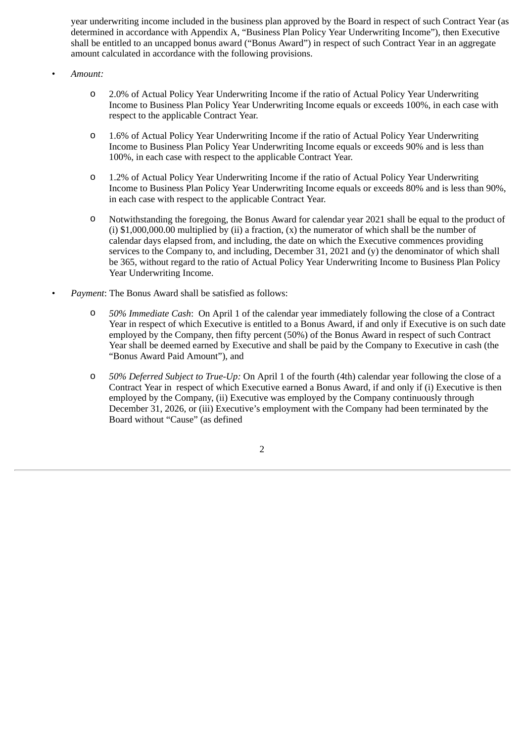year underwriting income included in the business plan approved by the Board in respect of such Contract Year (as determined in accordance with Appendix A, "Business Plan Policy Year Underwriting Income"), then Executive shall be entitled to an uncapped bonus award ("Bonus Award") in respect of such Contract Year in an aggregate amount calculated in accordance with the following provisions.

- *Amount:*
  - 2.0% of Actual Policy Year Underwriting Income if the ratio of Actual Policy Year Underwriting Income to Business Plan Policy Year Underwriting Income equals or exceeds 100%, in each case with respect to the applicable Contract Year.
  - 1.6% of Actual Policy Year Underwriting Income if the ratio of Actual Policy Year Underwriting Income to Business Plan Policy Year Underwriting Income equals or exceeds 90% and is less than 100%, in each case with respect to the applicable Contract Year.
  - 1.2% of Actual Policy Year Underwriting Income if the ratio of Actual Policy Year Underwriting Income to Business Plan Policy Year Underwriting Income equals or exceeds 80% and is less than 90%, in each case with respect to the applicable Contract Year.
  - Notwithstanding the foregoing, the Bonus Award for calendar year 2021 shall be equal to the product of (i) $1,000,000.00 multiplied by (ii) a fraction, (x) the numerator of which shall be the number of calendar days elapsed from, and including, the date on which the Executive commences providing services to the Company to, and including, December 31, 2021 and (y) the denominator of which shall be 365, without regard to the ratio of Actual Policy Year Underwriting Income to Business Plan Policy Year Underwriting Income.
- *Payment*: The Bonus Award shall be satisfied as follows:
  - *50% Immediate Cash*: On April 1 of the calendar year immediately following the close of a Contract Year in respect of which Executive is entitled to a Bonus Award, if and only if Executive is on such date employed by the Company, then fifty percent (50%) of the Bonus Award in respect of such Contract Year shall be deemed earned by Executive and shall be paid by the Company to Executive in cash (the "Bonus Award Paid Amount"), and
  - *50% Deferred Subject to True-Up:* On April 1 of the fourth (4th) calendar year following the close of a Contract Year in respect of which Executive earned a Bonus Award, if and only if (i) Executive is then employed by the Company, (ii) Executive was employed by the Company continuously through December 31, 2026, or (iii) Executive's employment with the Company had been terminated by the Board without "Cause" (as defined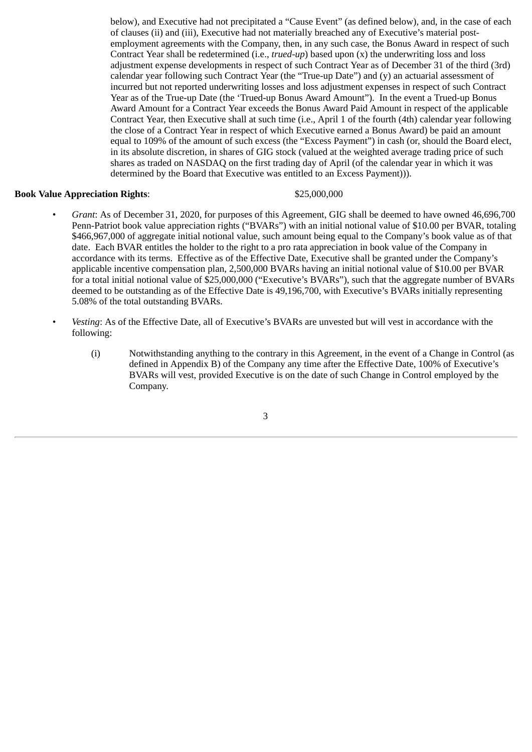below), and Executive had not precipitated a "Cause Event" (as defined below), and, in the case of each of clauses (ii) and (iii), Executive had not materially breached any of Executive's material post-employment agreements with the Company, then, in any such case, the Bonus Award in respect of such Contract Year shall be redetermined (i.e., *trued-up*) based upon (x) the underwriting loss and loss adjustment expense developments in respect of such Contract Year as of December 31 of the third (3rd) calendar year following such Contract Year (the "True-up Date") and (y) an actuarial assessment of incurred but not reported underwriting losses and loss adjustment expenses in respect of such Contract Year as of the True-up Date (the 'Trued-up Bonus Award Amount"). In the event a Trued-up Bonus Award Amount for a Contract Year exceeds the Bonus Award Paid Amount in respect of the applicable Contract Year, then Executive shall at such time (i.e., April 1 of the fourth (4th) calendar year following the close of a Contract Year in respect of which Executive earned a Bonus Award) be paid an amount equal to 109% of the amount of such excess (the "Excess Payment") in cash (or, should the Board elect, in its absolute discretion, in shares of GIG stock (valued at the weighted average trading price of such shares as traded on NASDAQ on the first trading day of April (of the calendar year in which it was determined by the Board that Executive was entitled to an Excess Payment))).

**Book Value Appreciation Rights**: $25,000,000

- *Grant*: As of December 31, 2020, for purposes of this Agreement, GIG shall be deemed to have owned 46,696,700 Penn-Patriot book value appreciation rights ("BVARs") with an initial notional value of $10.00 per BVAR, totaling $466,967,000 of aggregate initial notional value, such amount being equal to the Company's book value as of that date. Each BVAR entitles the holder to the right to a pro rata appreciation in book value of the Company in accordance with its terms. Effective as of the Effective Date, Executive shall be granted under the Company's applicable incentive compensation plan, 2,500,000 BVARs having an initial notional value of $10.00 per BVAR for a total initial notional value of $25,000,000 ("Executive's BVARs"), such that the aggregate number of BVARs deemed to be outstanding as of the Effective Date is 49,196,700, with Executive's BVARs initially representing 5.08% of the total outstanding BVARs.

- *Vesting*: As of the Effective Date, all of Executive's BVARs are unvested but will vest in accordance with the following:

  (i) Notwithstanding anything to the contrary in this Agreement, in the event of a Change in Control (as defined in Appendix B) of the Company any time after the Effective Date, 100% of Executive's BVARs will vest, provided Executive is on the date of such Change in Control employed by the Company.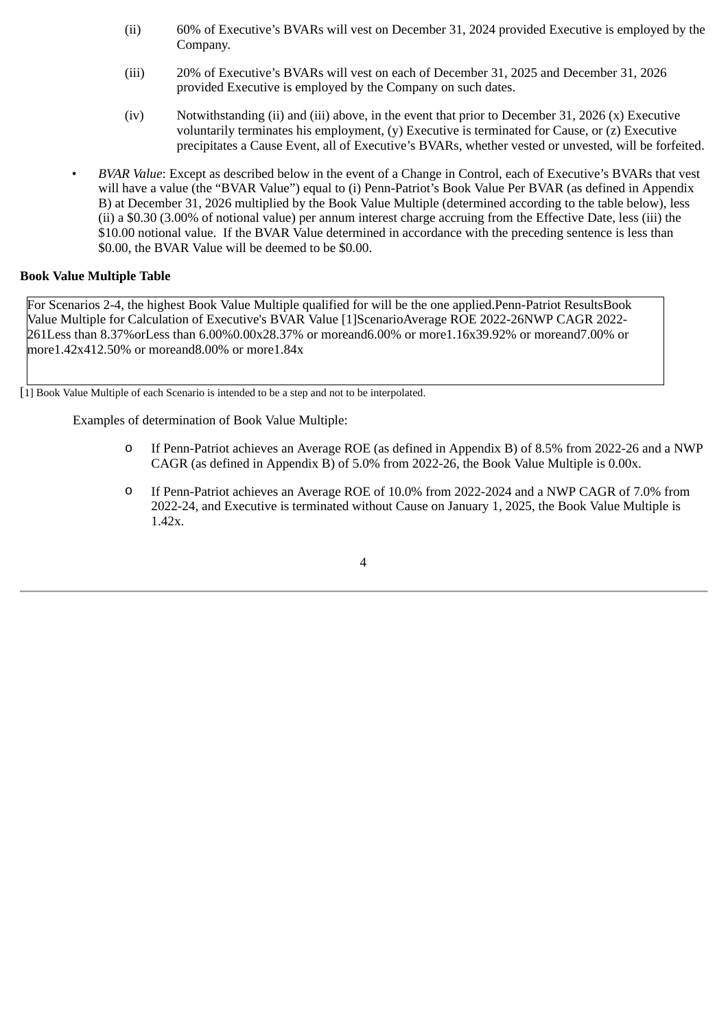(ii) 60% of Executive's BVARs will vest on December 31, 2024 provided Executive is employed by the Company.

(iii) 20% of Executive's BVARs will vest on each of December 31, 2025 and December 31, 2026 provided Executive is employed by the Company on such dates.

(iv) Notwithstanding (ii) and (iii) above, in the event that prior to December 31, 2026 (x) Executive voluntarily terminates his employment, (y) Executive is terminated for Cause, or (z) Executive precipitates a Cause Event, all of Executive's BVARs, whether vested or unvested, will be forfeited.

- *BVAR Value*: Except as described below in the event of a Change in Control, each of Executive's BVARs that vest will have a value (the "BVAR Value") equal to (i) Penn-Patriot's Book Value Per BVAR (as defined in Appendix B) at December 31, 2026 multiplied by the Book Value Multiple (determined according to the table below), less (ii) a $0.30 (3.00% of notional value) per annum interest charge accruing from the Effective Date, less (iii) the $10.00 notional value. If the BVAR Value determined in accordance with the preceding sentence is less than $0.00, the BVAR Value will be deemed to be $0.00.

**Book Value Multiple Table**

For Scenarios 2-4, the highest Book Value Multiple qualified for will be the one applied.

| | Penn-Patriot Results | | | Book Value Multiple for Calculation of Executive's BVAR Value [1] |
|---|---|---|---|---|
| Scenario | Average ROE 2022-26 | | NWP CAGR 2022-26 | |
| 1 | Less than 8.37% | or | Less than 6.00% | 0.00x |
| 2 | 8.37% or more | and | 6.00% or more | 1.16x |
| 3 | 9.92% or more | and | 7.00% or more | 1.42x |
| 4 | 12.50% or more | and | 8.00% or more | 1.84x |

[1] Book Value Multiple of each Scenario is intended to be a step and not to be interpolated.

Examples of determination of Book Value Multiple:

- If Penn-Patriot achieves an Average ROE (as defined in Appendix B) of 8.5% from 2022-26 and a NWP CAGR (as defined in Appendix B) of 5.0% from 2022-26, the Book Value Multiple is 0.00x.
- If Penn-Patriot achieves an Average ROE of 10.0% from 2022-2024 and a NWP CAGR of 7.0% from 2022-24, and Executive is terminated without Cause on January 1, 2025, the Book Value Multiple is 1.42x.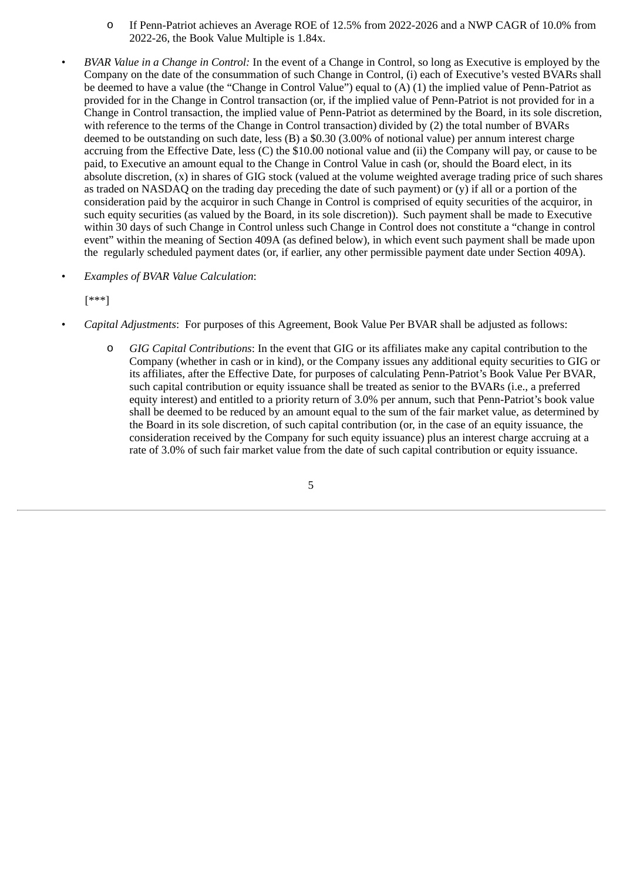- If Penn-Patriot achieves an Average ROE of 12.5% from 2022-2026 and a NWP CAGR of 10.0% from 2022-26, the Book Value Multiple is 1.84x.

- *BVAR Value in a Change in Control:* In the event of a Change in Control, so long as Executive is employed by the Company on the date of the consummation of such Change in Control, (i) each of Executive's vested BVARs shall be deemed to have a value (the "Change in Control Value") equal to (A) (1) the implied value of Penn-Patriot as provided for in the Change in Control transaction (or, if the implied value of Penn-Patriot is not provided for in a Change in Control transaction, the implied value of Penn-Patriot as determined by the Board, in its sole discretion, with reference to the terms of the Change in Control transaction) divided by (2) the total number of BVARs deemed to be outstanding on such date, less (B) a $0.30 (3.00% of notional value) per annum interest charge accruing from the Effective Date, less (C) the $10.00 notional value and (ii) the Company will pay, or cause to be paid, to Executive an amount equal to the Change in Control Value in cash (or, should the Board elect, in its absolute discretion, (x) in shares of GIG stock (valued at the volume weighted average trading price of such shares as traded on NASDAQ on the trading day preceding the date of such payment) or (y) if all or a portion of the consideration paid by the acquiror in such Change in Control is comprised of equity securities of the acquiror, in such equity securities (as valued by the Board, in its sole discretion)). Such payment shall be made to Executive within 30 days of such Change in Control unless such Change in Control does not constitute a "change in control event" within the meaning of Section 409A (as defined below), in which event such payment shall be made upon the regularly scheduled payment dates (or, if earlier, any other permissible payment date under Section 409A).

- *Examples of BVAR Value Calculation*:

  [***]

- *Capital Adjustments*: For purposes of this Agreement, Book Value Per BVAR shall be adjusted as follows:

  - *GIG Capital Contributions*: In the event that GIG or its affiliates make any capital contribution to the Company (whether in cash or in kind), or the Company issues any additional equity securities to GIG or its affiliates, after the Effective Date, for purposes of calculating Penn-Patriot's Book Value Per BVAR, such capital contribution or equity issuance shall be treated as senior to the BVARs (i.e., a preferred equity interest) and entitled to a priority return of 3.0% per annum, such that Penn-Patriot's book value shall be deemed to be reduced by an amount equal to the sum of the fair market value, as determined by the Board in its sole discretion, of such capital contribution (or, in the case of an equity issuance, the consideration received by the Company for such equity issuance) plus an interest charge accruing at a rate of 3.0% of such fair market value from the date of such capital contribution or equity issuance.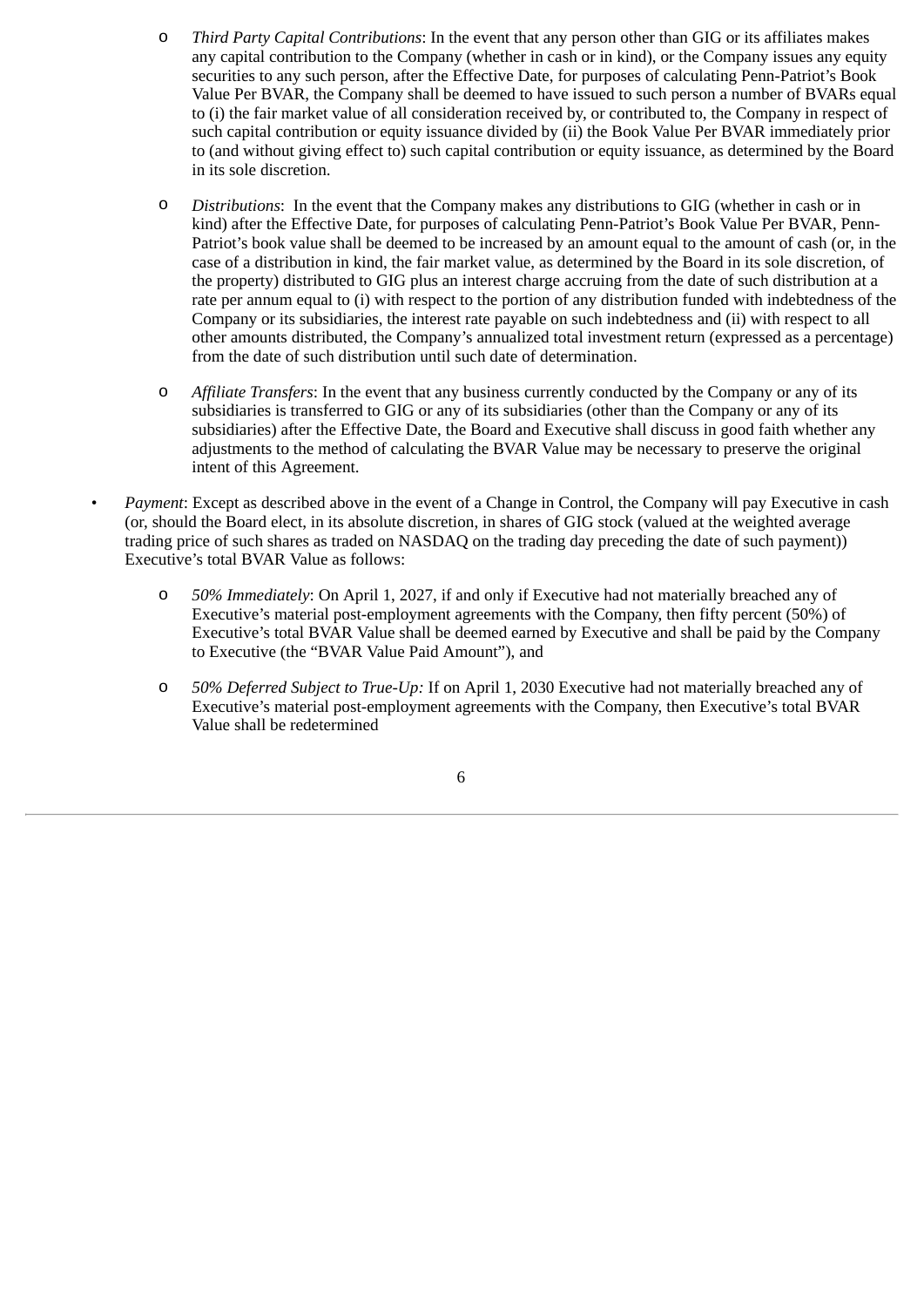- *Third Party Capital Contributions*: In the event that any person other than GIG or its affiliates makes any capital contribution to the Company (whether in cash or in kind), or the Company issues any equity securities to any such person, after the Effective Date, for purposes of calculating Penn-Patriot's Book Value Per BVAR, the Company shall be deemed to have issued to such person a number of BVARs equal to (i) the fair market value of all consideration received by, or contributed to, the Company in respect of such capital contribution or equity issuance divided by (ii) the Book Value Per BVAR immediately prior to (and without giving effect to) such capital contribution or equity issuance, as determined by the Board in its sole discretion.

- *Distributions*: In the event that the Company makes any distributions to GIG (whether in cash or in kind) after the Effective Date, for purposes of calculating Penn-Patriot's Book Value Per BVAR, Penn-Patriot's book value shall be deemed to be increased by an amount equal to the amount of cash (or, in the case of a distribution in kind, the fair market value, as determined by the Board in its sole discretion, of the property) distributed to GIG plus an interest charge accruing from the date of such distribution at a rate per annum equal to (i) with respect to the portion of any distribution funded with indebtedness of the Company or its subsidiaries, the interest rate payable on such indebtedness and (ii) with respect to all other amounts distributed, the Company's annualized total investment return (expressed as a percentage) from the date of such distribution until such date of determination.

- *Affiliate Transfers*: In the event that any business currently conducted by the Company or any of its subsidiaries is transferred to GIG or any of its subsidiaries (other than the Company or any of its subsidiaries) after the Effective Date, the Board and Executive shall discuss in good faith whether any adjustments to the method of calculating the BVAR Value may be necessary to preserve the original intent of this Agreement.

- *Payment*: Except as described above in the event of a Change in Control, the Company will pay Executive in cash (or, should the Board elect, in its absolute discretion, in shares of GIG stock (valued at the weighted average trading price of such shares as traded on NASDAQ on the trading day preceding the date of such payment)) Executive's total BVAR Value as follows:

  - *50% Immediately*: On April 1, 2027, if and only if Executive had not materially breached any of Executive's material post-employment agreements with the Company, then fifty percent (50%) of Executive's total BVAR Value shall be deemed earned by Executive and shall be paid by the Company to Executive (the "BVAR Value Paid Amount"), and

  - *50% Deferred Subject to True-Up:* If on April 1, 2030 Executive had not materially breached any of Executive's material post-employment agreements with the Company, then Executive's total BVAR Value shall be redetermined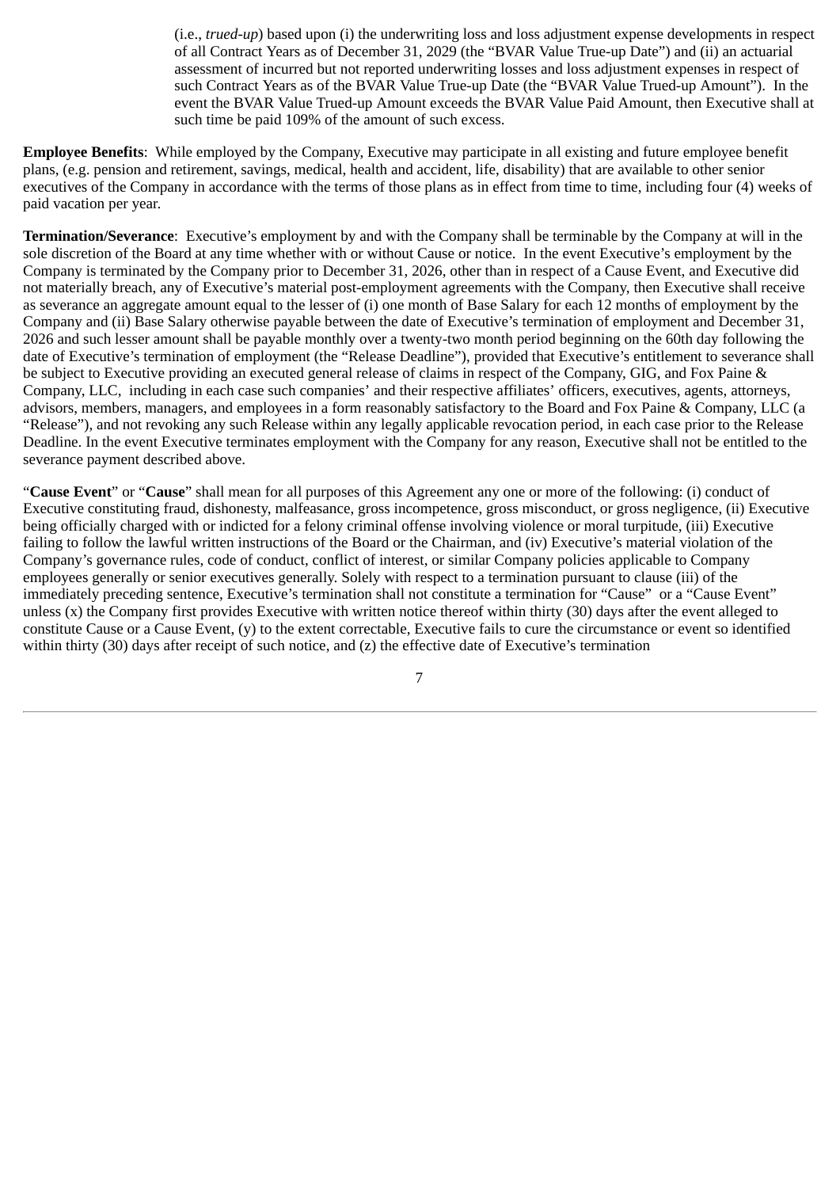(i.e., *trued-up*) based upon (i) the underwriting loss and loss adjustment expense developments in respect of all Contract Years as of December 31, 2029 (the "BVAR Value True-up Date") and (ii) an actuarial assessment of incurred but not reported underwriting losses and loss adjustment expenses in respect of such Contract Years as of the BVAR Value True-up Date (the "BVAR Value Trued-up Amount"). In the event the BVAR Value Trued-up Amount exceeds the BVAR Value Paid Amount, then Executive shall at such time be paid 109% of the amount of such excess.

**Employee Benefits**: While employed by the Company, Executive may participate in all existing and future employee benefit plans, (e.g. pension and retirement, savings, medical, health and accident, life, disability) that are available to other senior executives of the Company in accordance with the terms of those plans as in effect from time to time, including four (4) weeks of paid vacation per year.

**Termination/Severance**: Executive's employment by and with the Company shall be terminable by the Company at will in the sole discretion of the Board at any time whether with or without Cause or notice. In the event Executive's employment by the Company is terminated by the Company prior to December 31, 2026, other than in respect of a Cause Event, and Executive did not materially breach, any of Executive's material post-employment agreements with the Company, then Executive shall receive as severance an aggregate amount equal to the lesser of (i) one month of Base Salary for each 12 months of employment by the Company and (ii) Base Salary otherwise payable between the date of Executive's termination of employment and December 31, 2026 and such lesser amount shall be payable monthly over a twenty-two month period beginning on the 60th day following the date of Executive's termination of employment (the "Release Deadline"), provided that Executive's entitlement to severance shall be subject to Executive providing an executed general release of claims in respect of the Company, GIG, and Fox Paine & Company, LLC, including in each case such companies' and their respective affiliates' officers, executives, agents, attorneys, advisors, members, managers, and employees in a form reasonably satisfactory to the Board and Fox Paine & Company, LLC (a "Release"), and not revoking any such Release within any legally applicable revocation period, in each case prior to the Release Deadline. In the event Executive terminates employment with the Company for any reason, Executive shall not be entitled to the severance payment described above.

"**Cause Event**" or "**Cause**" shall mean for all purposes of this Agreement any one or more of the following: (i) conduct of Executive constituting fraud, dishonesty, malfeasance, gross incompetence, gross misconduct, or gross negligence, (ii) Executive being officially charged with or indicted for a felony criminal offense involving violence or moral turpitude, (iii) Executive failing to follow the lawful written instructions of the Board or the Chairman, and (iv) Executive's material violation of the Company's governance rules, code of conduct, conflict of interest, or similar Company policies applicable to Company employees generally or senior executives generally. Solely with respect to a termination pursuant to clause (iii) of the immediately preceding sentence, Executive's termination shall not constitute a termination for "Cause" or a "Cause Event" unless (x) the Company first provides Executive with written notice thereof within thirty (30) days after the event alleged to constitute Cause or a Cause Event, (y) to the extent correctable, Executive fails to cure the circumstance or event so identified within thirty (30) days after receipt of such notice, and (z) the effective date of Executive's termination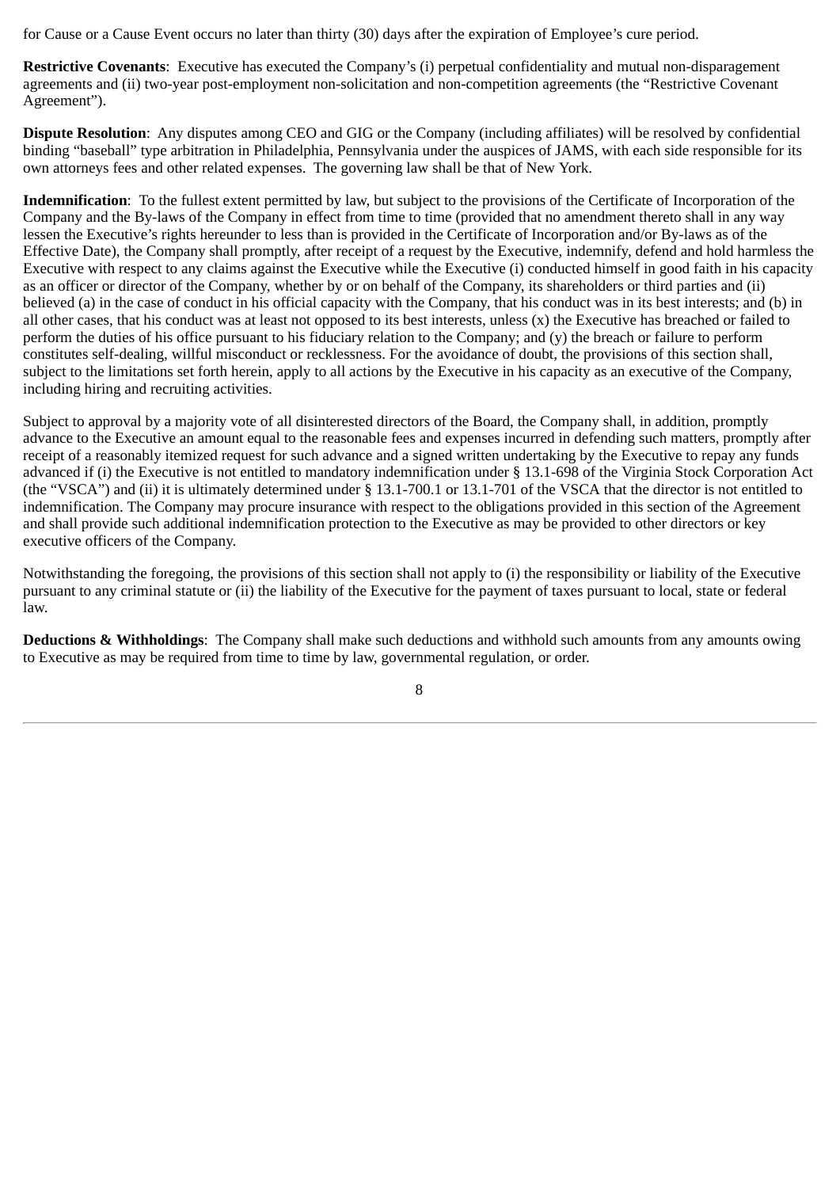for Cause or a Cause Event occurs no later than thirty (30) days after the expiration of Employee's cure period.

**Restrictive Covenants**: Executive has executed the Company's (i) perpetual confidentiality and mutual non-disparagement agreements and (ii) two-year post-employment non-solicitation and non-competition agreements (the "Restrictive Covenant Agreement").

**Dispute Resolution**: Any disputes among CEO and GIG or the Company (including affiliates) will be resolved by confidential binding "baseball" type arbitration in Philadelphia, Pennsylvania under the auspices of JAMS, with each side responsible for its own attorneys fees and other related expenses. The governing law shall be that of New York.

**Indemnification**: To the fullest extent permitted by law, but subject to the provisions of the Certificate of Incorporation of the Company and the By-laws of the Company in effect from time to time (provided that no amendment thereto shall in any way lessen the Executive's rights hereunder to less than is provided in the Certificate of Incorporation and/or By-laws as of the Effective Date), the Company shall promptly, after receipt of a request by the Executive, indemnify, defend and hold harmless the Executive with respect to any claims against the Executive while the Executive (i) conducted himself in good faith in his capacity as an officer or director of the Company, whether by or on behalf of the Company, its shareholders or third parties and (ii) believed (a) in the case of conduct in his official capacity with the Company, that his conduct was in its best interests; and (b) in all other cases, that his conduct was at least not opposed to its best interests, unless (x) the Executive has breached or failed to perform the duties of his office pursuant to his fiduciary relation to the Company; and (y) the breach or failure to perform constitutes self-dealing, willful misconduct or recklessness. For the avoidance of doubt, the provisions of this section shall, subject to the limitations set forth herein, apply to all actions by the Executive in his capacity as an executive of the Company, including hiring and recruiting activities.

Subject to approval by a majority vote of all disinterested directors of the Board, the Company shall, in addition, promptly advance to the Executive an amount equal to the reasonable fees and expenses incurred in defending such matters, promptly after receipt of a reasonably itemized request for such advance and a signed written undertaking by the Executive to repay any funds advanced if (i) the Executive is not entitled to mandatory indemnification under § 13.1-698 of the Virginia Stock Corporation Act (the "VSCA") and (ii) it is ultimately determined under § 13.1-700.1 or 13.1-701 of the VSCA that the director is not entitled to indemnification. The Company may procure insurance with respect to the obligations provided in this section of the Agreement and shall provide such additional indemnification protection to the Executive as may be provided to other directors or key executive officers of the Company.

Notwithstanding the foregoing, the provisions of this section shall not apply to (i) the responsibility or liability of the Executive pursuant to any criminal statute or (ii) the liability of the Executive for the payment of taxes pursuant to local, state or federal law.

**Deductions & Withholdings**: The Company shall make such deductions and withhold such amounts from any amounts owing to Executive as may be required from time to time by law, governmental regulation, or order.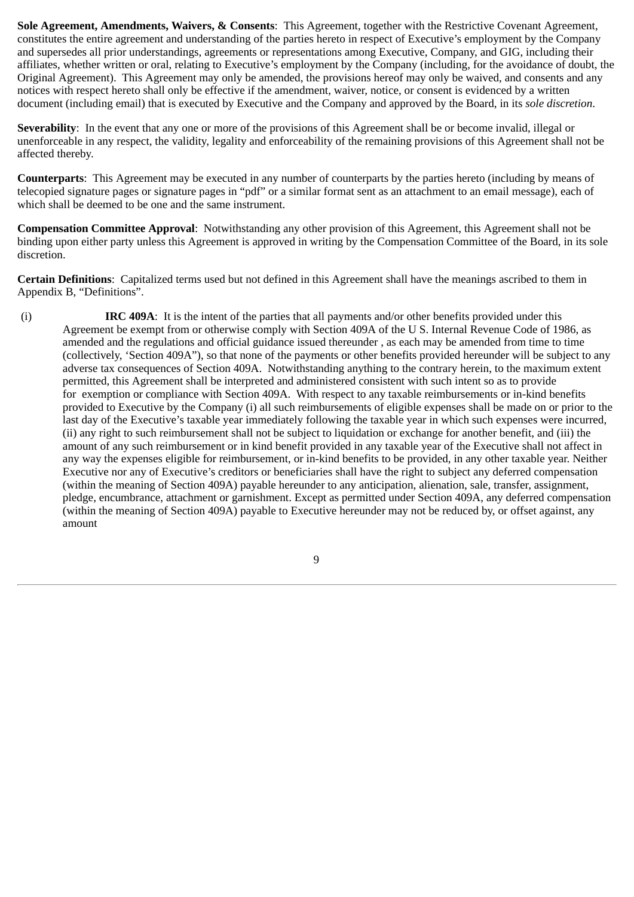**Sole Agreement, Amendments, Waivers, & Consents**: This Agreement, together with the Restrictive Covenant Agreement, constitutes the entire agreement and understanding of the parties hereto in respect of Executive's employment by the Company and supersedes all prior understandings, agreements or representations among Executive, Company, and GIG, including their affiliates, whether written or oral, relating to Executive's employment by the Company (including, for the avoidance of doubt, the Original Agreement). This Agreement may only be amended, the provisions hereof may only be waived, and consents and any notices with respect hereto shall only be effective if the amendment, waiver, notice, or consent is evidenced by a written document (including email) that is executed by Executive and the Company and approved by the Board, in its *sole discretion*.

**Severability**: In the event that any one or more of the provisions of this Agreement shall be or become invalid, illegal or unenforceable in any respect, the validity, legality and enforceability of the remaining provisions of this Agreement shall not be affected thereby.

**Counterparts**: This Agreement may be executed in any number of counterparts by the parties hereto (including by means of telecopied signature pages or signature pages in "pdf" or a similar format sent as an attachment to an email message), each of which shall be deemed to be one and the same instrument.

**Compensation Committee Approval**: Notwithstanding any other provision of this Agreement, this Agreement shall not be binding upon either party unless this Agreement is approved in writing by the Compensation Committee of the Board, in its sole discretion.

**Certain Definitions**: Capitalized terms used but not defined in this Agreement shall have the meanings ascribed to them in Appendix B, "Definitions".

(i) **IRC 409A**: It is the intent of the parties that all payments and/or other benefits provided under this Agreement be exempt from or otherwise comply with Section 409A of the U S. Internal Revenue Code of 1986, as amended and the regulations and official guidance issued thereunder , as each may be amended from time to time (collectively, 'Section 409A"), so that none of the payments or other benefits provided hereunder will be subject to any adverse tax consequences of Section 409A. Notwithstanding anything to the contrary herein, to the maximum extent permitted, this Agreement shall be interpreted and administered consistent with such intent so as to provide for exemption or compliance with Section 409A. With respect to any taxable reimbursements or in-kind benefits provided to Executive by the Company (i) all such reimbursements of eligible expenses shall be made on or prior to the last day of the Executive's taxable year immediately following the taxable year in which such expenses were incurred, (ii) any right to such reimbursement shall not be subject to liquidation or exchange for another benefit, and (iii) the amount of any such reimbursement or in kind benefit provided in any taxable year of the Executive shall not affect in any way the expenses eligible for reimbursement, or in-kind benefits to be provided, in any other taxable year. Neither Executive nor any of Executive's creditors or beneficiaries shall have the right to subject any deferred compensation (within the meaning of Section 409A) payable hereunder to any anticipation, alienation, sale, transfer, assignment, pledge, encumbrance, attachment or garnishment. Except as permitted under Section 409A, any deferred compensation (within the meaning of Section 409A) payable to Executive hereunder may not be reduced by, or offset against, any amount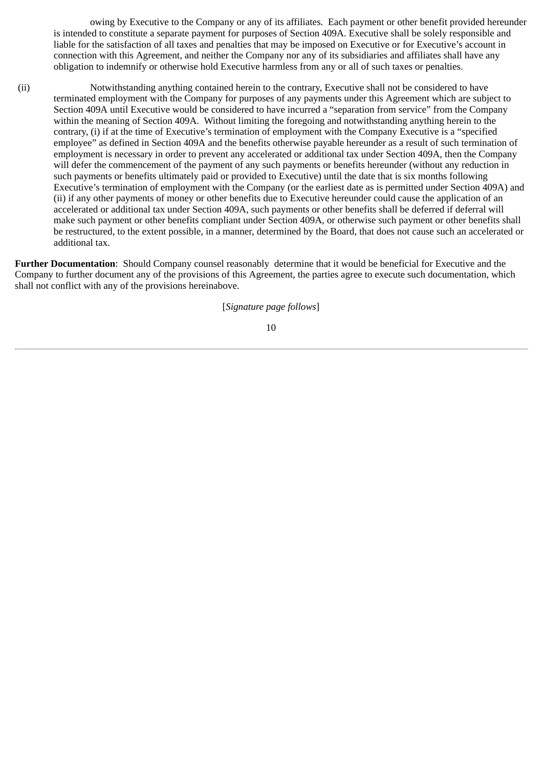owing by Executive to the Company or any of its affiliates. Each payment or other benefit provided hereunder is intended to constitute a separate payment for purposes of Section 409A. Executive shall be solely responsible and liable for the satisfaction of all taxes and penalties that may be imposed on Executive or for Executive's account in connection with this Agreement, and neither the Company nor any of its subsidiaries and affiliates shall have any obligation to indemnify or otherwise hold Executive harmless from any or all of such taxes or penalties.

(ii) Notwithstanding anything contained herein to the contrary, Executive shall not be considered to have terminated employment with the Company for purposes of any payments under this Agreement which are subject to Section 409A until Executive would be considered to have incurred a "separation from service" from the Company within the meaning of Section 409A. Without limiting the foregoing and notwithstanding anything herein to the contrary, (i) if at the time of Executive's termination of employment with the Company Executive is a "specified employee" as defined in Section 409A and the benefits otherwise payable hereunder as a result of such termination of employment is necessary in order to prevent any accelerated or additional tax under Section 409A, then the Company will defer the commencement of the payment of any such payments or benefits hereunder (without any reduction in such payments or benefits ultimately paid or provided to Executive) until the date that is six months following Executive's termination of employment with the Company (or the earliest date as is permitted under Section 409A) and (ii) if any other payments of money or other benefits due to Executive hereunder could cause the application of an accelerated or additional tax under Section 409A, such payments or other benefits shall be deferred if deferral will make such payment or other benefits compliant under Section 409A, or otherwise such payment or other benefits shall be restructured, to the extent possible, in a manner, determined by the Board, that does not cause such an accelerated or additional tax.

**Further Documentation**: Should Company counsel reasonably determine that it would be beneficial for Executive and the Company to further document any of the provisions of this Agreement, the parties agree to execute such documentation, which shall not conflict with any of the provisions hereinabove.

[*Signature page follows*]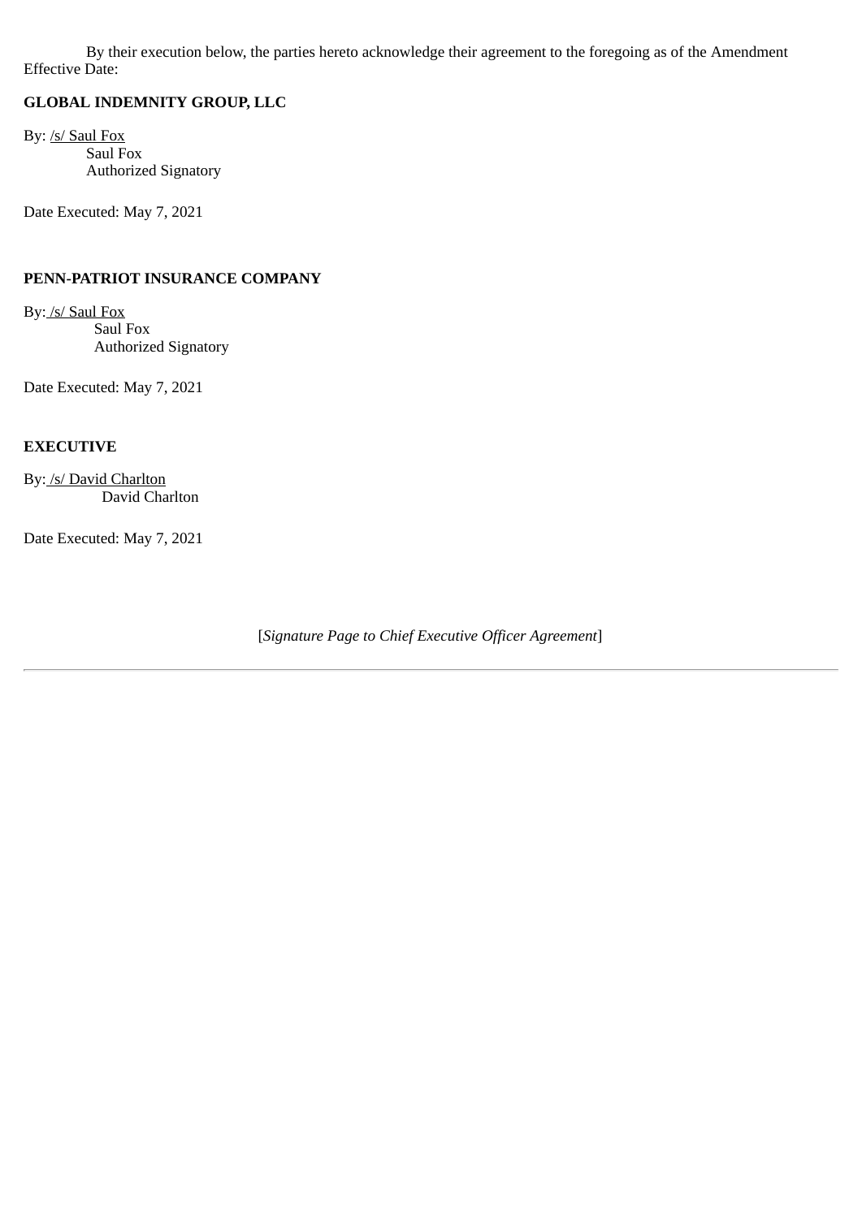By their execution below, the parties hereto acknowledge their agreement to the foregoing as of the Amendment Effective Date:

**GLOBAL INDEMNITY GROUP, LLC**

By: /s/ Saul Fox
Saul Fox
Authorized Signatory

Date Executed: May 7, 2021

**PENN-PATRIOT INSURANCE COMPANY**

By: /s/ Saul Fox
Saul Fox
Authorized Signatory

Date Executed: May 7, 2021

**EXECUTIVE**

By: /s/ David Charlton
David Charlton

Date Executed: May 7, 2021

[*Signature Page to Chief Executive Officer Agreement*]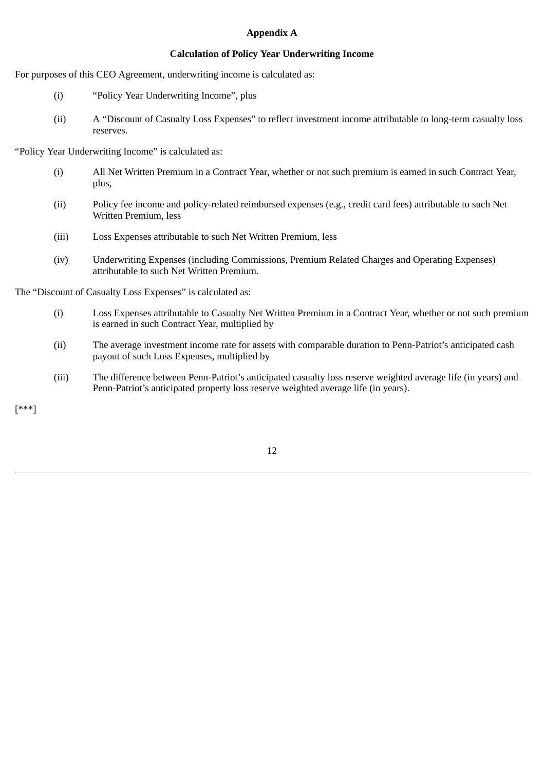**Appendix A**

**Calculation of Policy Year Underwriting Income**

For purposes of this CEO Agreement, underwriting income is calculated as:

(i) "Policy Year Underwriting Income", plus

(ii) A "Discount of Casualty Loss Expenses" to reflect investment income attributable to long-term casualty loss reserves.

"Policy Year Underwriting Income" is calculated as:

(i) All Net Written Premium in a Contract Year, whether or not such premium is earned in such Contract Year, plus,

(ii) Policy fee income and policy-related reimbursed expenses (e.g., credit card fees) attributable to such Net Written Premium, less

(iii) Loss Expenses attributable to such Net Written Premium, less

(iv) Underwriting Expenses (including Commissions, Premium Related Charges and Operating Expenses) attributable to such Net Written Premium.

The "Discount of Casualty Loss Expenses" is calculated as:

(i) Loss Expenses attributable to Casualty Net Written Premium in a Contract Year, whether or not such premium is earned in such Contract Year, multiplied by

(ii) The average investment income rate for assets with comparable duration to Penn-Patriot's anticipated cash payout of such Loss Expenses, multiplied by

(iii) The difference between Penn-Patriot's anticipated casualty loss reserve weighted average life (in years) and Penn-Patriot's anticipated property loss reserve weighted average life (in years).

[***]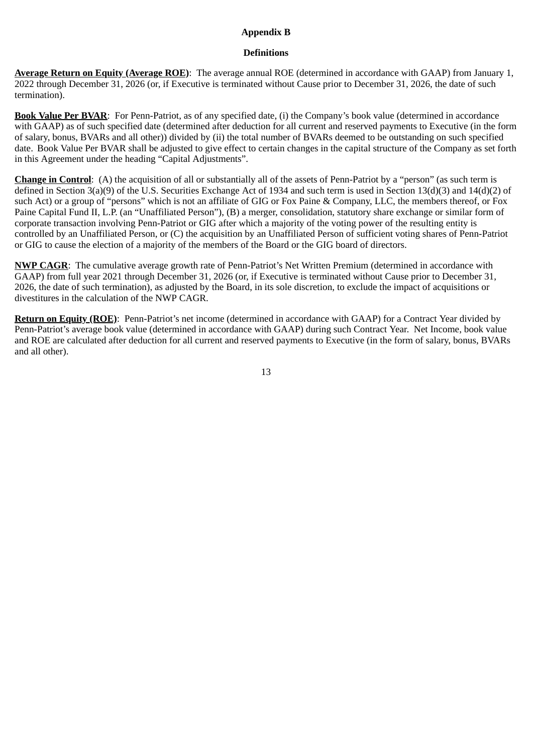**Appendix B**

**Definitions**

**Average Return on Equity (Average ROE)**: The average annual ROE (determined in accordance with GAAP) from January 1, 2022 through December 31, 2026 (or, if Executive is terminated without Cause prior to December 31, 2026, the date of such termination).

**Book Value Per BVAR**: For Penn-Patriot, as of any specified date, (i) the Company's book value (determined in accordance with GAAP) as of such specified date (determined after deduction for all current and reserved payments to Executive (in the form of salary, bonus, BVARs and all other)) divided by (ii) the total number of BVARs deemed to be outstanding on such specified date. Book Value Per BVAR shall be adjusted to give effect to certain changes in the capital structure of the Company as set forth in this Agreement under the heading "Capital Adjustments".

**Change in Control**: (A) the acquisition of all or substantially all of the assets of Penn-Patriot by a "person" (as such term is defined in Section 3(a)(9) of the U.S. Securities Exchange Act of 1934 and such term is used in Section 13(d)(3) and 14(d)(2) of such Act) or a group of "persons" which is not an affiliate of GIG or Fox Paine & Company, LLC, the members thereof, or Fox Paine Capital Fund II, L.P. (an "Unaffiliated Person"), (B) a merger, consolidation, statutory share exchange or similar form of corporate transaction involving Penn-Patriot or GIG after which a majority of the voting power of the resulting entity is controlled by an Unaffiliated Person, or (C) the acquisition by an Unaffiliated Person of sufficient voting shares of Penn-Patriot or GIG to cause the election of a majority of the members of the Board or the GIG board of directors.

**NWP CAGR**: The cumulative average growth rate of Penn-Patriot's Net Written Premium (determined in accordance with GAAP) from full year 2021 through December 31, 2026 (or, if Executive is terminated without Cause prior to December 31, 2026, the date of such termination), as adjusted by the Board, in its sole discretion, to exclude the impact of acquisitions or divestitures in the calculation of the NWP CAGR.

**Return on Equity (ROE)**: Penn-Patriot's net income (determined in accordance with GAAP) for a Contract Year divided by Penn-Patriot's average book value (determined in accordance with GAAP) during such Contract Year. Net Income, book value and ROE are calculated after deduction for all current and reserved payments to Executive (in the form of salary, bonus, BVARs and all other).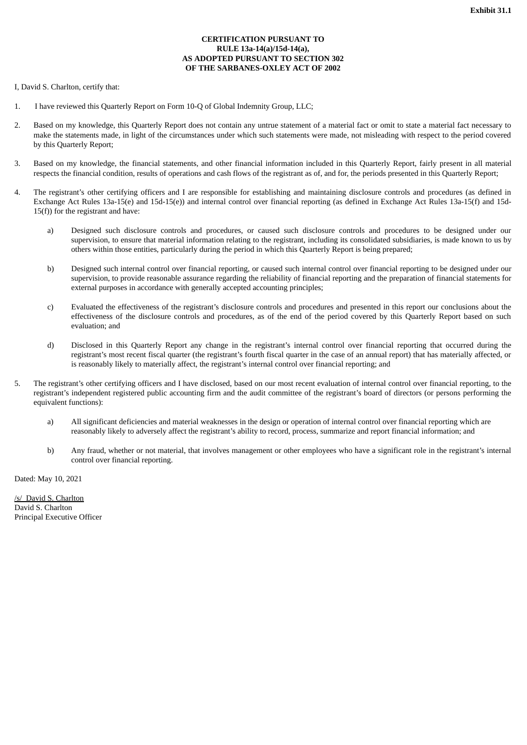**Exhibit 31.1**

**CERTIFICATION PURSUANT TO
RULE 13a-14(a)/15d-14(a),
AS ADOPTED PURSUANT TO SECTION 302
OF THE SARBANES-OXLEY ACT OF 2002**

I, David S. Charlton, certify that:

1. I have reviewed this Quarterly Report on Form 10-Q of Global Indemnity Group, LLC;

2. Based on my knowledge, this Quarterly Report does not contain any untrue statement of a material fact or omit to state a material fact necessary to make the statements made, in light of the circumstances under which such statements were made, not misleading with respect to the period covered by this Quarterly Report;

3. Based on my knowledge, the financial statements, and other financial information included in this Quarterly Report, fairly present in all material respects the financial condition, results of operations and cash flows of the registrant as of, and for, the periods presented in this Quarterly Report;

4. The registrant's other certifying officers and I are responsible for establishing and maintaining disclosure controls and procedures (as defined in Exchange Act Rules 13a-15(e) and 15d-15(e)) and internal control over financial reporting (as defined in Exchange Act Rules 13a-15(f) and 15d-15(f)) for the registrant and have:

   a) Designed such disclosure controls and procedures, or caused such disclosure controls and procedures to be designed under our supervision, to ensure that material information relating to the registrant, including its consolidated subsidiaries, is made known to us by others within those entities, particularly during the period in which this Quarterly Report is being prepared;

   b) Designed such internal control over financial reporting, or caused such internal control over financial reporting to be designed under our supervision, to provide reasonable assurance regarding the reliability of financial reporting and the preparation of financial statements for external purposes in accordance with generally accepted accounting principles;

   c) Evaluated the effectiveness of the registrant's disclosure controls and procedures and presented in this report our conclusions about the effectiveness of the disclosure controls and procedures, as of the end of the period covered by this Quarterly Report based on such evaluation; and

   d) Disclosed in this Quarterly Report any change in the registrant's internal control over financial reporting that occurred during the registrant's most recent fiscal quarter (the registrant's fourth fiscal quarter in the case of an annual report) that has materially affected, or is reasonably likely to materially affect, the registrant's internal control over financial reporting; and

5. The registrant's other certifying officers and I have disclosed, based on our most recent evaluation of internal control over financial reporting, to the registrant's independent registered public accounting firm and the audit committee of the registrant's board of directors (or persons performing the equivalent functions):

   a) All significant deficiencies and material weaknesses in the design or operation of internal control over financial reporting which are reasonably likely to adversely affect the registrant's ability to record, process, summarize and report financial information; and

   b) Any fraud, whether or not material, that involves management or other employees who have a significant role in the registrant's internal control over financial reporting.

Dated: May 10, 2021

/s/ David S. Charlton
David S. Charlton
Principal Executive Officer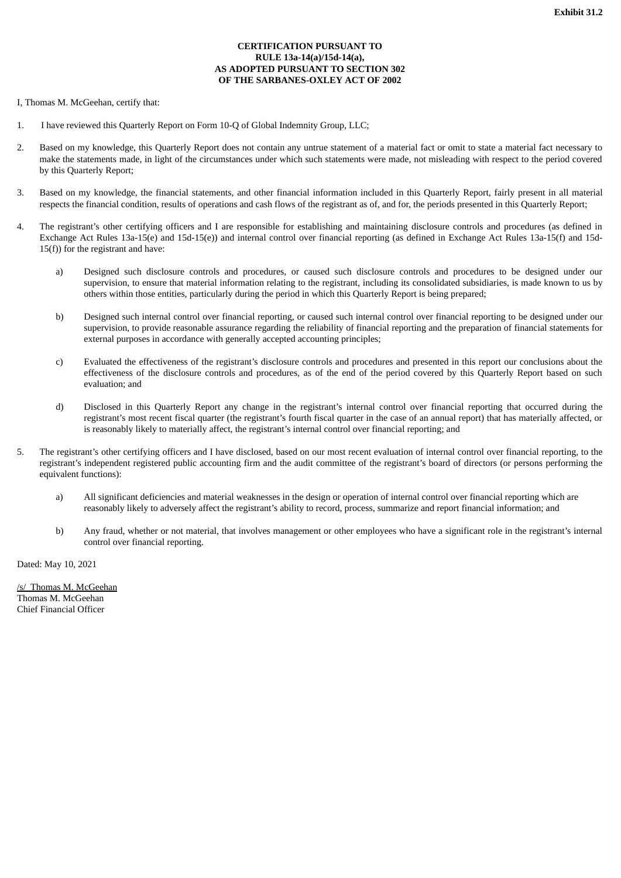**Exhibit 31.2**

**CERTIFICATION PURSUANT TO
RULE 13a-14(a)/15d-14(a),
AS ADOPTED PURSUANT TO SECTION 302
OF THE SARBANES-OXLEY ACT OF 2002**

I, Thomas M. McGeehan, certify that:

1. I have reviewed this Quarterly Report on Form 10-Q of Global Indemnity Group, LLC;

2. Based on my knowledge, this Quarterly Report does not contain any untrue statement of a material fact or omit to state a material fact necessary to make the statements made, in light of the circumstances under which such statements were made, not misleading with respect to the period covered by this Quarterly Report;

3. Based on my knowledge, the financial statements, and other financial information included in this Quarterly Report, fairly present in all material respects the financial condition, results of operations and cash flows of the registrant as of, and for, the periods presented in this Quarterly Report;

4. The registrant's other certifying officers and I are responsible for establishing and maintaining disclosure controls and procedures (as defined in Exchange Act Rules 13a-15(e) and 15d-15(e)) and internal control over financial reporting (as defined in Exchange Act Rules 13a-15(f) and 15d-15(f)) for the registrant and have:

   a) Designed such disclosure controls and procedures, or caused such disclosure controls and procedures to be designed under our supervision, to ensure that material information relating to the registrant, including its consolidated subsidiaries, is made known to us by others within those entities, particularly during the period in which this Quarterly Report is being prepared;

   b) Designed such internal control over financial reporting, or caused such internal control over financial reporting to be designed under our supervision, to provide reasonable assurance regarding the reliability of financial reporting and the preparation of financial statements for external purposes in accordance with generally accepted accounting principles;

   c) Evaluated the effectiveness of the registrant's disclosure controls and procedures and presented in this report our conclusions about the effectiveness of the disclosure controls and procedures, as of the end of the period covered by this Quarterly Report based on such evaluation; and

   d) Disclosed in this Quarterly Report any change in the registrant's internal control over financial reporting that occurred during the registrant's most recent fiscal quarter (the registrant's fourth fiscal quarter in the case of an annual report) that has materially affected, or is reasonably likely to materially affect, the registrant's internal control over financial reporting; and

5. The registrant's other certifying officers and I have disclosed, based on our most recent evaluation of internal control over financial reporting, to the registrant's independent registered public accounting firm and the audit committee of the registrant's board of directors (or persons performing the equivalent functions):

   a) All significant deficiencies and material weaknesses in the design or operation of internal control over financial reporting which are reasonably likely to adversely affect the registrant's ability to record, process, summarize and report financial information; and

   b) Any fraud, whether or not material, that involves management or other employees who have a significant role in the registrant's internal control over financial reporting.

Dated: May 10, 2021

/s/ Thomas M. McGeehan
Thomas M. McGeehan
Chief Financial Officer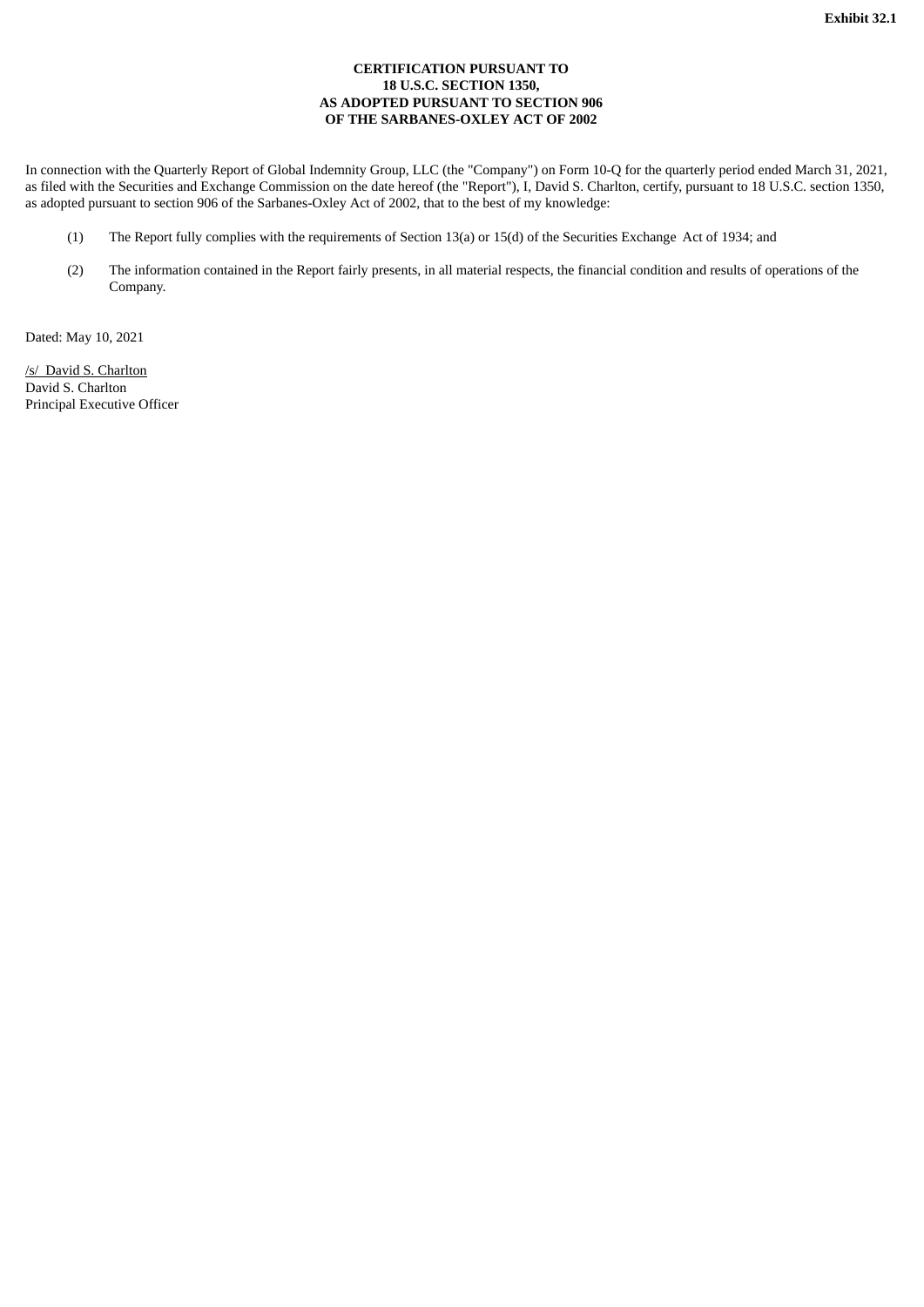**Exhibit 32.1**

**CERTIFICATION PURSUANT TO**
**18 U.S.C. SECTION 1350,**
**AS ADOPTED PURSUANT TO SECTION 906**
**OF THE SARBANES-OXLEY ACT OF 2002**

In connection with the Quarterly Report of Global Indemnity Group, LLC (the "Company") on Form 10-Q for the quarterly period ended March 31, 2021, as filed with the Securities and Exchange Commission on the date hereof (the "Report"), I, David S. Charlton, certify, pursuant to 18 U.S.C. section 1350, as adopted pursuant to section 906 of the Sarbanes-Oxley Act of 2002, that to the best of my knowledge:

(1) The Report fully complies with the requirements of Section 13(a) or 15(d) of the Securities Exchange Act of 1934; and

(2) The information contained in the Report fairly presents, in all material respects, the financial condition and results of operations of the Company.

Dated: May 10, 2021

/s/ David S. Charlton
David S. Charlton
Principal Executive Officer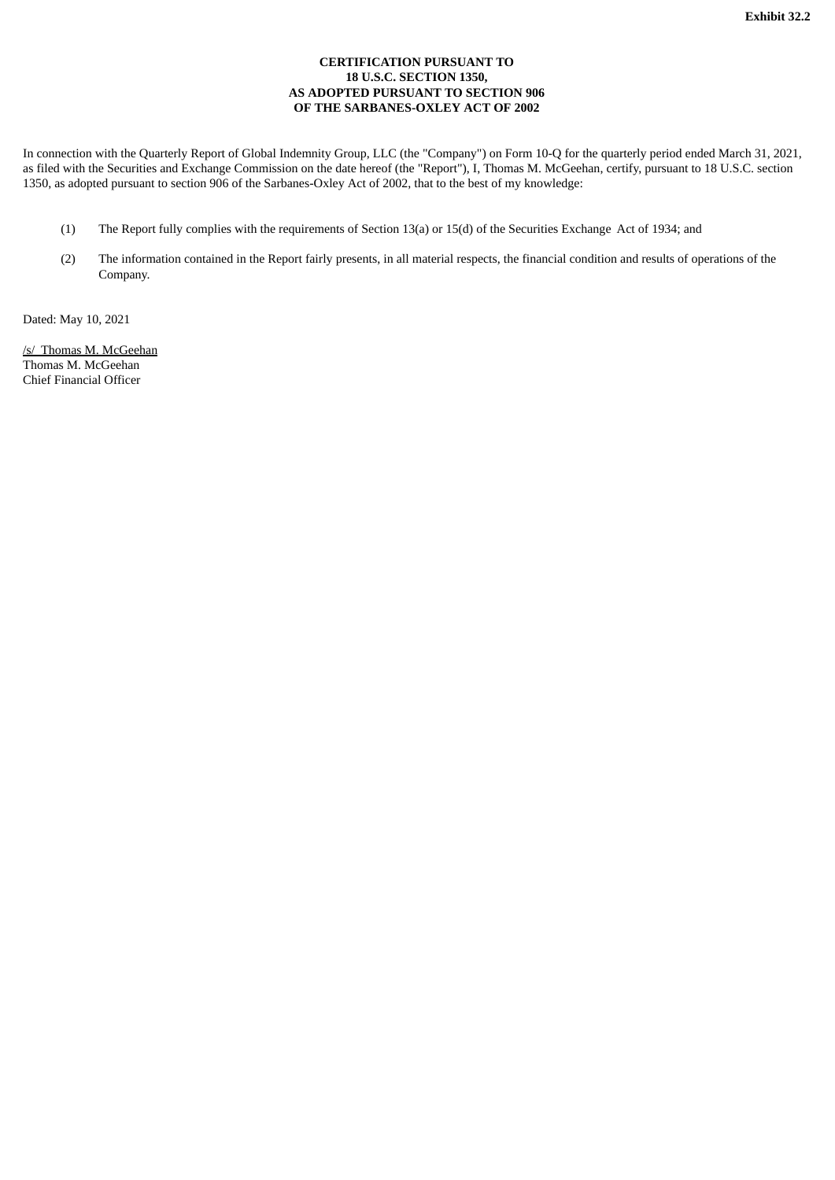**Exhibit 32.2**

**CERTIFICATION PURSUANT TO**
**18 U.S.C. SECTION 1350,**
**AS ADOPTED PURSUANT TO SECTION 906**
**OF THE SARBANES-OXLEY ACT OF 2002**

In connection with the Quarterly Report of Global Indemnity Group, LLC (the "Company") on Form 10-Q for the quarterly period ended March 31, 2021, as filed with the Securities and Exchange Commission on the date hereof (the "Report"), I, Thomas M. McGeehan, certify, pursuant to 18 U.S.C. section 1350, as adopted pursuant to section 906 of the Sarbanes-Oxley Act of 2002, that to the best of my knowledge:

(1) The Report fully complies with the requirements of Section 13(a) or 15(d) of the Securities Exchange Act of 1934; and

(2) The information contained in the Report fairly presents, in all material respects, the financial condition and results of operations of the Company.

Dated: May 10, 2021

/s/ Thomas M. McGeehan
Thomas M. McGeehan
Chief Financial Officer